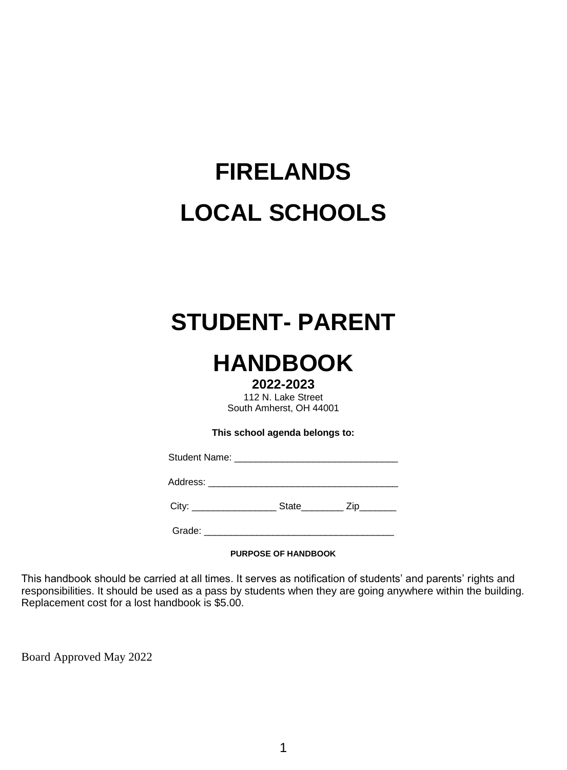# FIRELANDS

# LOCAL SCHOOLS

# STUDENT- PARENT

# HANDBOOK

**2022-2023**

112 N. Lake Street
South Amherst, OH 44001

**This school agenda belongs to:**

Student Name: _______________________________

Address: ____________________________________

City: ________________ State________ Zip_______

Grade: ____________________________________

**PURPOSE OF HANDBOOK**

This handbook should be carried at all times. It serves as notification of students' and parents' rights and responsibilities. It should be used as a pass by students when they are going anywhere within the building. Replacement cost for a lost handbook is $5.00.

Board Approved May 2022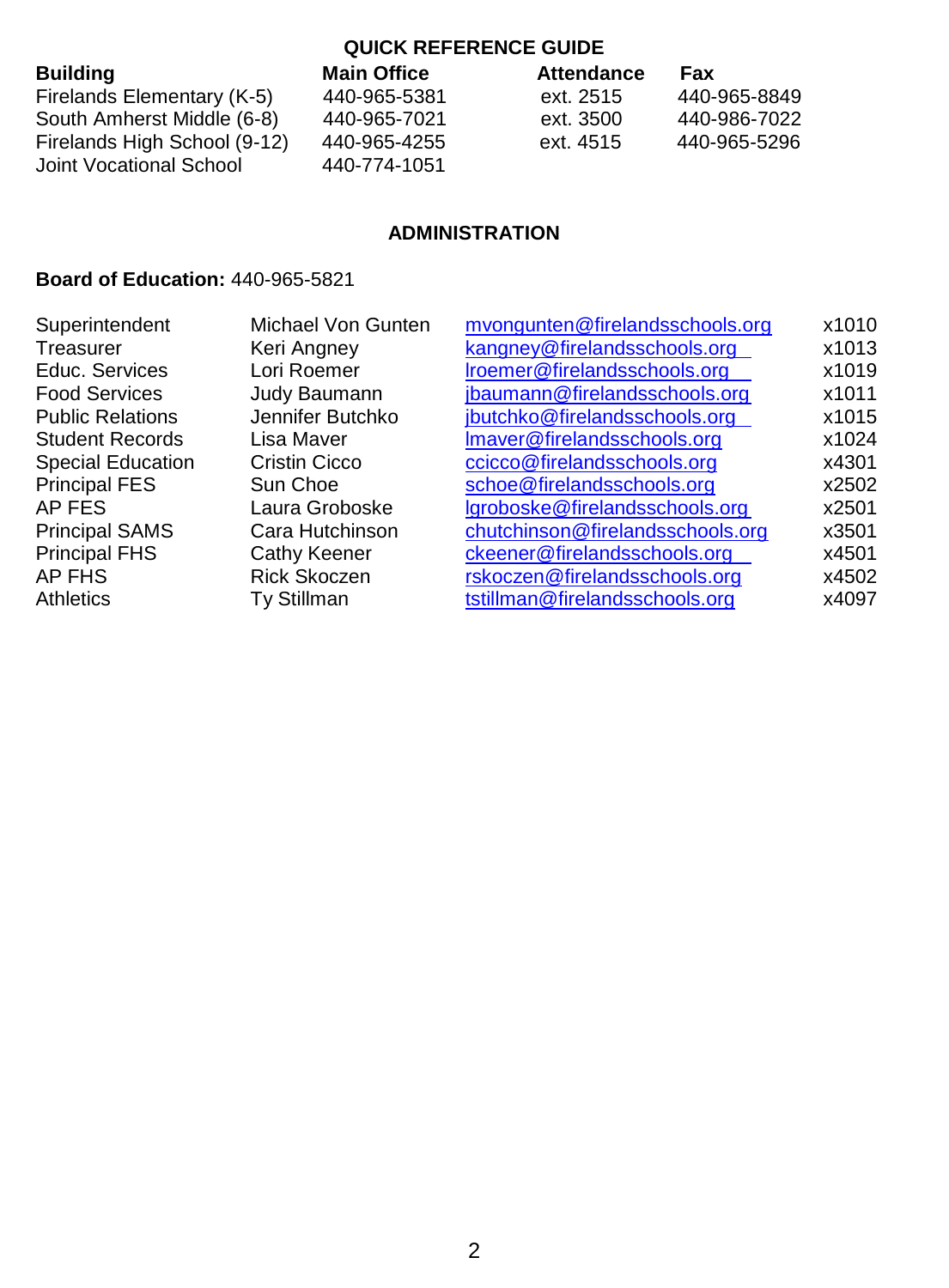## QUICK REFERENCE GUIDE

| Building | Main Office | Attendance | Fax |
|---|---|---|---|
| Firelands Elementary (K-5) | 440-965-5381 | ext. 2515 | 440-965-8849 |
| South Amherst Middle (6-8) | 440-965-7021 | ext. 3500 | 440-986-7022 |
| Firelands High School (9-12) | 440-965-4255 | ext. 4515 | 440-965-5296 |
| Joint Vocational School | 440-774-1051 | | |

## ADMINISTRATION

**Board of Education:** 440-965-5821

| | | | |
|---|---|---|---|
| Superintendent | Michael Von Gunten | mvongunten@firelandsschools.org | x1010 |
| Treasurer | Keri Angney | kangney@firelandsschools.org | x1013 |
| Educ. Services | Lori Roemer | lroemer@firelandsschools.org | x1019 |
| Food Services | Judy Baumann | jbaumann@firelandsschools.org | x1011 |
| Public Relations | Jennifer Butchko | jbutchko@firelandsschools.org | x1015 |
| Student Records | Lisa Maver | lmaver@firelandsschools.org | x1024 |
| Special Education | Cristin Cicco | ccicco@firelandsschools.org | x4301 |
| Principal FES | Sun Choe | schoe@firelandsschools.org | x2502 |
| AP FES | Laura Groboske | lgroboske@firelandsschools.org | x2501 |
| Principal SAMS | Cara Hutchinson | chutchinson@firelandsschools.org | x3501 |
| Principal FHS | Cathy Keener | ckeener@firelandsschools.org | x4501 |
| AP FHS | Rick Skoczen | rskoczen@firelandsschools.org | x4502 |
| Athletics | Ty Stillman | tstillman@firelandsschools.org | x4097 |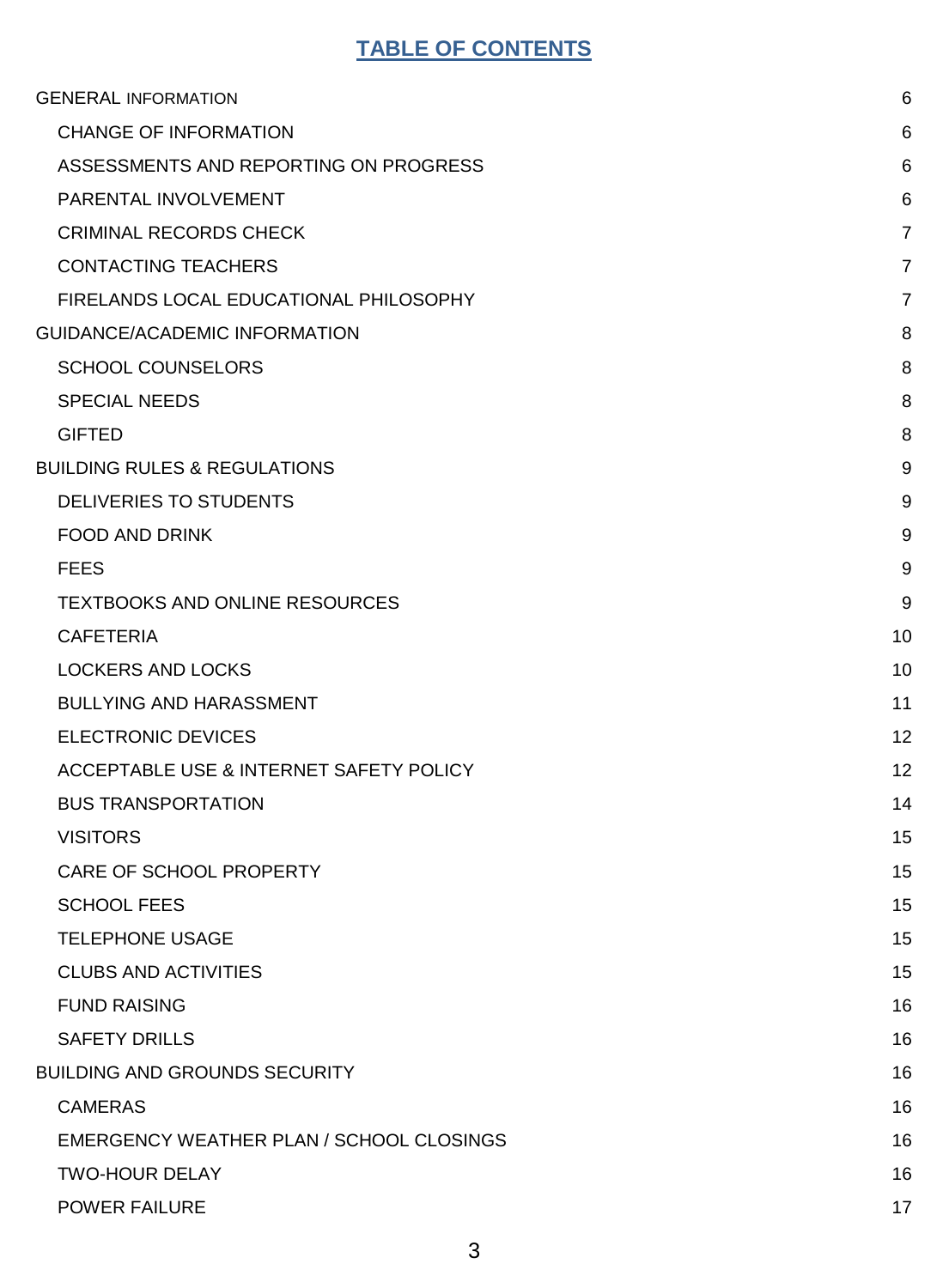# TABLE OF CONTENTS

| | |
|---|---|
| GENERAL INFORMATION | 6 |
| CHANGE OF INFORMATION | 6 |
| ASSESSMENTS AND REPORTING ON PROGRESS | 6 |
| PARENTAL INVOLVEMENT | 6 |
| CRIMINAL RECORDS CHECK | 7 |
| CONTACTING TEACHERS | 7 |
| FIRELANDS LOCAL EDUCATIONAL PHILOSOPHY | 7 |
| GUIDANCE/ACADEMIC INFORMATION | 8 |
| SCHOOL COUNSELORS | 8 |
| SPECIAL NEEDS | 8 |
| GIFTED | 8 |
| BUILDING RULES & REGULATIONS | 9 |
| DELIVERIES TO STUDENTS | 9 |
| FOOD AND DRINK | 9 |
| FEES | 9 |
| TEXTBOOKS AND ONLINE RESOURCES | 9 |
| CAFETERIA | 10 |
| LOCKERS AND LOCKS | 10 |
| BULLYING AND HARASSMENT | 11 |
| ELECTRONIC DEVICES | 12 |
| ACCEPTABLE USE & INTERNET SAFETY POLICY | 12 |
| BUS TRANSPORTATION | 14 |
| VISITORS | 15 |
| CARE OF SCHOOL PROPERTY | 15 |
| SCHOOL FEES | 15 |
| TELEPHONE USAGE | 15 |
| CLUBS AND ACTIVITIES | 15 |
| FUND RAISING | 16 |
| SAFETY DRILLS | 16 |
| BUILDING AND GROUNDS SECURITY | 16 |
| CAMERAS | 16 |
| EMERGENCY WEATHER PLAN / SCHOOL CLOSINGS | 16 |
| TWO-HOUR DELAY | 16 |
| POWER FAILURE | 17 |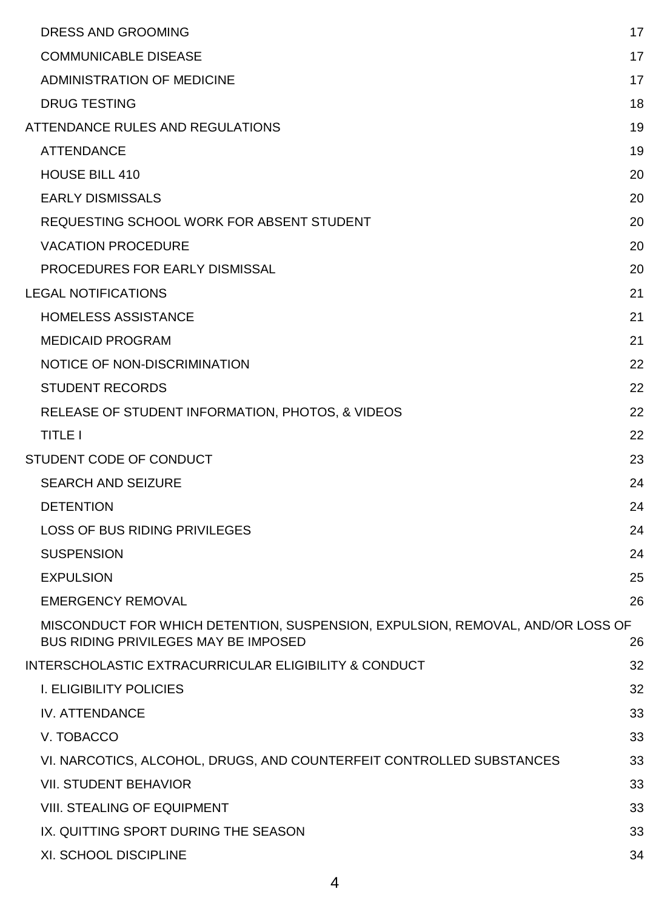- DRESS AND GROOMING 17
- COMMUNICABLE DISEASE 17
- ADMINISTRATION OF MEDICINE 17
- DRUG TESTING 18

ATTENDANCE RULES AND REGULATIONS 19

- ATTENDANCE 19
- HOUSE BILL 410 20
- EARLY DISMISSALS 20
- REQUESTING SCHOOL WORK FOR ABSENT STUDENT 20
- VACATION PROCEDURE 20
- PROCEDURES FOR EARLY DISMISSAL 20

LEGAL NOTIFICATIONS 21

- HOMELESS ASSISTANCE 21
- MEDICAID PROGRAM 21
- NOTICE OF NON-DISCRIMINATION 22
- STUDENT RECORDS 22
- RELEASE OF STUDENT INFORMATION, PHOTOS, & VIDEOS 22
- TITLE I 22

STUDENT CODE OF CONDUCT 23

- SEARCH AND SEIZURE 24
- DETENTION 24
- LOSS OF BUS RIDING PRIVILEGES 24
- SUSPENSION 24
- EXPULSION 25
- EMERGENCY REMOVAL 26
- MISCONDUCT FOR WHICH DETENTION, SUSPENSION, EXPULSION, REMOVAL, AND/OR LOSS OF BUS RIDING PRIVILEGES MAY BE IMPOSED 26

INTERSCHOLASTIC EXTRACURRICULAR ELIGIBILITY & CONDUCT 32

- I. ELIGIBILITY POLICIES 32
- IV. ATTENDANCE 33
- V. TOBACCO 33
- VI. NARCOTICS, ALCOHOL, DRUGS, AND COUNTERFEIT CONTROLLED SUBSTANCES 33
- VII. STUDENT BEHAVIOR 33
- VIII. STEALING OF EQUIPMENT 33
- IX. QUITTING SPORT DURING THE SEASON 33
- XI. SCHOOL DISCIPLINE 34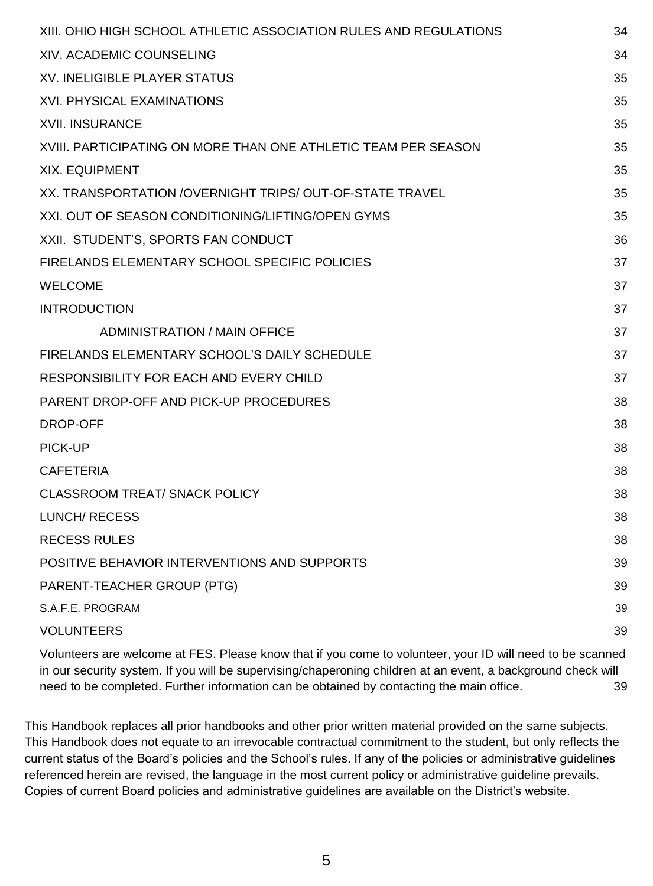| | |
|---|---|
| XIII. OHIO HIGH SCHOOL ATHLETIC ASSOCIATION RULES AND REGULATIONS | 34 |
| XIV. ACADEMIC COUNSELING | 34 |
| XV. INELIGIBLE PLAYER STATUS | 35 |
| XVI. PHYSICAL EXAMINATIONS | 35 |
| XVII. INSURANCE | 35 |
| XVIII. PARTICIPATING ON MORE THAN ONE ATHLETIC TEAM PER SEASON | 35 |
| XIX. EQUIPMENT | 35 |
| XX. TRANSPORTATION /OVERNIGHT TRIPS/ OUT-OF-STATE TRAVEL | 35 |
| XXI. OUT OF SEASON CONDITIONING/LIFTING/OPEN GYMS | 35 |
| XXII. STUDENT'S, SPORTS FAN CONDUCT | 36 |
| FIRELANDS ELEMENTARY SCHOOL SPECIFIC POLICIES | 37 |
| WELCOME | 37 |
| INTRODUCTION | 37 |
| ADMINISTRATION / MAIN OFFICE | 37 |
| FIRELANDS ELEMENTARY SCHOOL'S DAILY SCHEDULE | 37 |
| RESPONSIBILITY FOR EACH AND EVERY CHILD | 37 |
| PARENT DROP-OFF AND PICK-UP PROCEDURES | 38 |
| DROP-OFF | 38 |
| PICK-UP | 38 |
| CAFETERIA | 38 |
| CLASSROOM TREAT/ SNACK POLICY | 38 |
| LUNCH/ RECESS | 38 |
| RECESS RULES | 38 |
| POSITIVE BEHAVIOR INTERVENTIONS AND SUPPORTS | 39 |
| PARENT-TEACHER GROUP (PTG) | 39 |
| S.A.F.E. PROGRAM | 39 |
| VOLUNTEERS | 39 |
| Volunteers are welcome at FES. Please know that if you come to volunteer, your ID will need to be scanned in our security system. If you will be supervising/chaperoning children at an event, a background check will need to be completed. Further information can be obtained by contacting the main office. | 39 |

This Handbook replaces all prior handbooks and other prior written material provided on the same subjects. This Handbook does not equate to an irrevocable contractual commitment to the student, but only reflects the current status of the Board's policies and the School's rules. If any of the policies or administrative guidelines referenced herein are revised, the language in the most current policy or administrative guideline prevails. Copies of current Board policies and administrative guidelines are available on the District's website.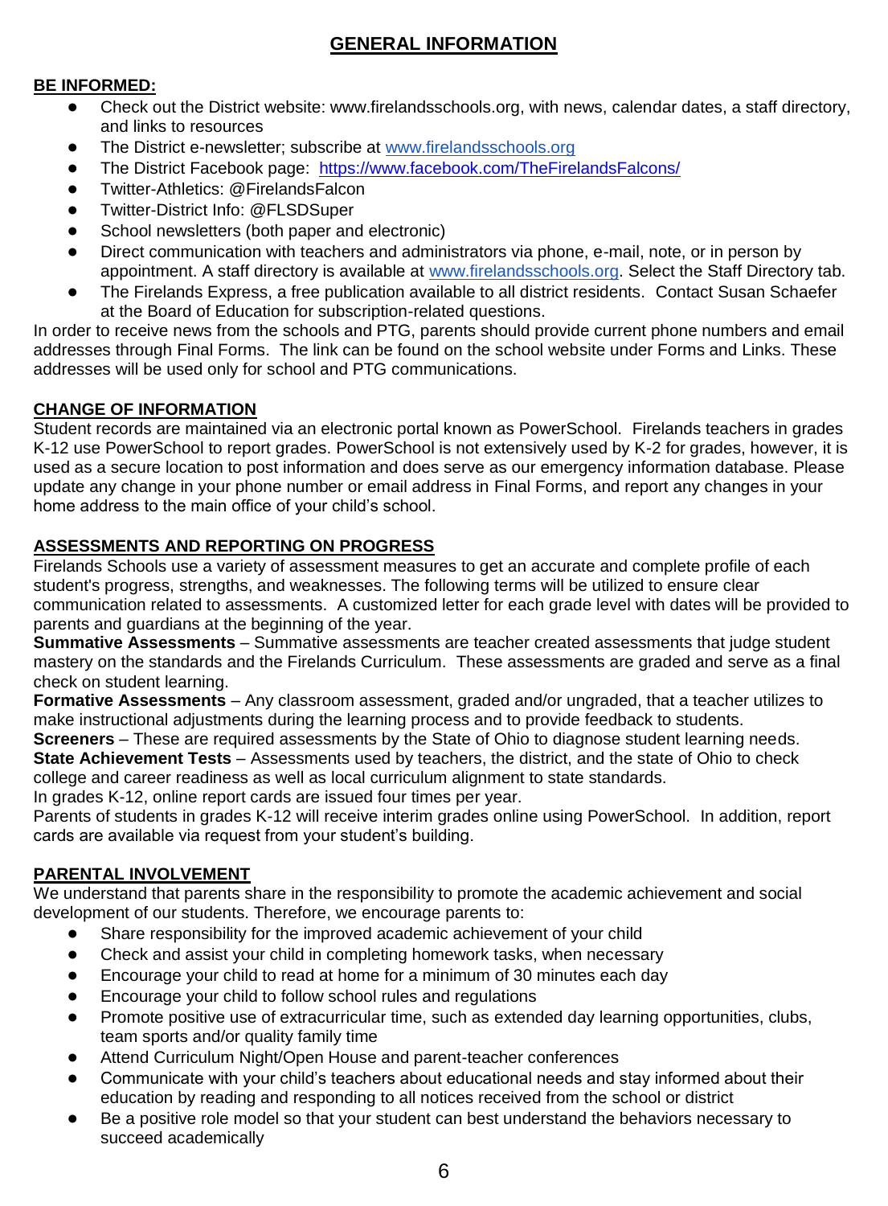# GENERAL INFORMATION

## BE INFORMED:

- Check out the District website: www.firelandsschools.org, with news, calendar dates, a staff directory, and links to resources
- The District e-newsletter; subscribe at www.firelandsschools.org
- The District Facebook page: https://www.facebook.com/TheFirelandsFalcons/
- Twitter-Athletics: @FirelandsFalcon
- Twitter-District Info: @FLSDSuper
- School newsletters (both paper and electronic)
- Direct communication with teachers and administrators via phone, e-mail, note, or in person by appointment. A staff directory is available at www.firelandsschools.org. Select the Staff Directory tab.
- The Firelands Express, a free publication available to all district residents. Contact Susan Schaefer at the Board of Education for subscription-related questions.

In order to receive news from the schools and PTG, parents should provide current phone numbers and email addresses through Final Forms. The link can be found on the school website under Forms and Links. These addresses will be used only for school and PTG communications.

## CHANGE OF INFORMATION

Student records are maintained via an electronic portal known as PowerSchool. Firelands teachers in grades K-12 use PowerSchool to report grades. PowerSchool is not extensively used by K-2 for grades, however, it is used as a secure location to post information and does serve as our emergency information database. Please update any change in your phone number or email address in Final Forms, and report any changes in your home address to the main office of your child's school.

## ASSESSMENTS AND REPORTING ON PROGRESS

Firelands Schools use a variety of assessment measures to get an accurate and complete profile of each student's progress, strengths, and weaknesses. The following terms will be utilized to ensure clear communication related to assessments. A customized letter for each grade level with dates will be provided to parents and guardians at the beginning of the year.

**Summative Assessments** – Summative assessments are teacher created assessments that judge student mastery on the standards and the Firelands Curriculum. These assessments are graded and serve as a final check on student learning.

**Formative Assessments** – Any classroom assessment, graded and/or ungraded, that a teacher utilizes to make instructional adjustments during the learning process and to provide feedback to students.

**Screeners** – These are required assessments by the State of Ohio to diagnose student learning needs.

**State Achievement Tests** – Assessments used by teachers, the district, and the state of Ohio to check college and career readiness as well as local curriculum alignment to state standards.

In grades K-12, online report cards are issued four times per year.

Parents of students in grades K-12 will receive interim grades online using PowerSchool. In addition, report cards are available via request from your student's building.

## PARENTAL INVOLVEMENT

We understand that parents share in the responsibility to promote the academic achievement and social development of our students. Therefore, we encourage parents to:

- Share responsibility for the improved academic achievement of your child
- Check and assist your child in completing homework tasks, when necessary
- Encourage your child to read at home for a minimum of 30 minutes each day
- Encourage your child to follow school rules and regulations
- Promote positive use of extracurricular time, such as extended day learning opportunities, clubs, team sports and/or quality family time
- Attend Curriculum Night/Open House and parent-teacher conferences
- Communicate with your child's teachers about educational needs and stay informed about their education by reading and responding to all notices received from the school or district
- Be a positive role model so that your student can best understand the behaviors necessary to succeed academically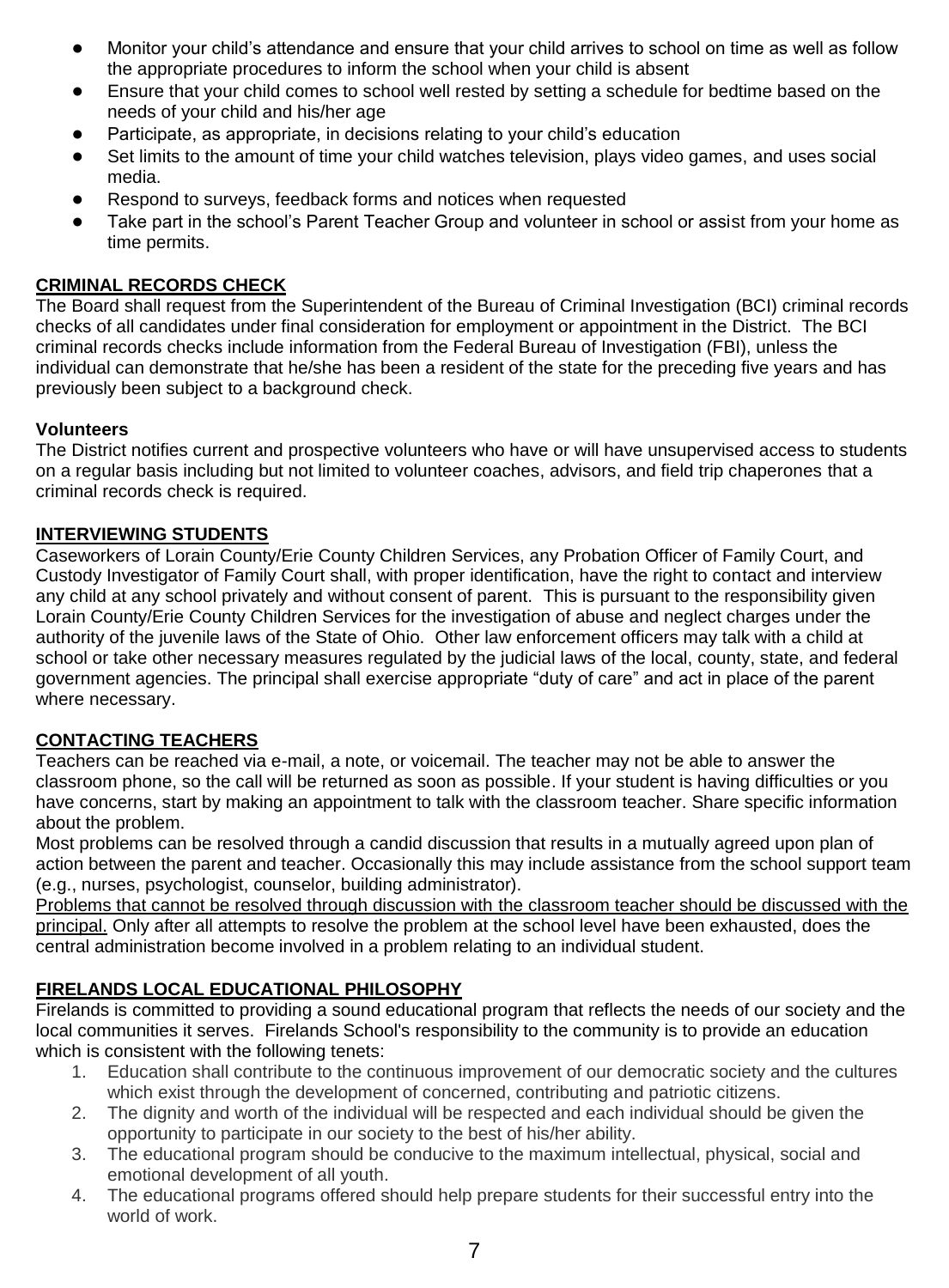- Monitor your child's attendance and ensure that your child arrives to school on time as well as follow the appropriate procedures to inform the school when your child is absent
- Ensure that your child comes to school well rested by setting a schedule for bedtime based on the needs of your child and his/her age
- Participate, as appropriate, in decisions relating to your child's education
- Set limits to the amount of time your child watches television, plays video games, and uses social media.
- Respond to surveys, feedback forms and notices when requested
- Take part in the school's Parent Teacher Group and volunteer in school or assist from your home as time permits.

## CRIMINAL RECORDS CHECK

The Board shall request from the Superintendent of the Bureau of Criminal Investigation (BCI) criminal records checks of all candidates under final consideration for employment or appointment in the District. The BCI criminal records checks include information from the Federal Bureau of Investigation (FBI), unless the individual can demonstrate that he/she has been a resident of the state for the preceding five years and has previously been subject to a background check.

### Volunteers

The District notifies current and prospective volunteers who have or will have unsupervised access to students on a regular basis including but not limited to volunteer coaches, advisors, and field trip chaperones that a criminal records check is required.

## INTERVIEWING STUDENTS

Caseworkers of Lorain County/Erie County Children Services, any Probation Officer of Family Court, and Custody Investigator of Family Court shall, with proper identification, have the right to contact and interview any child at any school privately and without consent of parent. This is pursuant to the responsibility given Lorain County/Erie County Children Services for the investigation of abuse and neglect charges under the authority of the juvenile laws of the State of Ohio. Other law enforcement officers may talk with a child at school or take other necessary measures regulated by the judicial laws of the local, county, state, and federal government agencies. The principal shall exercise appropriate "duty of care" and act in place of the parent where necessary.

## CONTACTING TEACHERS

Teachers can be reached via e-mail, a note, or voicemail. The teacher may not be able to answer the classroom phone, so the call will be returned as soon as possible. If your student is having difficulties or you have concerns, start by making an appointment to talk with the classroom teacher. Share specific information about the problem.

Most problems can be resolved through a candid discussion that results in a mutually agreed upon plan of action between the parent and teacher. Occasionally this may include assistance from the school support team (e.g., nurses, psychologist, counselor, building administrator).

Problems that cannot be resolved through discussion with the classroom teacher should be discussed with the principal. Only after all attempts to resolve the problem at the school level have been exhausted, does the central administration become involved in a problem relating to an individual student.

## FIRELANDS LOCAL EDUCATIONAL PHILOSOPHY

Firelands is committed to providing a sound educational program that reflects the needs of our society and the local communities it serves. Firelands School's responsibility to the community is to provide an education which is consistent with the following tenets:

1. Education shall contribute to the continuous improvement of our democratic society and the cultures which exist through the development of concerned, contributing and patriotic citizens.
2. The dignity and worth of the individual will be respected and each individual should be given the opportunity to participate in our society to the best of his/her ability.
3. The educational program should be conducive to the maximum intellectual, physical, social and emotional development of all youth.
4. The educational programs offered should help prepare students for their successful entry into the world of work.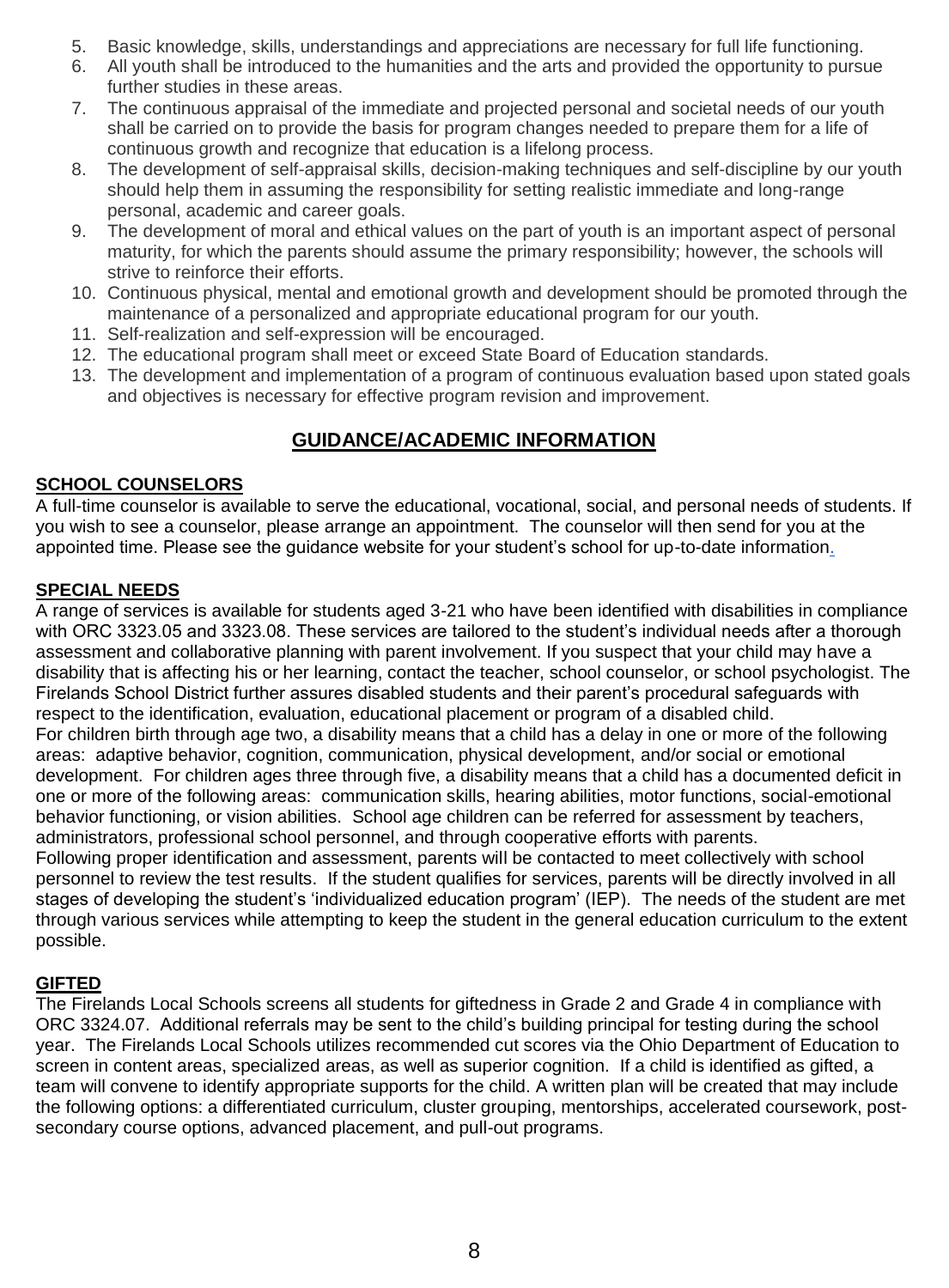5. Basic knowledge, skills, understandings and appreciations are necessary for full life functioning.
6. All youth shall be introduced to the humanities and the arts and provided the opportunity to pursue further studies in these areas.
7. The continuous appraisal of the immediate and projected personal and societal needs of our youth shall be carried on to provide the basis for program changes needed to prepare them for a life of continuous growth and recognize that education is a lifelong process.
8. The development of self-appraisal skills, decision-making techniques and self-discipline by our youth should help them in assuming the responsibility for setting realistic immediate and long-range personal, academic and career goals.
9. The development of moral and ethical values on the part of youth is an important aspect of personal maturity, for which the parents should assume the primary responsibility; however, the schools will strive to reinforce their efforts.
10. Continuous physical, mental and emotional growth and development should be promoted through the maintenance of a personalized and appropriate educational program for our youth.
11. Self-realization and self-expression will be encouraged.
12. The educational program shall meet or exceed State Board of Education standards.
13. The development and implementation of a program of continuous evaluation based upon stated goals and objectives is necessary for effective program revision and improvement.

## GUIDANCE/ACADEMIC INFORMATION

### SCHOOL COUNSELORS

A full-time counselor is available to serve the educational, vocational, social, and personal needs of students. If you wish to see a counselor, please arrange an appointment. The counselor will then send for you at the appointed time. Please see the guidance website for your student's school for up-to-date information.

### SPECIAL NEEDS

A range of services is available for students aged 3-21 who have been identified with disabilities in compliance with ORC 3323.05 and 3323.08. These services are tailored to the student's individual needs after a thorough assessment and collaborative planning with parent involvement. If you suspect that your child may have a disability that is affecting his or her learning, contact the teacher, school counselor, or school psychologist. The Firelands School District further assures disabled students and their parent's procedural safeguards with respect to the identification, evaluation, educational placement or program of a disabled child.

For children birth through age two, a disability means that a child has a delay in one or more of the following areas: adaptive behavior, cognition, communication, physical development, and/or social or emotional development. For children ages three through five, a disability means that a child has a documented deficit in one or more of the following areas: communication skills, hearing abilities, motor functions, social-emotional behavior functioning, or vision abilities. School age children can be referred for assessment by teachers, administrators, professional school personnel, and through cooperative efforts with parents.

Following proper identification and assessment, parents will be contacted to meet collectively with school personnel to review the test results. If the student qualifies for services, parents will be directly involved in all stages of developing the student's 'individualized education program' (IEP). The needs of the student are met through various services while attempting to keep the student in the general education curriculum to the extent possible.

### GIFTED

The Firelands Local Schools screens all students for giftedness in Grade 2 and Grade 4 in compliance with ORC 3324.07. Additional referrals may be sent to the child's building principal for testing during the school year. The Firelands Local Schools utilizes recommended cut scores via the Ohio Department of Education to screen in content areas, specialized areas, as well as superior cognition. If a child is identified as gifted, a team will convene to identify appropriate supports for the child. A written plan will be created that may include the following options: a differentiated curriculum, cluster grouping, mentorships, accelerated coursework, post-secondary course options, advanced placement, and pull-out programs.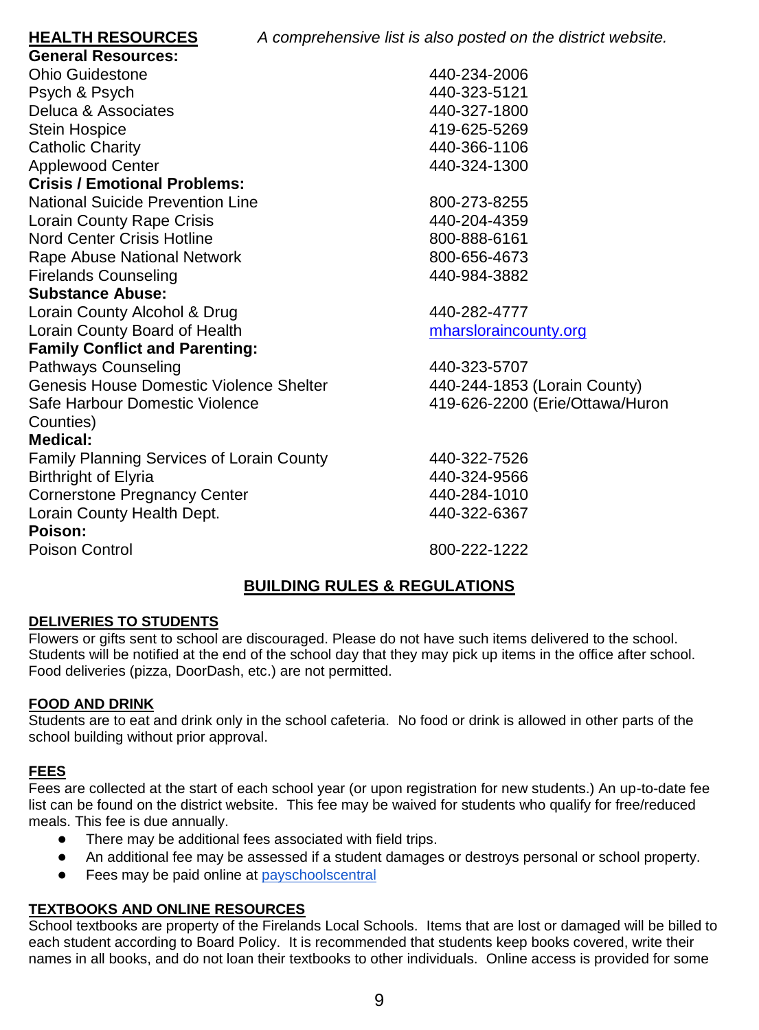**HEALTH RESOURCES** *A comprehensive list is also posted on the district website.*

| | |
|---|---|
| **General Resources:** | |
| Ohio Guidestone | 440-234-2006 |
| Psych & Psych | 440-323-5121 |
| Deluca & Associates | 440-327-1800 |
| Stein Hospice | 419-625-5269 |
| Catholic Charity | 440-366-1106 |
| Applewood Center | 440-324-1300 |
| **Crisis / Emotional Problems:** | |
| National Suicide Prevention Line | 800-273-8255 |
| Lorain County Rape Crisis | 440-204-4359 |
| Nord Center Crisis Hotline | 800-888-6161 |
| Rape Abuse National Network | 800-656-4673 |
| Firelands Counseling | 440-984-3882 |
| **Substance Abuse:** | |
| Lorain County Alcohol & Drug | 440-282-4777 |
| Lorain County Board of Health | mharsloraincounty.org |
| **Family Conflict and Parenting:** | |
| Pathways Counseling | 440-323-5707 |
| Genesis House Domestic Violence Shelter | 440-244-1853 (Lorain County) |
| Safe Harbour Domestic Violence | 419-626-2200 (Erie/Ottawa/Huron Counties) |
| **Medical:** | |
| Family Planning Services of Lorain County | 440-322-7526 |
| Birthright of Elyria | 440-324-9566 |
| Cornerstone Pregnancy Center | 440-284-1010 |
| Lorain County Health Dept. | 440-322-6367 |
| **Poison:** | |
| Poison Control | 800-222-1222 |

## BUILDING RULES & REGULATIONS

### DELIVERIES TO STUDENTS

Flowers or gifts sent to school are discouraged. Please do not have such items delivered to the school. Students will be notified at the end of the school day that they may pick up items in the office after school. Food deliveries (pizza, DoorDash, etc.) are not permitted.

### FOOD AND DRINK

Students are to eat and drink only in the school cafeteria. No food or drink is allowed in other parts of the school building without prior approval.

### FEES

Fees are collected at the start of each school year (or upon registration for new students.) An up-to-date fee list can be found on the district website. This fee may be waived for students who qualify for free/reduced meals. This fee is due annually.

- There may be additional fees associated with field trips.
- An additional fee may be assessed if a student damages or destroys personal or school property.
- Fees may be paid online at payschoolscentral

### TEXTBOOKS AND ONLINE RESOURCES

School textbooks are property of the Firelands Local Schools. Items that are lost or damaged will be billed to each student according to Board Policy. It is recommended that students keep books covered, write their names in all books, and do not loan their textbooks to other individuals. Online access is provided for some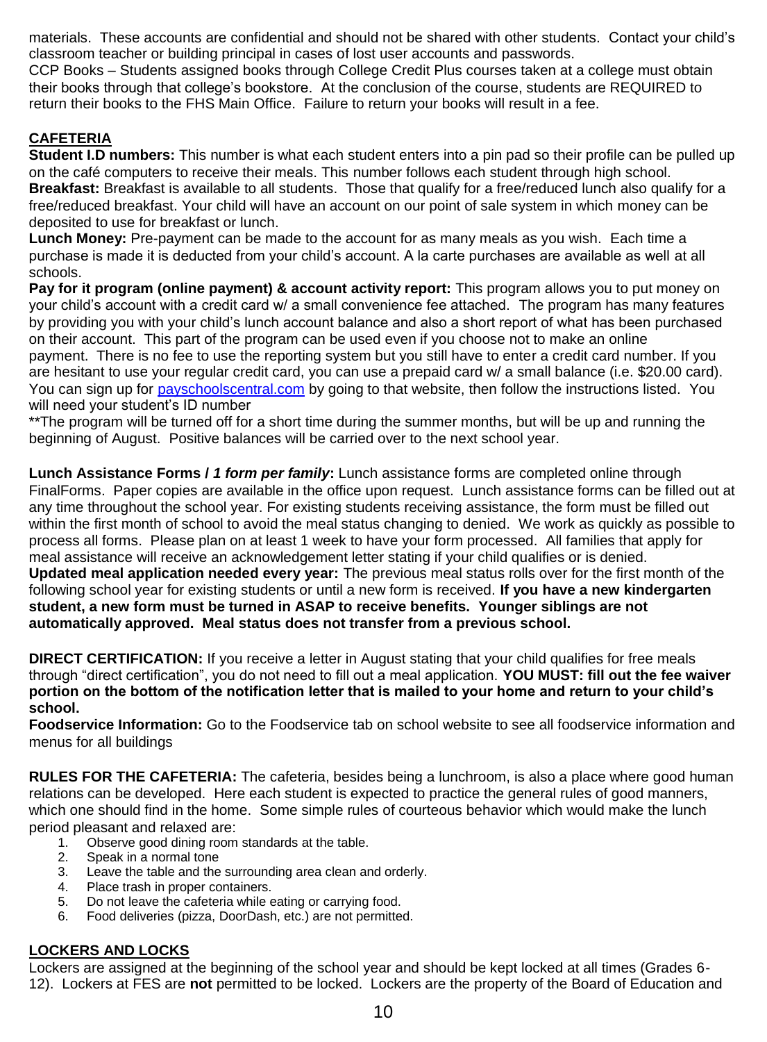materials. These accounts are confidential and should not be shared with other students. Contact your child's classroom teacher or building principal in cases of lost user accounts and passwords.
CCP Books – Students assigned books through College Credit Plus courses taken at a college must obtain their books through that college's bookstore. At the conclusion of the course, students are REQUIRED to return their books to the FHS Main Office. Failure to return your books will result in a fee.

## CAFETERIA

**Student I.D numbers:** This number is what each student enters into a pin pad so their profile can be pulled up on the café computers to receive their meals. This number follows each student through high school.
**Breakfast:** Breakfast is available to all students. Those that qualify for a free/reduced lunch also qualify for a free/reduced breakfast. Your child will have an account on our point of sale system in which money can be deposited to use for breakfast or lunch.
**Lunch Money:** Pre-payment can be made to the account for as many meals as you wish. Each time a purchase is made it is deducted from your child's account. A la carte purchases are available as well at all schools.
**Pay for it program (online payment) & account activity report:** This program allows you to put money on your child's account with a credit card w/ a small convenience fee attached. The program has many features by providing you with your child's lunch account balance and also a short report of what has been purchased on their account. This part of the program can be used even if you choose not to make an online payment. There is no fee to use the reporting system but you still have to enter a credit card number. If you are hesitant to use your regular credit card, you can use a prepaid card w/ a small balance (i.e. $20.00 card). You can sign up for [payschoolscentral.com](payschoolscentral.com) by going to that website, then follow the instructions listed. You will need your student's ID number
**The program will be turned off for a short time during the summer months, but will be up and running the beginning of August. Positive balances will be carried over to the next school year.

**Lunch Assistance Forms / *1 form per family*:** Lunch assistance forms are completed online through FinalForms. Paper copies are available in the office upon request. Lunch assistance forms can be filled out at any time throughout the school year. For existing students receiving assistance, the form must be filled out within the first month of school to avoid the meal status changing to denied. We work as quickly as possible to process all forms. Please plan on at least 1 week to have your form processed. All families that apply for meal assistance will receive an acknowledgement letter stating if your child qualifies or is denied.
**Updated meal application needed every year:** The previous meal status rolls over for the first month of the following school year for existing students or until a new form is received. **If you have a new kindergarten student, a new form must be turned in ASAP to receive benefits. Younger siblings are not automatically approved. Meal status does not transfer from a previous school.**

**DIRECT CERTIFICATION:** If you receive a letter in August stating that your child qualifies for free meals through "direct certification", you do not need to fill out a meal application. **YOU MUST: fill out the fee waiver portion on the bottom of the notification letter that is mailed to your home and return to your child's school.**
**Foodservice Information:** Go to the Foodservice tab on school website to see all foodservice information and menus for all buildings

**RULES FOR THE CAFETERIA:** The cafeteria, besides being a lunchroom, is also a place where good human relations can be developed. Here each student is expected to practice the general rules of good manners, which one should find in the home. Some simple rules of courteous behavior which would make the lunch period pleasant and relaxed are:

1. Observe good dining room standards at the table.
2. Speak in a normal tone
3. Leave the table and the surrounding area clean and orderly.
4. Place trash in proper containers.
5. Do not leave the cafeteria while eating or carrying food.
6. Food deliveries (pizza, DoorDash, etc.) are not permitted.

## LOCKERS AND LOCKS

Lockers are assigned at the beginning of the school year and should be kept locked at all times (Grades 6-12). Lockers at FES are **not** permitted to be locked. Lockers are the property of the Board of Education and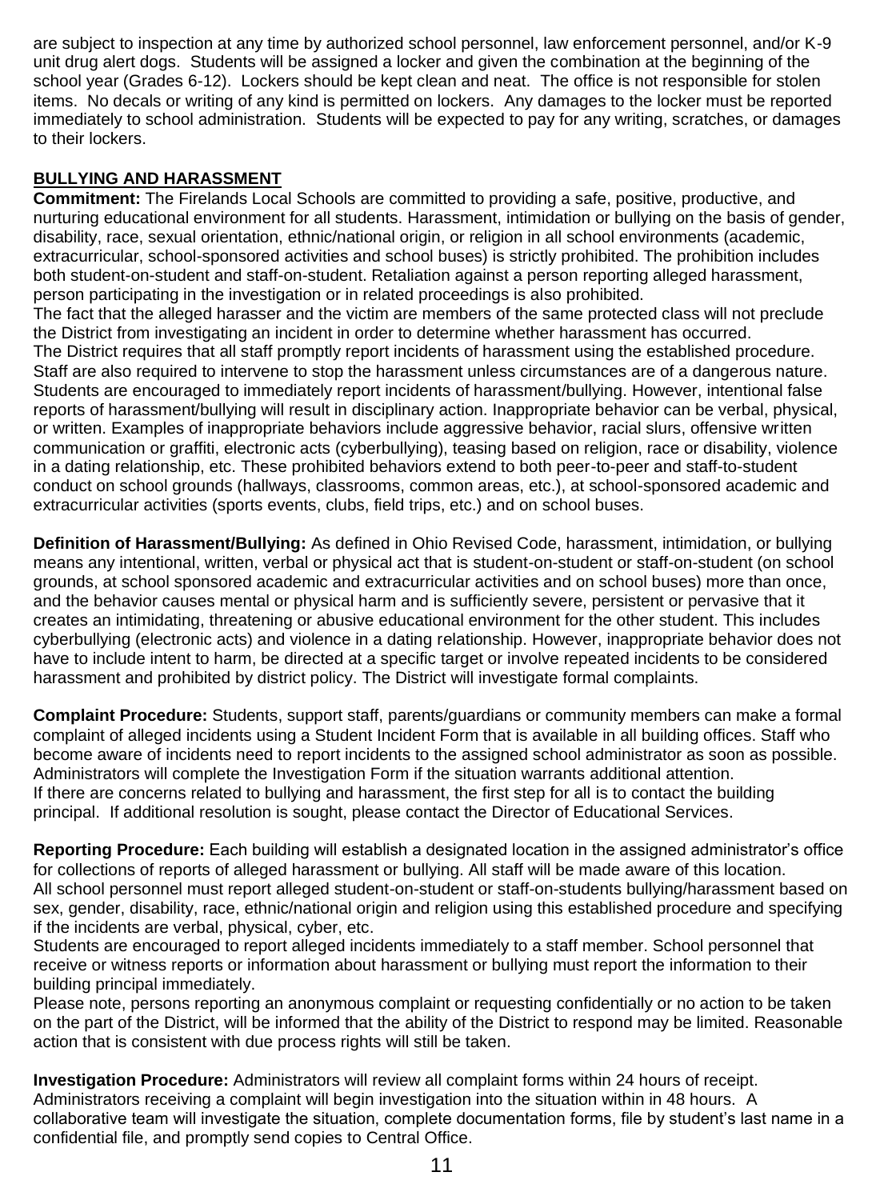are subject to inspection at any time by authorized school personnel, law enforcement personnel, and/or K-9 unit drug alert dogs. Students will be assigned a locker and given the combination at the beginning of the school year (Grades 6-12). Lockers should be kept clean and neat. The office is not responsible for stolen items. No decals or writing of any kind is permitted on lockers. Any damages to the locker must be reported immediately to school administration. Students will be expected to pay for any writing, scratches, or damages to their lockers.

## BULLYING AND HARASSMENT

**Commitment:** The Firelands Local Schools are committed to providing a safe, positive, productive, and nurturing educational environment for all students. Harassment, intimidation or bullying on the basis of gender, disability, race, sexual orientation, ethnic/national origin, or religion in all school environments (academic, extracurricular, school-sponsored activities and school buses) is strictly prohibited. The prohibition includes both student-on-student and staff-on-student. Retaliation against a person reporting alleged harassment, person participating in the investigation or in related proceedings is also prohibited.
The fact that the alleged harasser and the victim are members of the same protected class will not preclude the District from investigating an incident in order to determine whether harassment has occurred.
The District requires that all staff promptly report incidents of harassment using the established procedure. Staff are also required to intervene to stop the harassment unless circumstances are of a dangerous nature. Students are encouraged to immediately report incidents of harassment/bullying. However, intentional false reports of harassment/bullying will result in disciplinary action. Inappropriate behavior can be verbal, physical, or written. Examples of inappropriate behaviors include aggressive behavior, racial slurs, offensive written communication or graffiti, electronic acts (cyberbullying), teasing based on religion, race or disability, violence in a dating relationship, etc. These prohibited behaviors extend to both peer-to-peer and staff-to-student conduct on school grounds (hallways, classrooms, common areas, etc.), at school-sponsored academic and extracurricular activities (sports events, clubs, field trips, etc.) and on school buses.

**Definition of Harassment/Bullying:** As defined in Ohio Revised Code, harassment, intimidation, or bullying means any intentional, written, verbal or physical act that is student-on-student or staff-on-student (on school grounds, at school sponsored academic and extracurricular activities and on school buses) more than once, and the behavior causes mental or physical harm and is sufficiently severe, persistent or pervasive that it creates an intimidating, threatening or abusive educational environment for the other student. This includes cyberbullying (electronic acts) and violence in a dating relationship. However, inappropriate behavior does not have to include intent to harm, be directed at a specific target or involve repeated incidents to be considered harassment and prohibited by district policy. The District will investigate formal complaints.

**Complaint Procedure:** Students, support staff, parents/guardians or community members can make a formal complaint of alleged incidents using a Student Incident Form that is available in all building offices. Staff who become aware of incidents need to report incidents to the assigned school administrator as soon as possible. Administrators will complete the Investigation Form if the situation warrants additional attention.
If there are concerns related to bullying and harassment, the first step for all is to contact the building principal. If additional resolution is sought, please contact the Director of Educational Services.

**Reporting Procedure:** Each building will establish a designated location in the assigned administrator's office for collections of reports of alleged harassment or bullying. All staff will be made aware of this location.
All school personnel must report alleged student-on-student or staff-on-students bullying/harassment based on sex, gender, disability, race, ethnic/national origin and religion using this established procedure and specifying if the incidents are verbal, physical, cyber, etc.
Students are encouraged to report alleged incidents immediately to a staff member. School personnel that receive or witness reports or information about harassment or bullying must report the information to their building principal immediately.
Please note, persons reporting an anonymous complaint or requesting confidentially or no action to be taken on the part of the District, will be informed that the ability of the District to respond may be limited. Reasonable action that is consistent with due process rights will still be taken.

**Investigation Procedure:** Administrators will review all complaint forms within 24 hours of receipt. Administrators receiving a complaint will begin investigation into the situation within in 48 hours. A collaborative team will investigate the situation, complete documentation forms, file by student's last name in a confidential file, and promptly send copies to Central Office.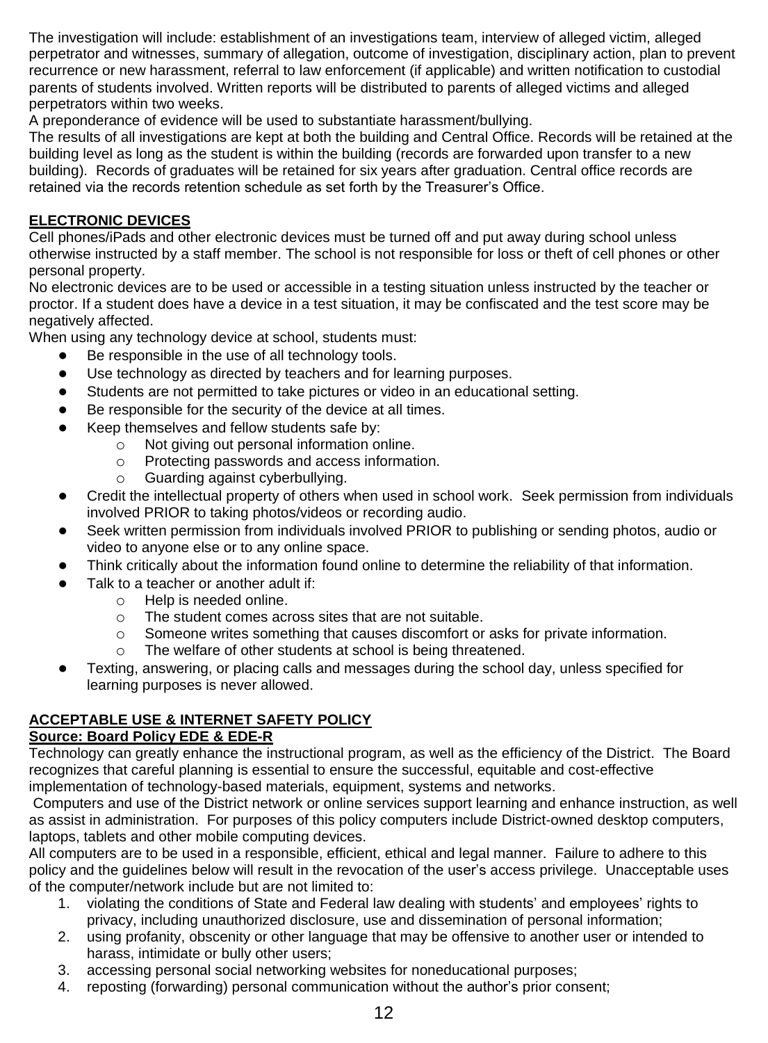The investigation will include: establishment of an investigations team, interview of alleged victim, alleged perpetrator and witnesses, summary of allegation, outcome of investigation, disciplinary action, plan to prevent recurrence or new harassment, referral to law enforcement (if applicable) and written notification to custodial parents of students involved. Written reports will be distributed to parents of alleged victims and alleged perpetrators within two weeks.

A preponderance of evidence will be used to substantiate harassment/bullying.

The results of all investigations are kept at both the building and Central Office. Records will be retained at the building level as long as the student is within the building (records are forwarded upon transfer to a new building). Records of graduates will be retained for six years after graduation. Central office records are retained via the records retention schedule as set forth by the Treasurer's Office.

## ELECTRONIC DEVICES

Cell phones/iPads and other electronic devices must be turned off and put away during school unless otherwise instructed by a staff member. The school is not responsible for loss or theft of cell phones or other personal property.

No electronic devices are to be used or accessible in a testing situation unless instructed by the teacher or proctor. If a student does have a device in a test situation, it may be confiscated and the test score may be negatively affected.

When using any technology device at school, students must:

- Be responsible in the use of all technology tools.
- Use technology as directed by teachers and for learning purposes.
- Students are not permitted to take pictures or video in an educational setting.
- Be responsible for the security of the device at all times.
- Keep themselves and fellow students safe by:
  - Not giving out personal information online.
  - Protecting passwords and access information.
  - Guarding against cyberbullying.
- Credit the intellectual property of others when used in school work. Seek permission from individuals involved PRIOR to taking photos/videos or recording audio.
- Seek written permission from individuals involved PRIOR to publishing or sending photos, audio or video to anyone else or to any online space.
- Think critically about the information found online to determine the reliability of that information.
- Talk to a teacher or another adult if:
  - Help is needed online.
  - The student comes across sites that are not suitable.
  - Someone writes something that causes discomfort or asks for private information.
  - The welfare of other students at school is being threatened.
- Texting, answering, or placing calls and messages during the school day, unless specified for learning purposes is never allowed.

## ACCEPTABLE USE & INTERNET SAFETY POLICY

**Source: Board Policy EDE & EDE-R**

Technology can greatly enhance the instructional program, as well as the efficiency of the District. The Board recognizes that careful planning is essential to ensure the successful, equitable and cost-effective implementation of technology-based materials, equipment, systems and networks.

Computers and use of the District network or online services support learning and enhance instruction, as well as assist in administration. For purposes of this policy computers include District-owned desktop computers, laptops, tablets and other mobile computing devices.

All computers are to be used in a responsible, efficient, ethical and legal manner. Failure to adhere to this policy and the guidelines below will result in the revocation of the user's access privilege. Unacceptable uses of the computer/network include but are not limited to:

1. violating the conditions of State and Federal law dealing with students' and employees' rights to privacy, including unauthorized disclosure, use and dissemination of personal information;
2. using profanity, obscenity or other language that may be offensive to another user or intended to harass, intimidate or bully other users;
3. accessing personal social networking websites for noneducational purposes;
4. reposting (forwarding) personal communication without the author's prior consent;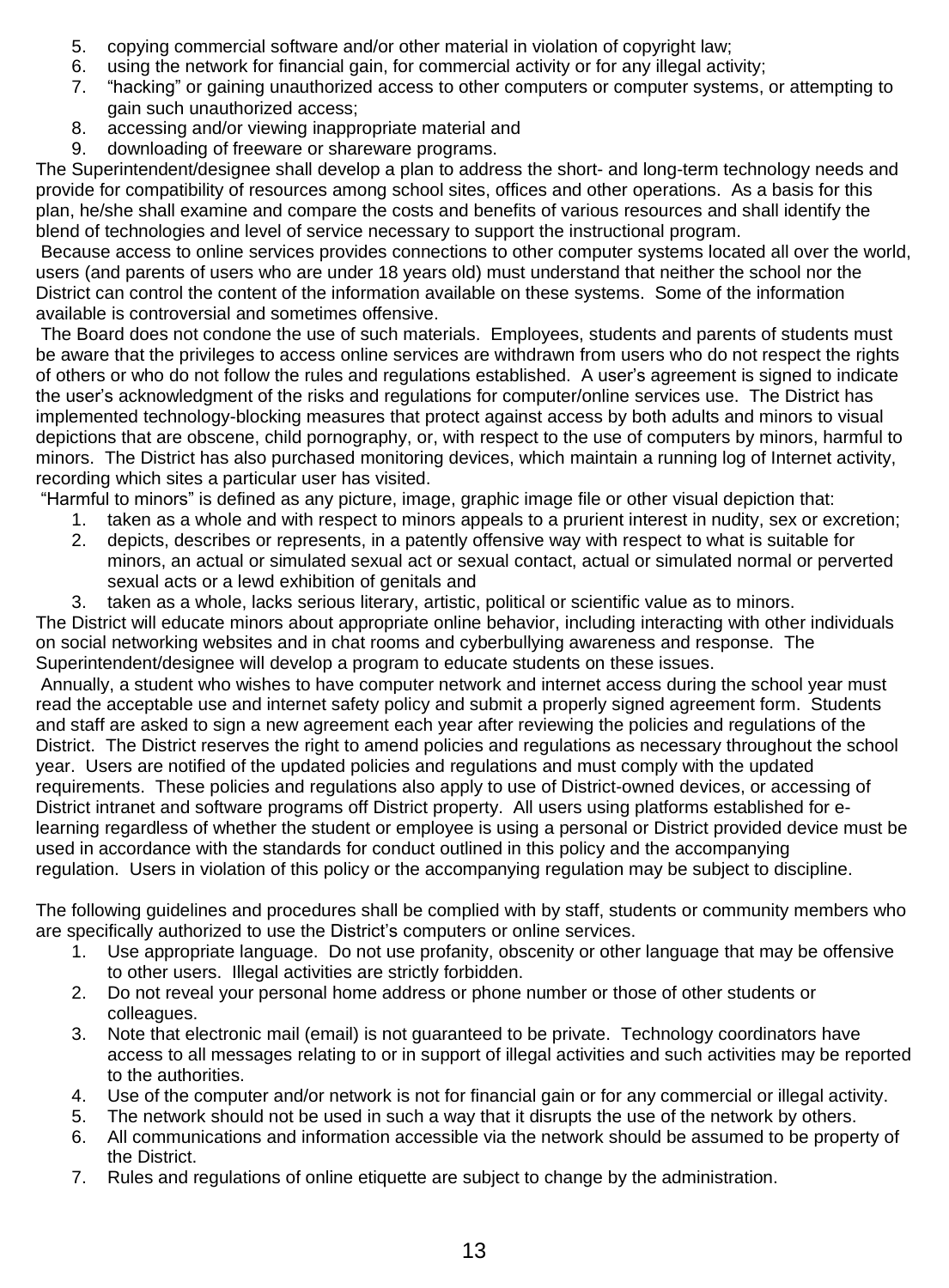5. copying commercial software and/or other material in violation of copyright law;
6. using the network for financial gain, for commercial activity or for any illegal activity;
7. "hacking" or gaining unauthorized access to other computers or computer systems, or attempting to gain such unauthorized access;
8. accessing and/or viewing inappropriate material and
9. downloading of freeware or shareware programs.

The Superintendent/designee shall develop a plan to address the short- and long-term technology needs and provide for compatibility of resources among school sites, offices and other operations. As a basis for this plan, he/she shall examine and compare the costs and benefits of various resources and shall identify the blend of technologies and level of service necessary to support the instructional program.

Because access to online services provides connections to other computer systems located all over the world, users (and parents of users who are under 18 years old) must understand that neither the school nor the District can control the content of the information available on these systems. Some of the information available is controversial and sometimes offensive.

The Board does not condone the use of such materials. Employees, students and parents of students must be aware that the privileges to access online services are withdrawn from users who do not respect the rights of others or who do not follow the rules and regulations established. A user's agreement is signed to indicate the user's acknowledgment of the risks and regulations for computer/online services use. The District has implemented technology-blocking measures that protect against access by both adults and minors to visual depictions that are obscene, child pornography, or, with respect to the use of computers by minors, harmful to minors. The District has also purchased monitoring devices, which maintain a running log of Internet activity, recording which sites a particular user has visited.

"Harmful to minors" is defined as any picture, image, graphic image file or other visual depiction that:

1. taken as a whole and with respect to minors appeals to a prurient interest in nudity, sex or excretion;
2. depicts, describes or represents, in a patently offensive way with respect to what is suitable for minors, an actual or simulated sexual act or sexual contact, actual or simulated normal or perverted sexual acts or a lewd exhibition of genitals and
3. taken as a whole, lacks serious literary, artistic, political or scientific value as to minors.

The District will educate minors about appropriate online behavior, including interacting with other individuals on social networking websites and in chat rooms and cyberbullying awareness and response. The Superintendent/designee will develop a program to educate students on these issues.

Annually, a student who wishes to have computer network and internet access during the school year must read the acceptable use and internet safety policy and submit a properly signed agreement form. Students and staff are asked to sign a new agreement each year after reviewing the policies and regulations of the District. The District reserves the right to amend policies and regulations as necessary throughout the school year. Users are notified of the updated policies and regulations and must comply with the updated requirements. These policies and regulations also apply to use of District-owned devices, or accessing of District intranet and software programs off District property. All users using platforms established for e-learning regardless of whether the student or employee is using a personal or District provided device must be used in accordance with the standards for conduct outlined in this policy and the accompanying regulation. Users in violation of this policy or the accompanying regulation may be subject to discipline.

The following guidelines and procedures shall be complied with by staff, students or community members who are specifically authorized to use the District's computers or online services.

1. Use appropriate language. Do not use profanity, obscenity or other language that may be offensive to other users. Illegal activities are strictly forbidden.
2. Do not reveal your personal home address or phone number or those of other students or colleagues.
3. Note that electronic mail (email) is not guaranteed to be private. Technology coordinators have access to all messages relating to or in support of illegal activities and such activities may be reported to the authorities.
4. Use of the computer and/or network is not for financial gain or for any commercial or illegal activity.
5. The network should not be used in such a way that it disrupts the use of the network by others.
6. All communications and information accessible via the network should be assumed to be property of the District.
7. Rules and regulations of online etiquette are subject to change by the administration.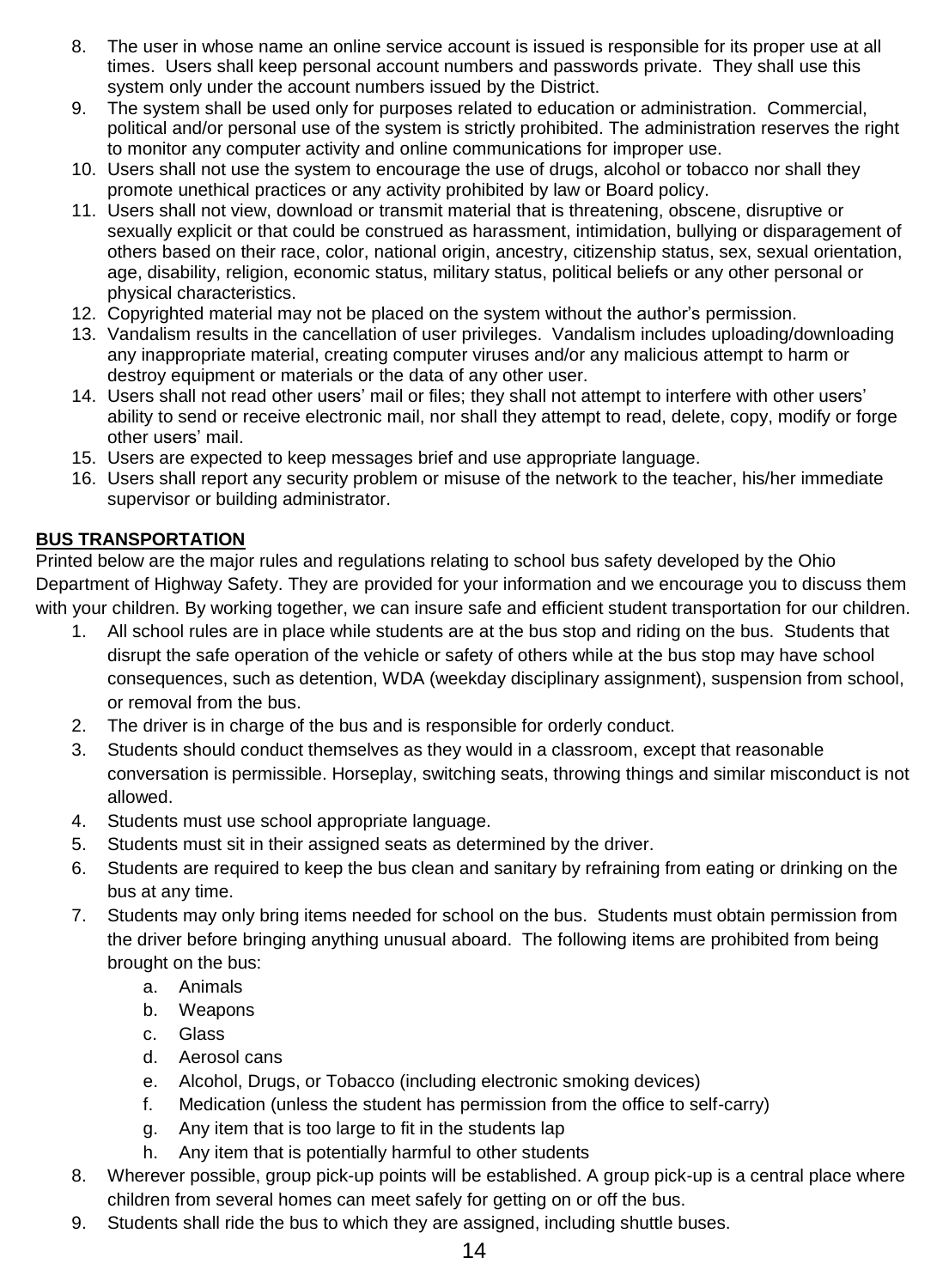8. The user in whose name an online service account is issued is responsible for its proper use at all times. Users shall keep personal account numbers and passwords private. They shall use this system only under the account numbers issued by the District.
9. The system shall be used only for purposes related to education or administration. Commercial, political and/or personal use of the system is strictly prohibited. The administration reserves the right to monitor any computer activity and online communications for improper use.
10. Users shall not use the system to encourage the use of drugs, alcohol or tobacco nor shall they promote unethical practices or any activity prohibited by law or Board policy.
11. Users shall not view, download or transmit material that is threatening, obscene, disruptive or sexually explicit or that could be construed as harassment, intimidation, bullying or disparagement of others based on their race, color, national origin, ancestry, citizenship status, sex, sexual orientation, age, disability, religion, economic status, military status, political beliefs or any other personal or physical characteristics.
12. Copyrighted material may not be placed on the system without the author's permission.
13. Vandalism results in the cancellation of user privileges. Vandalism includes uploading/downloading any inappropriate material, creating computer viruses and/or any malicious attempt to harm or destroy equipment or materials or the data of any other user.
14. Users shall not read other users' mail or files; they shall not attempt to interfere with other users' ability to send or receive electronic mail, nor shall they attempt to read, delete, copy, modify or forge other users' mail.
15. Users are expected to keep messages brief and use appropriate language.
16. Users shall report any security problem or misuse of the network to the teacher, his/her immediate supervisor or building administrator.

**BUS TRANSPORTATION**

Printed below are the major rules and regulations relating to school bus safety developed by the Ohio Department of Highway Safety. They are provided for your information and we encourage you to discuss them with your children. By working together, we can insure safe and efficient student transportation for our children.

1. All school rules are in place while students are at the bus stop and riding on the bus. Students that disrupt the safe operation of the vehicle or safety of others while at the bus stop may have school consequences, such as detention, WDA (weekday disciplinary assignment), suspension from school, or removal from the bus.
2. The driver is in charge of the bus and is responsible for orderly conduct.
3. Students should conduct themselves as they would in a classroom, except that reasonable conversation is permissible. Horseplay, switching seats, throwing things and similar misconduct is not allowed.
4. Students must use school appropriate language.
5. Students must sit in their assigned seats as determined by the driver.
6. Students are required to keep the bus clean and sanitary by refraining from eating or drinking on the bus at any time.
7. Students may only bring items needed for school on the bus. Students must obtain permission from the driver before bringing anything unusual aboard. The following items are prohibited from being brought on the bus:
    a. Animals
    b. Weapons
    c. Glass
    d. Aerosol cans
    e. Alcohol, Drugs, or Tobacco (including electronic smoking devices)
    f. Medication (unless the student has permission from the office to self-carry)
    g. Any item that is too large to fit in the students lap
    h. Any item that is potentially harmful to other students
8. Wherever possible, group pick-up points will be established. A group pick-up is a central place where children from several homes can meet safely for getting on or off the bus.
9. Students shall ride the bus to which they are assigned, including shuttle buses.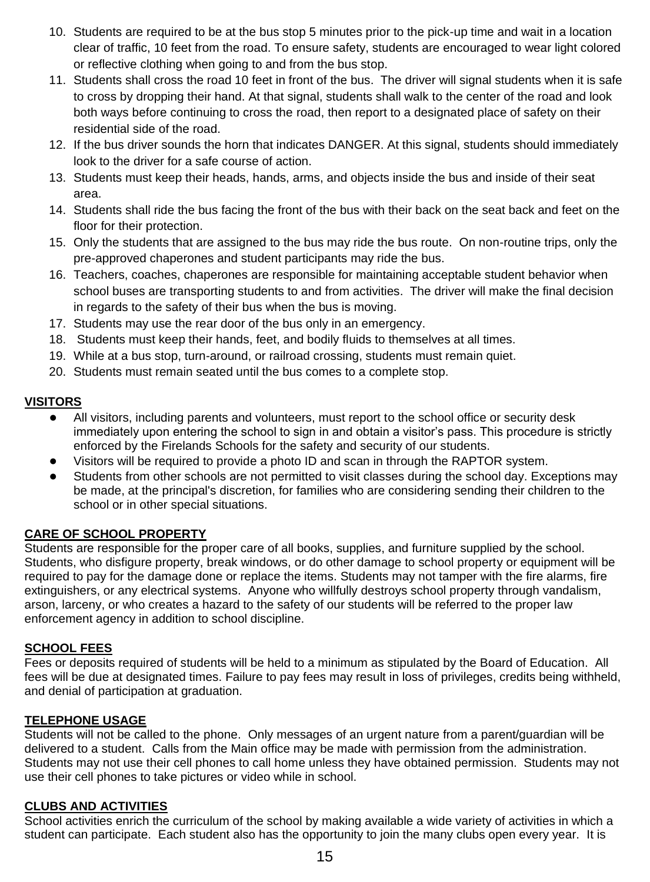10. Students are required to be at the bus stop 5 minutes prior to the pick-up time and wait in a location clear of traffic, 10 feet from the road. To ensure safety, students are encouraged to wear light colored or reflective clothing when going to and from the bus stop.
11. Students shall cross the road 10 feet in front of the bus. The driver will signal students when it is safe to cross by dropping their hand. At that signal, students shall walk to the center of the road and look both ways before continuing to cross the road, then report to a designated place of safety on their residential side of the road.
12. If the bus driver sounds the horn that indicates DANGER. At this signal, students should immediately look to the driver for a safe course of action.
13. Students must keep their heads, hands, arms, and objects inside the bus and inside of their seat area.
14. Students shall ride the bus facing the front of the bus with their back on the seat back and feet on the floor for their protection.
15. Only the students that are assigned to the bus may ride the bus route. On non-routine trips, only the pre-approved chaperones and student participants may ride the bus.
16. Teachers, coaches, chaperones are responsible for maintaining acceptable student behavior when school buses are transporting students to and from activities. The driver will make the final decision in regards to the safety of their bus when the bus is moving.
17. Students may use the rear door of the bus only in an emergency.
18. Students must keep their hands, feet, and bodily fluids to themselves at all times.
19. While at a bus stop, turn-around, or railroad crossing, students must remain quiet.
20. Students must remain seated until the bus comes to a complete stop.

**VISITORS**

- All visitors, including parents and volunteers, must report to the school office or security desk immediately upon entering the school to sign in and obtain a visitor's pass. This procedure is strictly enforced by the Firelands Schools for the safety and security of our students.
- Visitors will be required to provide a photo ID and scan in through the RAPTOR system.
- Students from other schools are not permitted to visit classes during the school day. Exceptions may be made, at the principal's discretion, for families who are considering sending their children to the school or in other special situations.

**CARE OF SCHOOL PROPERTY**

Students are responsible for the proper care of all books, supplies, and furniture supplied by the school. Students, who disfigure property, break windows, or do other damage to school property or equipment will be required to pay for the damage done or replace the items. Students may not tamper with the fire alarms, fire extinguishers, or any electrical systems. Anyone who willfully destroys school property through vandalism, arson, larceny, or who creates a hazard to the safety of our students will be referred to the proper law enforcement agency in addition to school discipline.

**SCHOOL FEES**

Fees or deposits required of students will be held to a minimum as stipulated by the Board of Education. All fees will be due at designated times. Failure to pay fees may result in loss of privileges, credits being withheld, and denial of participation at graduation.

**TELEPHONE USAGE**

Students will not be called to the phone. Only messages of an urgent nature from a parent/guardian will be delivered to a student. Calls from the Main office may be made with permission from the administration. Students may not use their cell phones to call home unless they have obtained permission. Students may not use their cell phones to take pictures or video while in school.

**CLUBS AND ACTIVITIES**

School activities enrich the curriculum of the school by making available a wide variety of activities in which a student can participate. Each student also has the opportunity to join the many clubs open every year. It is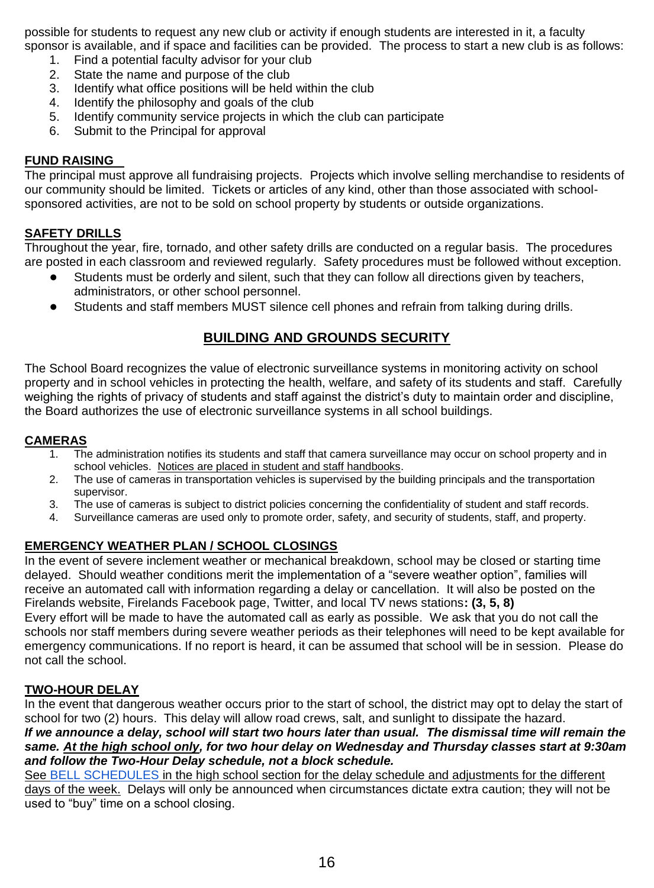possible for students to request any new club or activity if enough students are interested in it, a faculty sponsor is available, and if space and facilities can be provided. The process to start a new club is as follows:

1. Find a potential faculty advisor for your club
2. State the name and purpose of the club
3. Identify what office positions will be held within the club
4. Identify the philosophy and goals of the club
5. Identify community service projects in which the club can participate
6. Submit to the Principal for approval

### FUND RAISING

The principal must approve all fundraising projects. Projects which involve selling merchandise to residents of our community should be limited. Tickets or articles of any kind, other than those associated with school-sponsored activities, are not to be sold on school property by students or outside organizations.

### SAFETY DRILLS

Throughout the year, fire, tornado, and other safety drills are conducted on a regular basis. The procedures are posted in each classroom and reviewed regularly. Safety procedures must be followed without exception.

- Students must be orderly and silent, such that they can follow all directions given by teachers, administrators, or other school personnel.
- Students and staff members MUST silence cell phones and refrain from talking during drills.

## BUILDING AND GROUNDS SECURITY

The School Board recognizes the value of electronic surveillance systems in monitoring activity on school property and in school vehicles in protecting the health, welfare, and safety of its students and staff. Carefully weighing the rights of privacy of students and staff against the district's duty to maintain order and discipline, the Board authorizes the use of electronic surveillance systems in all school buildings.

### CAMERAS

1. The administration notifies its students and staff that camera surveillance may occur on school property and in school vehicles. Notices are placed in student and staff handbooks.
2. The use of cameras in transportation vehicles is supervised by the building principals and the transportation supervisor.
3. The use of cameras is subject to district policies concerning the confidentiality of student and staff records.
4. Surveillance cameras are used only to promote order, safety, and security of students, staff, and property.

### EMERGENCY WEATHER PLAN / SCHOOL CLOSINGS

In the event of severe inclement weather or mechanical breakdown, school may be closed or starting time delayed. Should weather conditions merit the implementation of a "severe weather option", families will receive an automated call with information regarding a delay or cancellation. It will also be posted on the Firelands website, Firelands Facebook page, Twitter, and local TV news stations**: (3, 5, 8)**

Every effort will be made to have the automated call as early as possible. We ask that you do not call the schools nor staff members during severe weather periods as their telephones will need to be kept available for emergency communications. If no report is heard, it can be assumed that school will be in session. Please do not call the school.

### TWO-HOUR DELAY

In the event that dangerous weather occurs prior to the start of school, the district may opt to delay the start of school for two (2) hours. This delay will allow road crews, salt, and sunlight to dissipate the hazard.

***If we announce a delay, school will start two hours later than usual. The dismissal time will remain the same. At the high school only, for two hour delay on Wednesday and Thursday classes start at 9:30am and follow the Two-Hour Delay schedule, not a block schedule.***

See BELL SCHEDULES in the high school section for the delay schedule and adjustments for the different days of the week. Delays will only be announced when circumstances dictate extra caution; they will not be used to "buy" time on a school closing.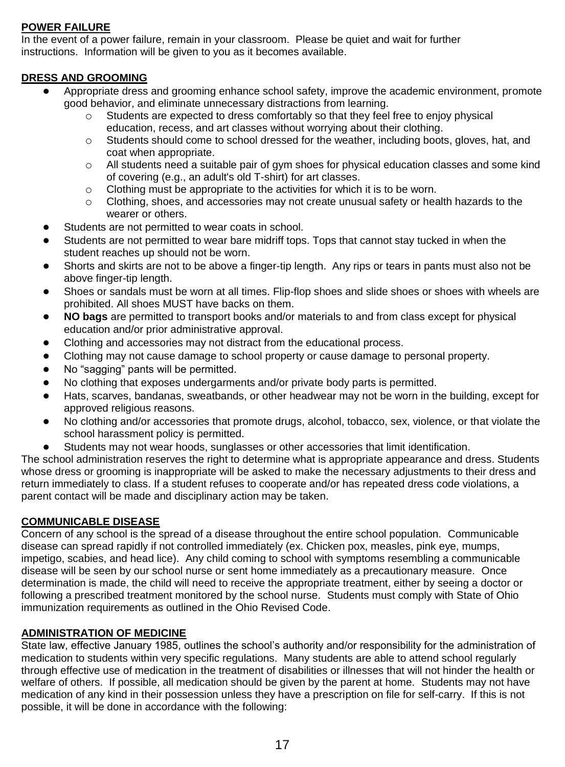## POWER FAILURE

In the event of a power failure, remain in your classroom. Please be quiet and wait for further instructions. Information will be given to you as it becomes available.

## DRESS AND GROOMING

- Appropriate dress and grooming enhance school safety, improve the academic environment, promote good behavior, and eliminate unnecessary distractions from learning.
  - Students are expected to dress comfortably so that they feel free to enjoy physical education, recess, and art classes without worrying about their clothing.
  - Students should come to school dressed for the weather, including boots, gloves, hat, and coat when appropriate.
  - All students need a suitable pair of gym shoes for physical education classes and some kind of covering (e.g., an adult's old T-shirt) for art classes.
  - Clothing must be appropriate to the activities for which it is to be worn.
  - Clothing, shoes, and accessories may not create unusual safety or health hazards to the wearer or others.
- Students are not permitted to wear coats in school.
- Students are not permitted to wear bare midriff tops. Tops that cannot stay tucked in when the student reaches up should not be worn.
- Shorts and skirts are not to be above a finger-tip length. Any rips or tears in pants must also not be above finger-tip length.
- Shoes or sandals must be worn at all times. Flip-flop shoes and slide shoes or shoes with wheels are prohibited. All shoes MUST have backs on them.
- **NO bags** are permitted to transport books and/or materials to and from class except for physical education and/or prior administrative approval.
- Clothing and accessories may not distract from the educational process.
- Clothing may not cause damage to school property or cause damage to personal property.
- No "sagging" pants will be permitted.
- No clothing that exposes undergarments and/or private body parts is permitted.
- Hats, scarves, bandanas, sweatbands, or other headwear may not be worn in the building, except for approved religious reasons.
- No clothing and/or accessories that promote drugs, alcohol, tobacco, sex, violence, or that violate the school harassment policy is permitted.
- Students may not wear hoods, sunglasses or other accessories that limit identification.

The school administration reserves the right to determine what is appropriate appearance and dress. Students whose dress or grooming is inappropriate will be asked to make the necessary adjustments to their dress and return immediately to class. If a student refuses to cooperate and/or has repeated dress code violations, a parent contact will be made and disciplinary action may be taken.

## COMMUNICABLE DISEASE

Concern of any school is the spread of a disease throughout the entire school population. Communicable disease can spread rapidly if not controlled immediately (ex. Chicken pox, measles, pink eye, mumps, impetigo, scabies, and head lice). Any child coming to school with symptoms resembling a communicable disease will be seen by our school nurse or sent home immediately as a precautionary measure. Once determination is made, the child will need to receive the appropriate treatment, either by seeing a doctor or following a prescribed treatment monitored by the school nurse. Students must comply with State of Ohio immunization requirements as outlined in the Ohio Revised Code.

## ADMINISTRATION OF MEDICINE

State law, effective January 1985, outlines the school's authority and/or responsibility for the administration of medication to students within very specific regulations. Many students are able to attend school regularly through effective use of medication in the treatment of disabilities or illnesses that will not hinder the health or welfare of others. If possible, all medication should be given by the parent at home. Students may not have medication of any kind in their possession unless they have a prescription on file for self-carry. If this is not possible, it will be done in accordance with the following: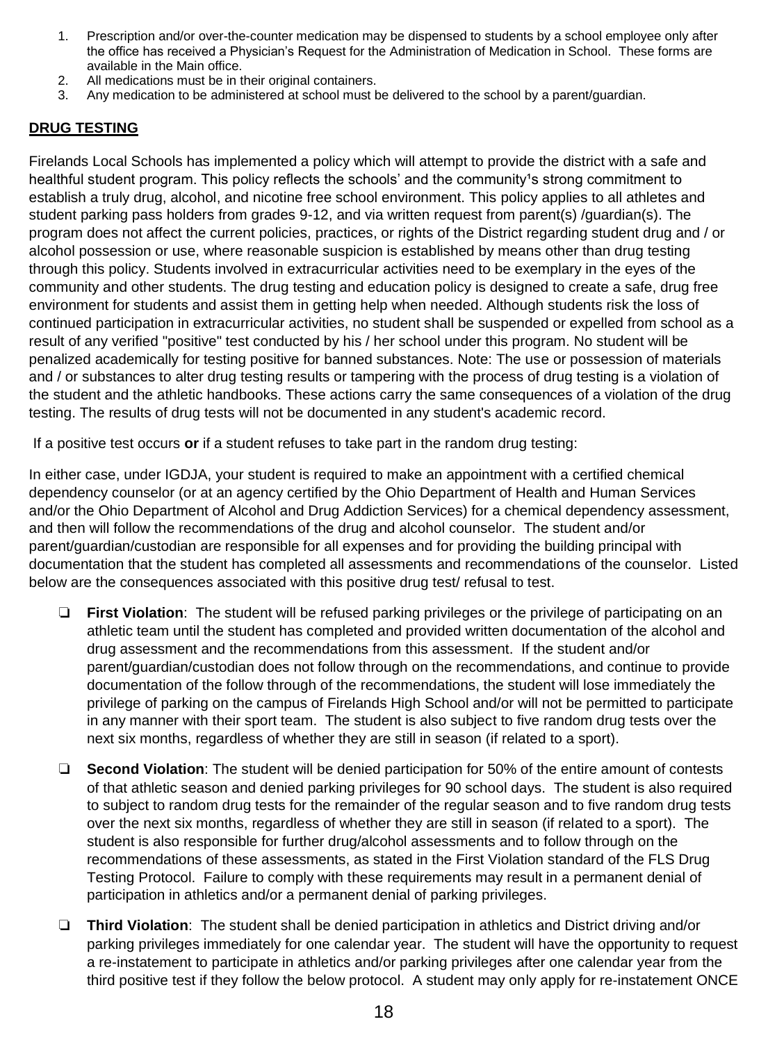1. Prescription and/or over-the-counter medication may be dispensed to students by a school employee only after the office has received a Physician's Request for the Administration of Medication in School. These forms are available in the Main office.
2. All medications must be in their original containers.
3. Any medication to be administered at school must be delivered to the school by a parent/guardian.

**DRUG TESTING**

Firelands Local Schools has implemented a policy which will attempt to provide the district with a safe and healthful student program. This policy reflects the schools' and the community¹s strong commitment to establish a truly drug, alcohol, and nicotine free school environment. This policy applies to all athletes and student parking pass holders from grades 9-12, and via written request from parent(s) /guardian(s). The program does not affect the current policies, practices, or rights of the District regarding student drug and / or alcohol possession or use, where reasonable suspicion is established by means other than drug testing through this policy. Students involved in extracurricular activities need to be exemplary in the eyes of the community and other students. The drug testing and education policy is designed to create a safe, drug free environment for students and assist them in getting help when needed. Although students risk the loss of continued participation in extracurricular activities, no student shall be suspended or expelled from school as a result of any verified "positive" test conducted by his / her school under this program. No student will be penalized academically for testing positive for banned substances. Note: The use or possession of materials and / or substances to alter drug testing results or tampering with the process of drug testing is a violation of the student and the athletic handbooks. These actions carry the same consequences of a violation of the drug testing. The results of drug tests will not be documented in any student's academic record.

If a positive test occurs **or** if a student refuses to take part in the random drug testing:

In either case, under IGDJA, your student is required to make an appointment with a certified chemical dependency counselor (or at an agency certified by the Ohio Department of Health and Human Services and/or the Ohio Department of Alcohol and Drug Addiction Services) for a chemical dependency assessment, and then will follow the recommendations of the drug and alcohol counselor. The student and/or parent/guardian/custodian are responsible for all expenses and for providing the building principal with documentation that the student has completed all assessments and recommendations of the counselor. Listed below are the consequences associated with this positive drug test/ refusal to test.

- **First Violation**: The student will be refused parking privileges or the privilege of participating on an athletic team until the student has completed and provided written documentation of the alcohol and drug assessment and the recommendations from this assessment. If the student and/or parent/guardian/custodian does not follow through on the recommendations, and continue to provide documentation of the follow through of the recommendations, the student will lose immediately the privilege of parking on the campus of Firelands High School and/or will not be permitted to participate in any manner with their sport team. The student is also subject to five random drug tests over the next six months, regardless of whether they are still in season (if related to a sport).

- **Second Violation**: The student will be denied participation for 50% of the entire amount of contests of that athletic season and denied parking privileges for 90 school days. The student is also required to subject to random drug tests for the remainder of the regular season and to five random drug tests over the next six months, regardless of whether they are still in season (if related to a sport). The student is also responsible for further drug/alcohol assessments and to follow through on the recommendations of these assessments, as stated in the First Violation standard of the FLS Drug Testing Protocol. Failure to comply with these requirements may result in a permanent denial of participation in athletics and/or a permanent denial of parking privileges.

- **Third Violation**: The student shall be denied participation in athletics and District driving and/or parking privileges immediately for one calendar year. The student will have the opportunity to request a re-instatement to participate in athletics and/or parking privileges after one calendar year from the third positive test if they follow the below protocol. A student may only apply for re-instatement ONCE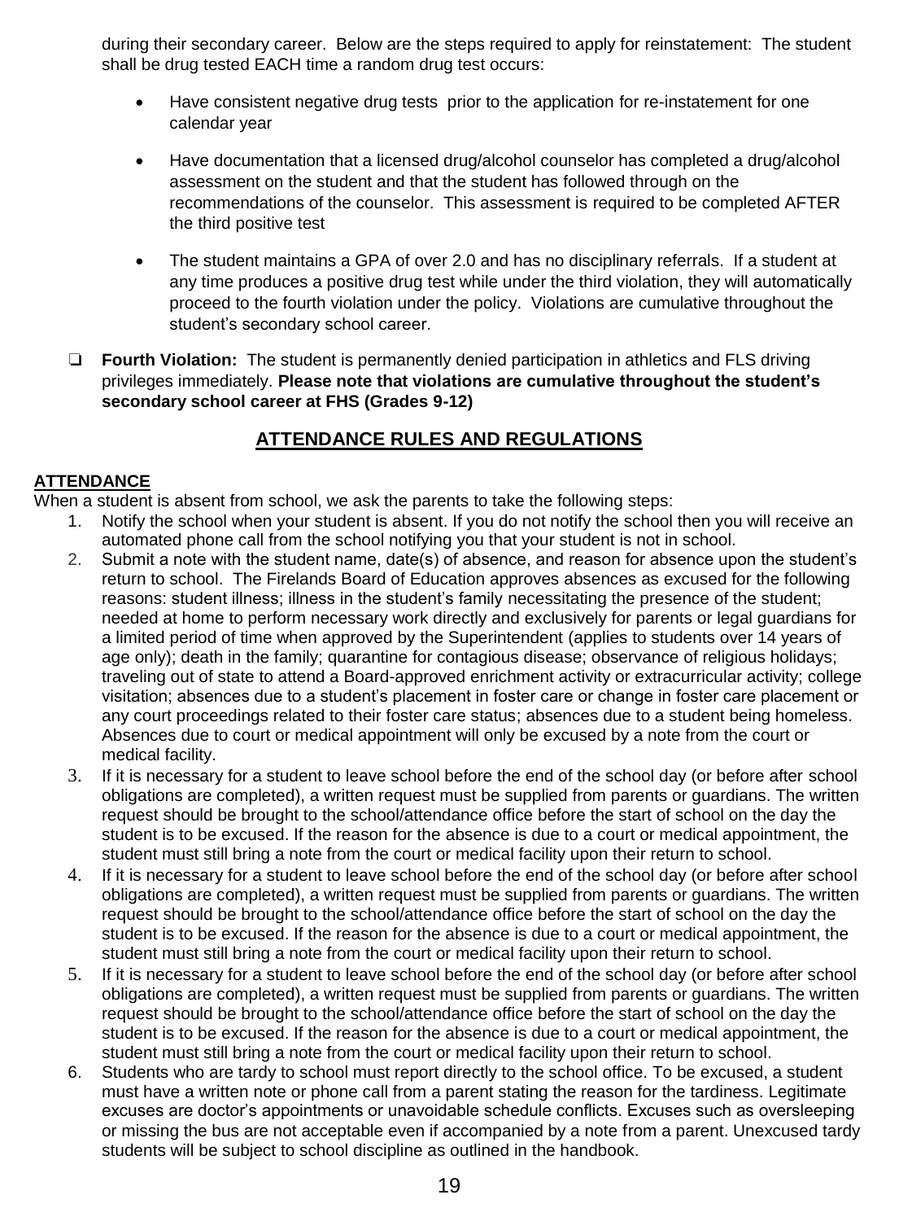during their secondary career. Below are the steps required to apply for reinstatement: The student shall be drug tested EACH time a random drug test occurs:

- Have consistent negative drug tests prior to the application for re-instatement for one calendar year
- Have documentation that a licensed drug/alcohol counselor has completed a drug/alcohol assessment on the student and that the student has followed through on the recommendations of the counselor. This assessment is required to be completed AFTER the third positive test
- The student maintains a GPA of over 2.0 and has no disciplinary referrals. If a student at any time produces a positive drug test while under the third violation, they will automatically proceed to the fourth violation under the policy. Violations are cumulative throughout the student's secondary school career.

❑ **Fourth Violation:** The student is permanently denied participation in athletics and FLS driving privileges immediately. **Please note that violations are cumulative throughout the student's secondary school career at FHS (Grades 9-12)**

## ATTENDANCE RULES AND REGULATIONS

### ATTENDANCE

When a student is absent from school, we ask the parents to take the following steps:

1. Notify the school when your student is absent. If you do not notify the school then you will receive an automated phone call from the school notifying you that your student is not in school.
2. Submit a note with the student name, date(s) of absence, and reason for absence upon the student's return to school. The Firelands Board of Education approves absences as excused for the following reasons: student illness; illness in the student's family necessitating the presence of the student; needed at home to perform necessary work directly and exclusively for parents or legal guardians for a limited period of time when approved by the Superintendent (applies to students over 14 years of age only); death in the family; quarantine for contagious disease; observance of religious holidays; traveling out of state to attend a Board-approved enrichment activity or extracurricular activity; college visitation; absences due to a student's placement in foster care or change in foster care placement or any court proceedings related to their foster care status; absences due to a student being homeless. Absences due to court or medical appointment will only be excused by a note from the court or medical facility.
3. If it is necessary for a student to leave school before the end of the school day (or before after school obligations are completed), a written request must be supplied from parents or guardians. The written request should be brought to the school/attendance office before the start of school on the day the student is to be excused. If the reason for the absence is due to a court or medical appointment, the student must still bring a note from the court or medical facility upon their return to school.
4. If it is necessary for a student to leave school before the end of the school day (or before after school obligations are completed), a written request must be supplied from parents or guardians. The written request should be brought to the school/attendance office before the start of school on the day the student is to be excused. If the reason for the absence is due to a court or medical appointment, the student must still bring a note from the court or medical facility upon their return to school.
5. If it is necessary for a student to leave school before the end of the school day (or before after school obligations are completed), a written request must be supplied from parents or guardians. The written request should be brought to the school/attendance office before the start of school on the day the student is to be excused. If the reason for the absence is due to a court or medical appointment, the student must still bring a note from the court or medical facility upon their return to school.
6. Students who are tardy to school must report directly to the school office. To be excused, a student must have a written note or phone call from a parent stating the reason for the tardiness. Legitimate excuses are doctor's appointments or unavoidable schedule conflicts. Excuses such as oversleeping or missing the bus are not acceptable even if accompanied by a note from a parent. Unexcused tardy students will be subject to school discipline as outlined in the handbook.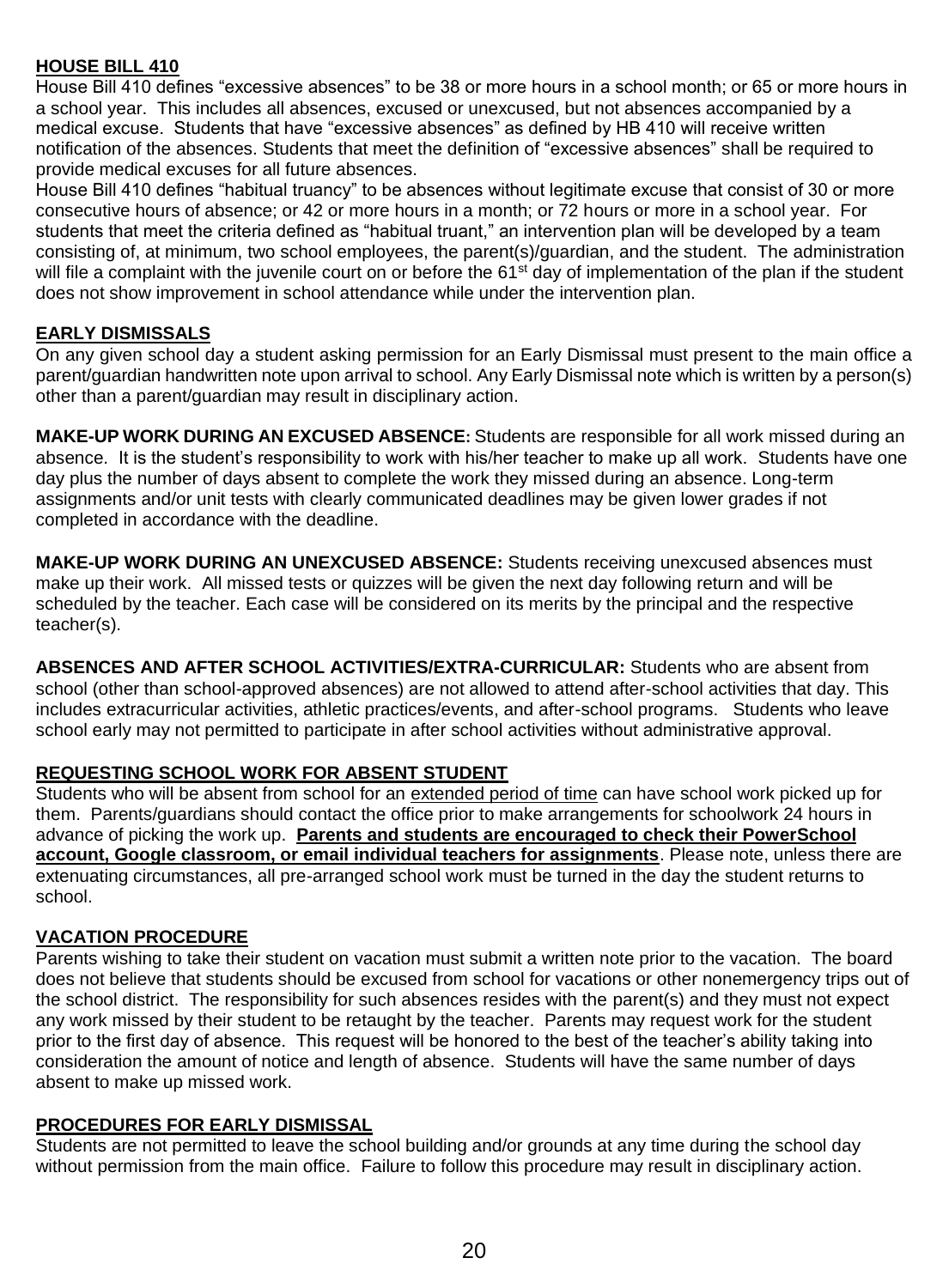## HOUSE BILL 410

House Bill 410 defines "excessive absences" to be 38 or more hours in a school month; or 65 or more hours in a school year. This includes all absences, excused or unexcused, but not absences accompanied by a medical excuse. Students that have "excessive absences" as defined by HB 410 will receive written notification of the absences. Students that meet the definition of "excessive absences" shall be required to provide medical excuses for all future absences.

House Bill 410 defines "habitual truancy" to be absences without legitimate excuse that consist of 30 or more consecutive hours of absence; or 42 or more hours in a month; or 72 hours or more in a school year. For students that meet the criteria defined as "habitual truant," an intervention plan will be developed by a team consisting of, at minimum, two school employees, the parent(s)/guardian, and the student. The administration will file a complaint with the juvenile court on or before the 61st day of implementation of the plan if the student does not show improvement in school attendance while under the intervention plan.

## EARLY DISMISSALS

On any given school day a student asking permission for an Early Dismissal must present to the main office a parent/guardian handwritten note upon arrival to school. Any Early Dismissal note which is written by a person(s) other than a parent/guardian may result in disciplinary action.

**MAKE-UP WORK DURING AN EXCUSED ABSENCE:** Students are responsible for all work missed during an absence. It is the student's responsibility to work with his/her teacher to make up all work. Students have one day plus the number of days absent to complete the work they missed during an absence. Long-term assignments and/or unit tests with clearly communicated deadlines may be given lower grades if not completed in accordance with the deadline.

**MAKE-UP WORK DURING AN UNEXCUSED ABSENCE:** Students receiving unexcused absences must make up their work. All missed tests or quizzes will be given the next day following return and will be scheduled by the teacher. Each case will be considered on its merits by the principal and the respective teacher(s).

**ABSENCES AND AFTER SCHOOL ACTIVITIES/EXTRA-CURRICULAR:** Students who are absent from school (other than school-approved absences) are not allowed to attend after-school activities that day. This includes extracurricular activities, athletic practices/events, and after-school programs. Students who leave school early may not permitted to participate in after school activities without administrative approval.

## REQUESTING SCHOOL WORK FOR ABSENT STUDENT

Students who will be absent from school for an extended period of time can have school work picked up for them. Parents/guardians should contact the office prior to make arrangements for schoolwork 24 hours in advance of picking the work up. **Parents and students are encouraged to check their PowerSchool account, Google classroom, or email individual teachers for assignments**. Please note, unless there are extenuating circumstances, all pre-arranged school work must be turned in the day the student returns to school.

## VACATION PROCEDURE

Parents wishing to take their student on vacation must submit a written note prior to the vacation. The board does not believe that students should be excused from school for vacations or other nonemergency trips out of the school district. The responsibility for such absences resides with the parent(s) and they must not expect any work missed by their student to be retaught by the teacher. Parents may request work for the student prior to the first day of absence. This request will be honored to the best of the teacher's ability taking into consideration the amount of notice and length of absence. Students will have the same number of days absent to make up missed work.

## PROCEDURES FOR EARLY DISMISSAL

Students are not permitted to leave the school building and/or grounds at any time during the school day without permission from the main office. Failure to follow this procedure may result in disciplinary action.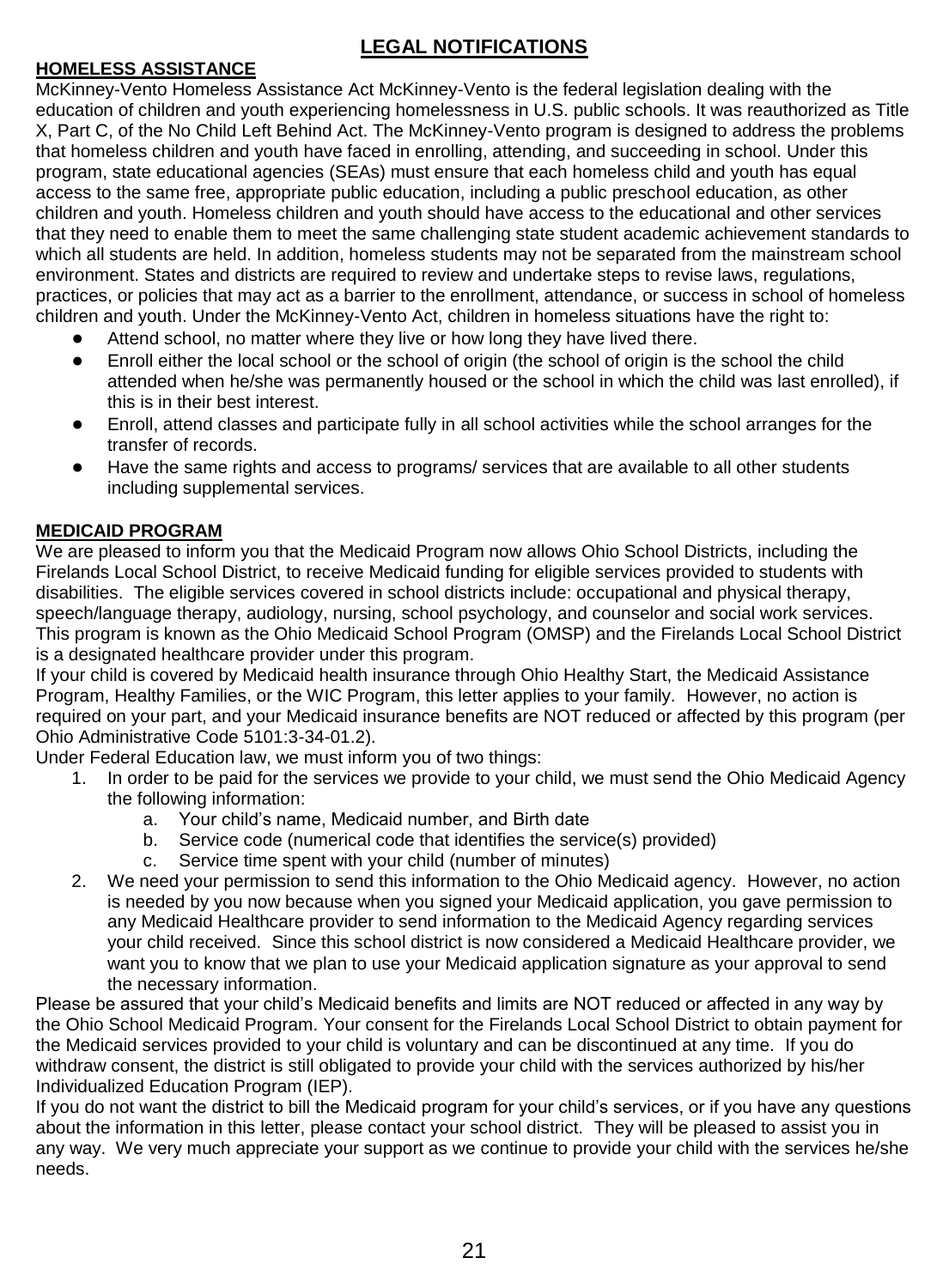# LEGAL NOTIFICATIONS

## HOMELESS ASSISTANCE

McKinney-Vento Homeless Assistance Act McKinney-Vento is the federal legislation dealing with the education of children and youth experiencing homelessness in U.S. public schools. It was reauthorized as Title X, Part C, of the No Child Left Behind Act. The McKinney-Vento program is designed to address the problems that homeless children and youth have faced in enrolling, attending, and succeeding in school. Under this program, state educational agencies (SEAs) must ensure that each homeless child and youth has equal access to the same free, appropriate public education, including a public preschool education, as other children and youth. Homeless children and youth should have access to the educational and other services that they need to enable them to meet the same challenging state student academic achievement standards to which all students are held. In addition, homeless students may not be separated from the mainstream school environment. States and districts are required to review and undertake steps to revise laws, regulations, practices, or policies that may act as a barrier to the enrollment, attendance, or success in school of homeless children and youth. Under the McKinney-Vento Act, children in homeless situations have the right to:

- Attend school, no matter where they live or how long they have lived there.
- Enroll either the local school or the school of origin (the school of origin is the school the child attended when he/she was permanently housed or the school in which the child was last enrolled), if this is in their best interest.
- Enroll, attend classes and participate fully in all school activities while the school arranges for the transfer of records.
- Have the same rights and access to programs/ services that are available to all other students including supplemental services.

## MEDICAID PROGRAM

We are pleased to inform you that the Medicaid Program now allows Ohio School Districts, including the Firelands Local School District, to receive Medicaid funding for eligible services provided to students with disabilities. The eligible services covered in school districts include: occupational and physical therapy, speech/language therapy, audiology, nursing, school psychology, and counselor and social work services. This program is known as the Ohio Medicaid School Program (OMSP) and the Firelands Local School District is a designated healthcare provider under this program.

If your child is covered by Medicaid health insurance through Ohio Healthy Start, the Medicaid Assistance Program, Healthy Families, or the WIC Program, this letter applies to your family. However, no action is required on your part, and your Medicaid insurance benefits are NOT reduced or affected by this program (per Ohio Administrative Code 5101:3-34-01.2).

Under Federal Education law, we must inform you of two things:

1. In order to be paid for the services we provide to your child, we must send the Ohio Medicaid Agency the following information:
   a. Your child's name, Medicaid number, and Birth date
   b. Service code (numerical code that identifies the service(s) provided)
   c. Service time spent with your child (number of minutes)
2. We need your permission to send this information to the Ohio Medicaid agency. However, no action is needed by you now because when you signed your Medicaid application, you gave permission to any Medicaid Healthcare provider to send information to the Medicaid Agency regarding services your child received. Since this school district is now considered a Medicaid Healthcare provider, we want you to know that we plan to use your Medicaid application signature as your approval to send the necessary information.

Please be assured that your child's Medicaid benefits and limits are NOT reduced or affected in any way by the Ohio School Medicaid Program. Your consent for the Firelands Local School District to obtain payment for the Medicaid services provided to your child is voluntary and can be discontinued at any time. If you do withdraw consent, the district is still obligated to provide your child with the services authorized by his/her Individualized Education Program (IEP).

If you do not want the district to bill the Medicaid program for your child's services, or if you have any questions about the information in this letter, please contact your school district. They will be pleased to assist you in any way. We very much appreciate your support as we continue to provide your child with the services he/she needs.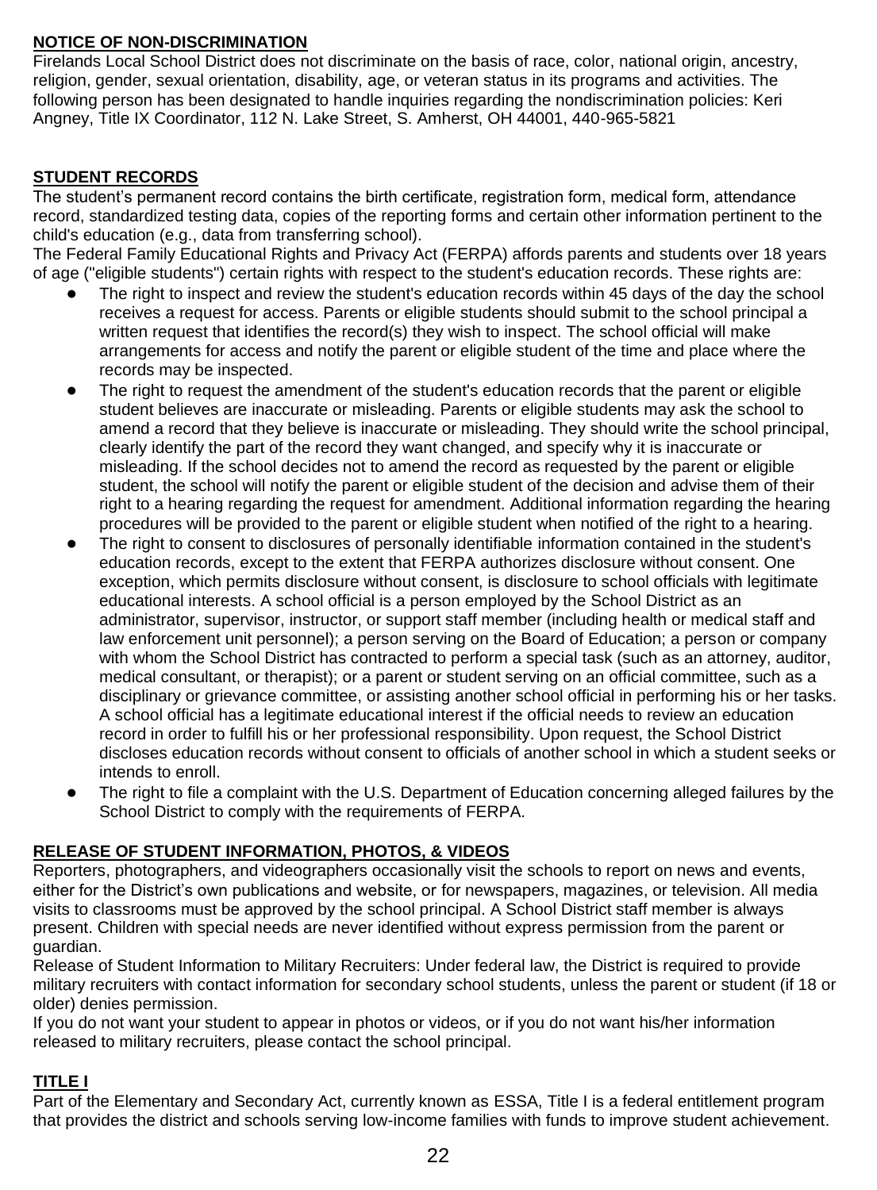## NOTICE OF NON-DISCRIMINATION

Firelands Local School District does not discriminate on the basis of race, color, national origin, ancestry, religion, gender, sexual orientation, disability, age, or veteran status in its programs and activities. The following person has been designated to handle inquiries regarding the nondiscrimination policies: Keri Angney, Title IX Coordinator, 112 N. Lake Street, S. Amherst, OH 44001, 440-965-5821

## STUDENT RECORDS

The student's permanent record contains the birth certificate, registration form, medical form, attendance record, standardized testing data, copies of the reporting forms and certain other information pertinent to the child's education (e.g., data from transferring school).

The Federal Family Educational Rights and Privacy Act (FERPA) affords parents and students over 18 years of age ("eligible students") certain rights with respect to the student's education records. These rights are:

- The right to inspect and review the student's education records within 45 days of the day the school receives a request for access. Parents or eligible students should submit to the school principal a written request that identifies the record(s) they wish to inspect. The school official will make arrangements for access and notify the parent or eligible student of the time and place where the records may be inspected.
- The right to request the amendment of the student's education records that the parent or eligible student believes are inaccurate or misleading. Parents or eligible students may ask the school to amend a record that they believe is inaccurate or misleading. They should write the school principal, clearly identify the part of the record they want changed, and specify why it is inaccurate or misleading. If the school decides not to amend the record as requested by the parent or eligible student, the school will notify the parent or eligible student of the decision and advise them of their right to a hearing regarding the request for amendment. Additional information regarding the hearing procedures will be provided to the parent or eligible student when notified of the right to a hearing.
- The right to consent to disclosures of personally identifiable information contained in the student's education records, except to the extent that FERPA authorizes disclosure without consent. One exception, which permits disclosure without consent, is disclosure to school officials with legitimate educational interests. A school official is a person employed by the School District as an administrator, supervisor, instructor, or support staff member (including health or medical staff and law enforcement unit personnel); a person serving on the Board of Education; a person or company with whom the School District has contracted to perform a special task (such as an attorney, auditor, medical consultant, or therapist); or a parent or student serving on an official committee, such as a disciplinary or grievance committee, or assisting another school official in performing his or her tasks. A school official has a legitimate educational interest if the official needs to review an education record in order to fulfill his or her professional responsibility. Upon request, the School District discloses education records without consent to officials of another school in which a student seeks or intends to enroll.
- The right to file a complaint with the U.S. Department of Education concerning alleged failures by the School District to comply with the requirements of FERPA.

## RELEASE OF STUDENT INFORMATION, PHOTOS, & VIDEOS

Reporters, photographers, and videographers occasionally visit the schools to report on news and events, either for the District's own publications and website, or for newspapers, magazines, or television. All media visits to classrooms must be approved by the school principal. A School District staff member is always present. Children with special needs are never identified without express permission from the parent or guardian.

Release of Student Information to Military Recruiters: Under federal law, the District is required to provide military recruiters with contact information for secondary school students, unless the parent or student (if 18 or older) denies permission.

If you do not want your student to appear in photos or videos, or if you do not want his/her information released to military recruiters, please contact the school principal.

## TITLE I

Part of the Elementary and Secondary Act, currently known as ESSA, Title I is a federal entitlement program that provides the district and schools serving low-income families with funds to improve student achievement.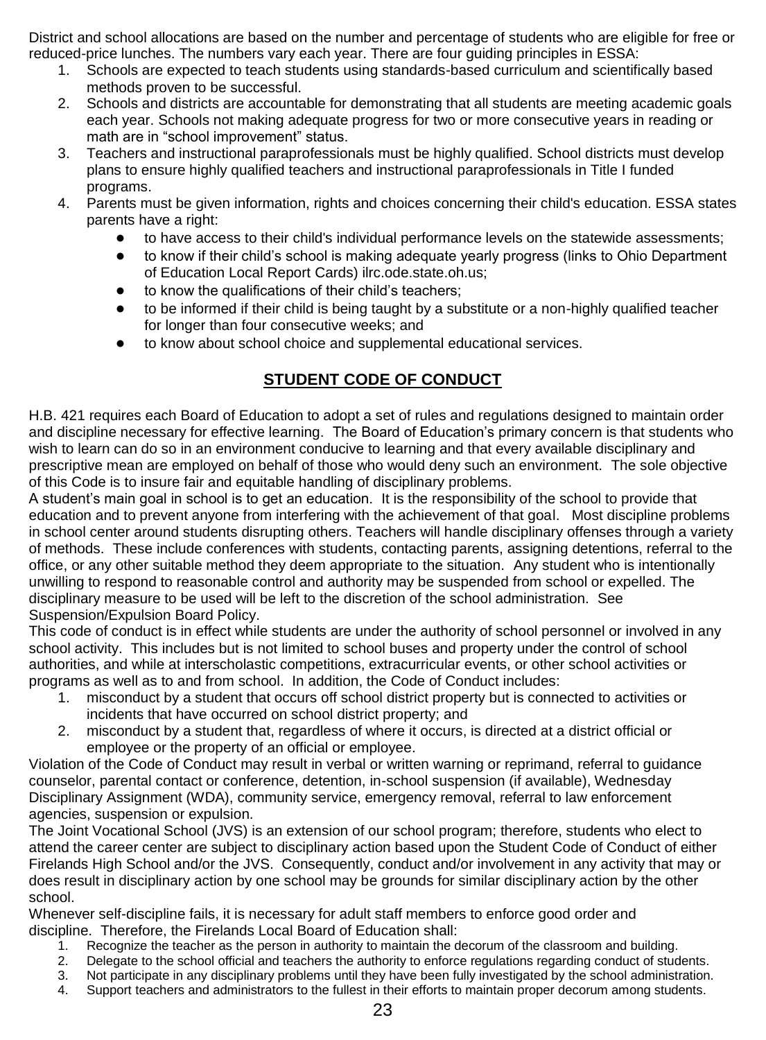District and school allocations are based on the number and percentage of students who are eligible for free or reduced-price lunches. The numbers vary each year. There are four guiding principles in ESSA:

1. Schools are expected to teach students using standards-based curriculum and scientifically based methods proven to be successful.
2. Schools and districts are accountable for demonstrating that all students are meeting academic goals each year. Schools not making adequate progress for two or more consecutive years in reading or math are in "school improvement" status.
3. Teachers and instructional paraprofessionals must be highly qualified. School districts must develop plans to ensure highly qualified teachers and instructional paraprofessionals in Title I funded programs.
4. Parents must be given information, rights and choices concerning their child's education. ESSA states parents have a right:
   - to have access to their child's individual performance levels on the statewide assessments;
   - to know if their child's school is making adequate yearly progress (links to Ohio Department of Education Local Report Cards) ilrc.ode.state.oh.us;
   - to know the qualifications of their child's teachers;
   - to be informed if their child is being taught by a substitute or a non-highly qualified teacher for longer than four consecutive weeks; and
   - to know about school choice and supplemental educational services.

## STUDENT CODE OF CONDUCT

H.B. 421 requires each Board of Education to adopt a set of rules and regulations designed to maintain order and discipline necessary for effective learning. The Board of Education's primary concern is that students who wish to learn can do so in an environment conducive to learning and that every available disciplinary and prescriptive mean are employed on behalf of those who would deny such an environment. The sole objective of this Code is to insure fair and equitable handling of disciplinary problems.

A student's main goal in school is to get an education. It is the responsibility of the school to provide that education and to prevent anyone from interfering with the achievement of that goal. Most discipline problems in school center around students disrupting others. Teachers will handle disciplinary offenses through a variety of methods. These include conferences with students, contacting parents, assigning detentions, referral to the office, or any other suitable method they deem appropriate to the situation. Any student who is intentionally unwilling to respond to reasonable control and authority may be suspended from school or expelled. The disciplinary measure to be used will be left to the discretion of the school administration. See Suspension/Expulsion Board Policy.

This code of conduct is in effect while students are under the authority of school personnel or involved in any school activity. This includes but is not limited to school buses and property under the control of school authorities, and while at interscholastic competitions, extracurricular events, or other school activities or programs as well as to and from school. In addition, the Code of Conduct includes:

1. misconduct by a student that occurs off school district property but is connected to activities or incidents that have occurred on school district property; and
2. misconduct by a student that, regardless of where it occurs, is directed at a district official or employee or the property of an official or employee.

Violation of the Code of Conduct may result in verbal or written warning or reprimand, referral to guidance counselor, parental contact or conference, detention, in-school suspension (if available), Wednesday Disciplinary Assignment (WDA), community service, emergency removal, referral to law enforcement agencies, suspension or expulsion.

The Joint Vocational School (JVS) is an extension of our school program; therefore, students who elect to attend the career center are subject to disciplinary action based upon the Student Code of Conduct of either Firelands High School and/or the JVS. Consequently, conduct and/or involvement in any activity that may or does result in disciplinary action by one school may be grounds for similar disciplinary action by the other school.

Whenever self-discipline fails, it is necessary for adult staff members to enforce good order and discipline. Therefore, the Firelands Local Board of Education shall:

1. Recognize the teacher as the person in authority to maintain the decorum of the classroom and building.
2. Delegate to the school official and teachers the authority to enforce regulations regarding conduct of students.
3. Not participate in any disciplinary problems until they have been fully investigated by the school administration.
4. Support teachers and administrators to the fullest in their efforts to maintain proper decorum among students.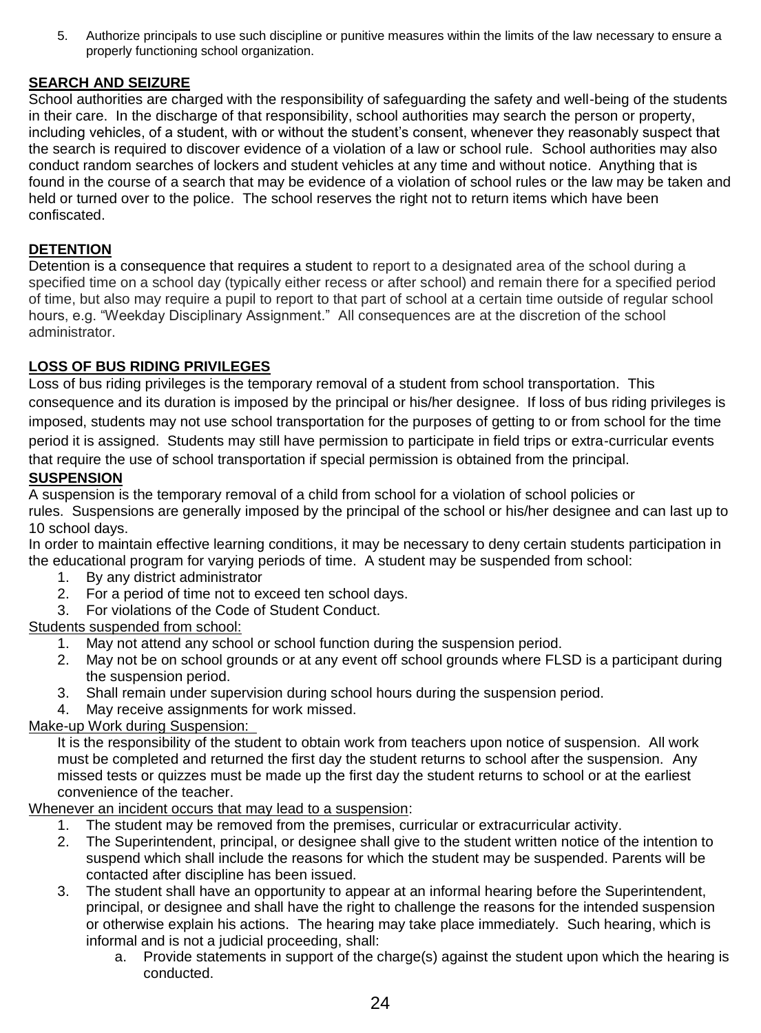5. Authorize principals to use such discipline or punitive measures within the limits of the law necessary to ensure a properly functioning school organization.

## SEARCH AND SEIZURE

School authorities are charged with the responsibility of safeguarding the safety and well-being of the students in their care. In the discharge of that responsibility, school authorities may search the person or property, including vehicles, of a student, with or without the student's consent, whenever they reasonably suspect that the search is required to discover evidence of a violation of a law or school rule. School authorities may also conduct random searches of lockers and student vehicles at any time and without notice. Anything that is found in the course of a search that may be evidence of a violation of school rules or the law may be taken and held or turned over to the police. The school reserves the right not to return items which have been confiscated.

## DETENTION

Detention is a consequence that requires a student to report to a designated area of the school during a specified time on a school day (typically either recess or after school) and remain there for a specified period of time, but also may require a pupil to report to that part of school at a certain time outside of regular school hours, e.g. "Weekday Disciplinary Assignment." All consequences are at the discretion of the school administrator.

## LOSS OF BUS RIDING PRIVILEGES

Loss of bus riding privileges is the temporary removal of a student from school transportation. This consequence and its duration is imposed by the principal or his/her designee. If loss of bus riding privileges is imposed, students may not use school transportation for the purposes of getting to or from school for the time period it is assigned. Students may still have permission to participate in field trips or extra-curricular events that require the use of school transportation if special permission is obtained from the principal.

## SUSPENSION

A suspension is the temporary removal of a child from school for a violation of school policies or rules. Suspensions are generally imposed by the principal of the school or his/her designee and can last up to 10 school days.

In order to maintain effective learning conditions, it may be necessary to deny certain students participation in the educational program for varying periods of time. A student may be suspended from school:

1. By any district administrator
2. For a period of time not to exceed ten school days.
3. For violations of the Code of Student Conduct.

Students suspended from school:

1. May not attend any school or school function during the suspension period.
2. May not be on school grounds or at any event off school grounds where FLSD is a participant during the suspension period.
3. Shall remain under supervision during school hours during the suspension period.
4. May receive assignments for work missed.

Make-up Work during Suspension:

It is the responsibility of the student to obtain work from teachers upon notice of suspension. All work must be completed and returned the first day the student returns to school after the suspension. Any missed tests or quizzes must be made up the first day the student returns to school or at the earliest convenience of the teacher.

Whenever an incident occurs that may lead to a suspension:

1. The student may be removed from the premises, curricular or extracurricular activity.
2. The Superintendent, principal, or designee shall give to the student written notice of the intention to suspend which shall include the reasons for which the student may be suspended. Parents will be contacted after discipline has been issued.
3. The student shall have an opportunity to appear at an informal hearing before the Superintendent, principal, or designee and shall have the right to challenge the reasons for the intended suspension or otherwise explain his actions. The hearing may take place immediately. Such hearing, which is informal and is not a judicial proceeding, shall:
   a. Provide statements in support of the charge(s) against the student upon which the hearing is conducted.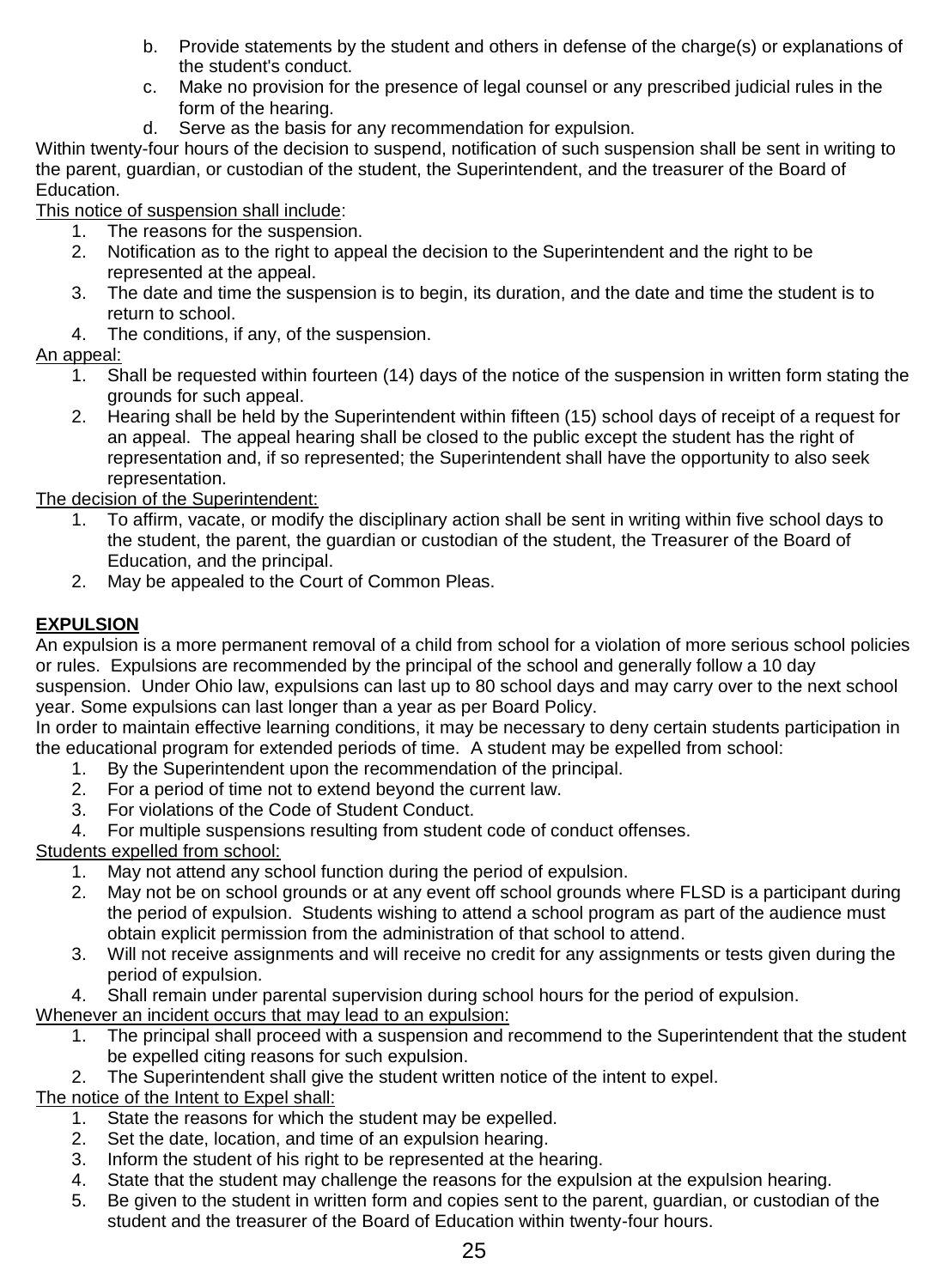b. Provide statements by the student and others in defense of the charge(s) or explanations of the student's conduct.
c. Make no provision for the presence of legal counsel or any prescribed judicial rules in the form of the hearing.
d. Serve as the basis for any recommendation for expulsion.

Within twenty-four hours of the decision to suspend, notification of such suspension shall be sent in writing to the parent, guardian, or custodian of the student, the Superintendent, and the treasurer of the Board of Education.

<u>This notice of suspension shall include</u>:

1. The reasons for the suspension.
2. Notification as to the right to appeal the decision to the Superintendent and the right to be represented at the appeal.
3. The date and time the suspension is to begin, its duration, and the date and time the student is to return to school.
4. The conditions, if any, of the suspension.

<u>An appeal:</u>

1. Shall be requested within fourteen (14) days of the notice of the suspension in written form stating the grounds for such appeal.
2. Hearing shall be held by the Superintendent within fifteen (15) school days of receipt of a request for an appeal. The appeal hearing shall be closed to the public except the student has the right of representation and, if so represented; the Superintendent shall have the opportunity to also seek representation.

<u>The decision of the Superintendent:</u>

1. To affirm, vacate, or modify the disciplinary action shall be sent in writing within five school days to the student, the parent, the guardian or custodian of the student, the Treasurer of the Board of Education, and the principal.
2. May be appealed to the Court of Common Pleas.

**<u>EXPULSION</u>**

An expulsion is a more permanent removal of a child from school for a violation of more serious school policies or rules. Expulsions are recommended by the principal of the school and generally follow a 10 day suspension. Under Ohio law, expulsions can last up to 80 school days and may carry over to the next school year. Some expulsions can last longer than a year as per Board Policy.

In order to maintain effective learning conditions, it may be necessary to deny certain students participation in the educational program for extended periods of time. A student may be expelled from school:

1. By the Superintendent upon the recommendation of the principal.
2. For a period of time not to extend beyond the current law.
3. For violations of the Code of Student Conduct.
4. For multiple suspensions resulting from student code of conduct offenses.

<u>Students expelled from school:</u>

1. May not attend any school function during the period of expulsion.
2. May not be on school grounds or at any event off school grounds where FLSD is a participant during the period of expulsion. Students wishing to attend a school program as part of the audience must obtain explicit permission from the administration of that school to attend.
3. Will not receive assignments and will receive no credit for any assignments or tests given during the period of expulsion.
4. Shall remain under parental supervision during school hours for the period of expulsion.

<u>Whenever an incident occurs that may lead to an expulsion:</u>

1. The principal shall proceed with a suspension and recommend to the Superintendent that the student be expelled citing reasons for such expulsion.
2. The Superintendent shall give the student written notice of the intent to expel.

<u>The notice of the Intent to Expel shall:</u>

1. State the reasons for which the student may be expelled.
2. Set the date, location, and time of an expulsion hearing.
3. Inform the student of his right to be represented at the hearing.
4. State that the student may challenge the reasons for the expulsion at the expulsion hearing.
5. Be given to the student in written form and copies sent to the parent, guardian, or custodian of the student and the treasurer of the Board of Education within twenty-four hours.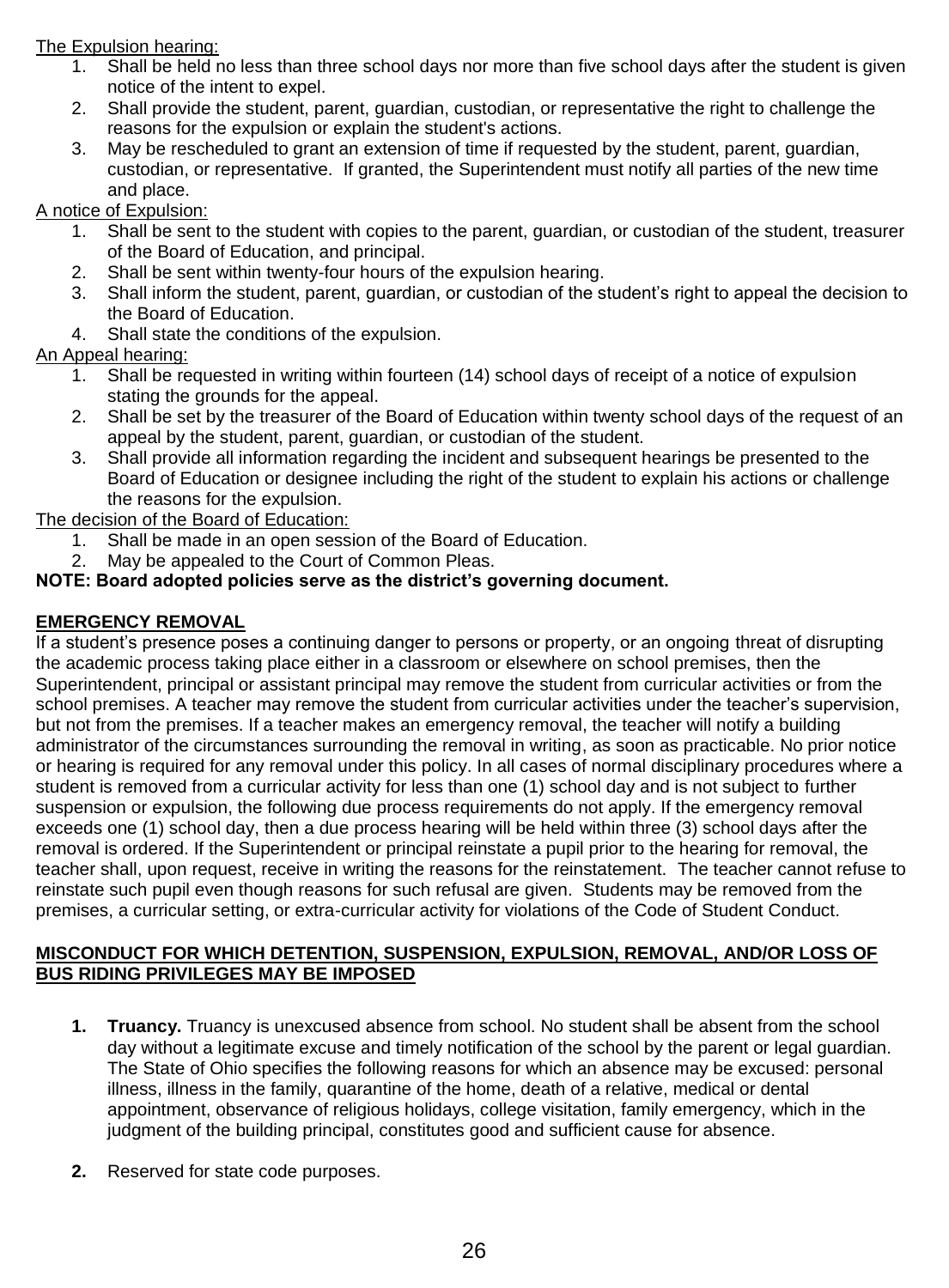The Expulsion hearing:

1. Shall be held no less than three school days nor more than five school days after the student is given notice of the intent to expel.
2. Shall provide the student, parent, guardian, custodian, or representative the right to challenge the reasons for the expulsion or explain the student's actions.
3. May be rescheduled to grant an extension of time if requested by the student, parent, guardian, custodian, or representative. If granted, the Superintendent must notify all parties of the new time and place.

A notice of Expulsion:

1. Shall be sent to the student with copies to the parent, guardian, or custodian of the student, treasurer of the Board of Education, and principal.
2. Shall be sent within twenty-four hours of the expulsion hearing.
3. Shall inform the student, parent, guardian, or custodian of the student's right to appeal the decision to the Board of Education.
4. Shall state the conditions of the expulsion.

An Appeal hearing:

1. Shall be requested in writing within fourteen (14) school days of receipt of a notice of expulsion stating the grounds for the appeal.
2. Shall be set by the treasurer of the Board of Education within twenty school days of the request of an appeal by the student, parent, guardian, or custodian of the student.
3. Shall provide all information regarding the incident and subsequent hearings be presented to the Board of Education or designee including the right of the student to explain his actions or challenge the reasons for the expulsion.

The decision of the Board of Education:

1. Shall be made in an open session of the Board of Education.
2. May be appealed to the Court of Common Pleas.

**NOTE: Board adopted policies serve as the district's governing document.**

## EMERGENCY REMOVAL

If a student's presence poses a continuing danger to persons or property, or an ongoing threat of disrupting the academic process taking place either in a classroom or elsewhere on school premises, then the Superintendent, principal or assistant principal may remove the student from curricular activities or from the school premises. A teacher may remove the student from curricular activities under the teacher's supervision, but not from the premises. If a teacher makes an emergency removal, the teacher will notify a building administrator of the circumstances surrounding the removal in writing, as soon as practicable. No prior notice or hearing is required for any removal under this policy. In all cases of normal disciplinary procedures where a student is removed from a curricular activity for less than one (1) school day and is not subject to further suspension or expulsion, the following due process requirements do not apply. If the emergency removal exceeds one (1) school day, then a due process hearing will be held within three (3) school days after the removal is ordered. If the Superintendent or principal reinstate a pupil prior to the hearing for removal, the teacher shall, upon request, receive in writing the reasons for the reinstatement. The teacher cannot refuse to reinstate such pupil even though reasons for such refusal are given. Students may be removed from the premises, a curricular setting, or extra-curricular activity for violations of the Code of Student Conduct.

## MISCONDUCT FOR WHICH DETENTION, SUSPENSION, EXPULSION, REMOVAL, AND/OR LOSS OF BUS RIDING PRIVILEGES MAY BE IMPOSED

1. **Truancy.** Truancy is unexcused absence from school. No student shall be absent from the school day without a legitimate excuse and timely notification of the school by the parent or legal guardian. The State of Ohio specifies the following reasons for which an absence may be excused: personal illness, illness in the family, quarantine of the home, death of a relative, medical or dental appointment, observance of religious holidays, college visitation, family emergency, which in the judgment of the building principal, constitutes good and sufficient cause for absence.

2. Reserved for state code purposes.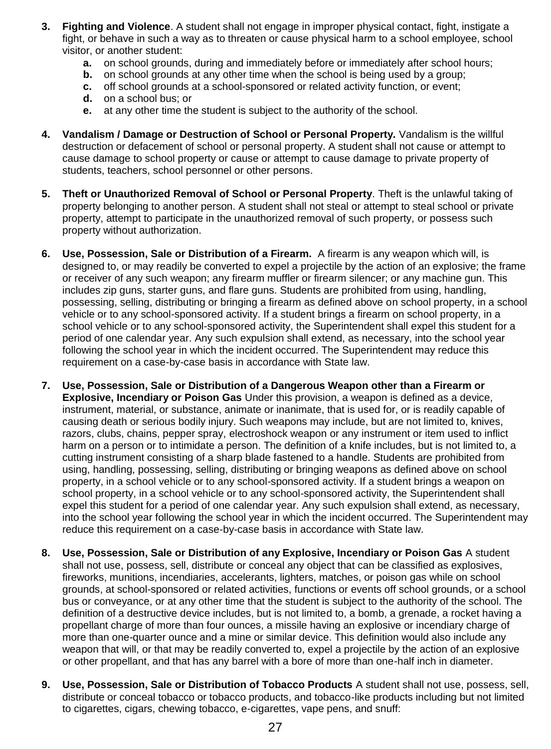3. **Fighting and Violence**. A student shall not engage in improper physical contact, fight, instigate a fight, or behave in such a way as to threaten or cause physical harm to a school employee, school visitor, or another student:
    - **a.** on school grounds, during and immediately before or immediately after school hours;
    - **b.** on school grounds at any other time when the school is being used by a group;
    - **c.** off school grounds at a school-sponsored or related activity function, or event;
    - **d.** on a school bus; or
    - **e.** at any other time the student is subject to the authority of the school.

4. **Vandalism / Damage or Destruction of School or Personal Property.** Vandalism is the willful destruction or defacement of school or personal property. A student shall not cause or attempt to cause damage to school property or cause or attempt to cause damage to private property of students, teachers, school personnel or other persons.

5. **Theft or Unauthorized Removal of School or Personal Property**. Theft is the unlawful taking of property belonging to another person. A student shall not steal or attempt to steal school or private property, attempt to participate in the unauthorized removal of such property, or possess such property without authorization.

6. **Use, Possession, Sale or Distribution of a Firearm.** A firearm is any weapon which will, is designed to, or may readily be converted to expel a projectile by the action of an explosive; the frame or receiver of any such weapon; any firearm muffler or firearm silencer; or any machine gun. This includes zip guns, starter guns, and flare guns. Students are prohibited from using, handling, possessing, selling, distributing or bringing a firearm as defined above on school property, in a school vehicle or to any school-sponsored activity. If a student brings a firearm on school property, in a school vehicle or to any school-sponsored activity, the Superintendent shall expel this student for a period of one calendar year. Any such expulsion shall extend, as necessary, into the school year following the school year in which the incident occurred. The Superintendent may reduce this requirement on a case-by-case basis in accordance with State law.

7. **Use, Possession, Sale or Distribution of a Dangerous Weapon other than a Firearm or Explosive, Incendiary or Poison Gas** Under this provision, a weapon is defined as a device, instrument, material, or substance, animate or inanimate, that is used for, or is readily capable of causing death or serious bodily injury. Such weapons may include, but are not limited to, knives, razors, clubs, chains, pepper spray, electroshock weapon or any instrument or item used to inflict harm on a person or to intimidate a person. The definition of a knife includes, but is not limited to, a cutting instrument consisting of a sharp blade fastened to a handle. Students are prohibited from using, handling, possessing, selling, distributing or bringing weapons as defined above on school property, in a school vehicle or to any school-sponsored activity. If a student brings a weapon on school property, in a school vehicle or to any school-sponsored activity, the Superintendent shall expel this student for a period of one calendar year. Any such expulsion shall extend, as necessary, into the school year following the school year in which the incident occurred. The Superintendent may reduce this requirement on a case-by-case basis in accordance with State law.

8. **Use, Possession, Sale or Distribution of any Explosive, Incendiary or Poison Gas** A student shall not use, possess, sell, distribute or conceal any object that can be classified as explosives, fireworks, munitions, incendiaries, accelerants, lighters, matches, or poison gas while on school grounds, at school-sponsored or related activities, functions or events off school grounds, or a school bus or conveyance, or at any other time that the student is subject to the authority of the school. The definition of a destructive device includes, but is not limited to, a bomb, a grenade, a rocket having a propellant charge of more than four ounces, a missile having an explosive or incendiary charge of more than one-quarter ounce and a mine or similar device. This definition would also include any weapon that will, or that may be readily converted to, expel a projectile by the action of an explosive or other propellant, and that has any barrel with a bore of more than one-half inch in diameter.

9. **Use, Possession, Sale or Distribution of Tobacco Products** A student shall not use, possess, sell, distribute or conceal tobacco or tobacco products, and tobacco-like products including but not limited to cigarettes, cigars, chewing tobacco, e-cigarettes, vape pens, and snuff: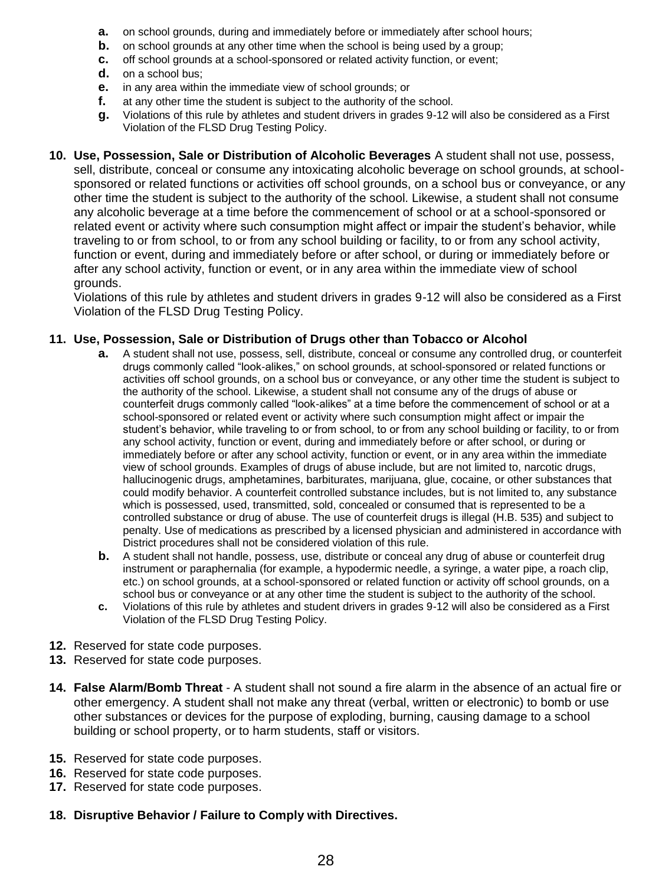- **a.** on school grounds, during and immediately before or immediately after school hours;
- **b.** on school grounds at any other time when the school is being used by a group;
- **c.** off school grounds at a school-sponsored or related activity function, or event;
- **d.** on a school bus;
- **e.** in any area within the immediate view of school grounds; or
- **f.** at any other time the student is subject to the authority of the school.
- **g.** Violations of this rule by athletes and student drivers in grades 9-12 will also be considered as a First Violation of the FLSD Drug Testing Policy.

**10. Use, Possession, Sale or Distribution of Alcoholic Beverages** A student shall not use, possess, sell, distribute, conceal or consume any intoxicating alcoholic beverage on school grounds, at school-sponsored or related functions or activities off school grounds, on a school bus or conveyance, or any other time the student is subject to the authority of the school. Likewise, a student shall not consume any alcoholic beverage at a time before the commencement of school or at a school-sponsored or related event or activity where such consumption might affect or impair the student's behavior, while traveling to or from school, to or from any school building or facility, to or from any school activity, function or event, during and immediately before or after school, or during or immediately before or after any school activity, function or event, or in any area within the immediate view of school grounds.

Violations of this rule by athletes and student drivers in grades 9-12 will also be considered as a First Violation of the FLSD Drug Testing Policy.

**11. Use, Possession, Sale or Distribution of Drugs other than Tobacco or Alcohol**

- **a.** A student shall not use, possess, sell, distribute, conceal or consume any controlled drug, or counterfeit drugs commonly called "look-alikes," on school grounds, at school-sponsored or related functions or activities off school grounds, on a school bus or conveyance, or any other time the student is subject to the authority of the school. Likewise, a student shall not consume any of the drugs of abuse or counterfeit drugs commonly called "look-alikes" at a time before the commencement of school or at a school-sponsored or related event or activity where such consumption might affect or impair the student's behavior, while traveling to or from school, to or from any school building or facility, to or from any school activity, function or event, during and immediately before or after school, or during or immediately before or after any school activity, function or event, or in any area within the immediate view of school grounds. Examples of drugs of abuse include, but are not limited to, narcotic drugs, hallucinogenic drugs, amphetamines, barbiturates, marijuana, glue, cocaine, or other substances that could modify behavior. A counterfeit controlled substance includes, but is not limited to, any substance which is possessed, used, transmitted, sold, concealed or consumed that is represented to be a controlled substance or drug of abuse. The use of counterfeit drugs is illegal (H.B. 535) and subject to penalty. Use of medications as prescribed by a licensed physician and administered in accordance with District procedures shall not be considered violation of this rule.
- **b.** A student shall not handle, possess, use, distribute or conceal any drug of abuse or counterfeit drug instrument or paraphernalia (for example, a hypodermic needle, a syringe, a water pipe, a roach clip, etc.) on school grounds, at a school-sponsored or related function or activity off school grounds, on a school bus or conveyance or at any other time the student is subject to the authority of the school.
- **c.** Violations of this rule by athletes and student drivers in grades 9-12 will also be considered as a First Violation of the FLSD Drug Testing Policy.

**12.** Reserved for state code purposes.
**13.** Reserved for state code purposes.

**14. False Alarm/Bomb Threat** - A student shall not sound a fire alarm in the absence of an actual fire or other emergency. A student shall not make any threat (verbal, written or electronic) to bomb or use other substances or devices for the purpose of exploding, burning, causing damage to a school building or school property, or to harm students, staff or visitors.

**15.** Reserved for state code purposes.
**16.** Reserved for state code purposes.
**17.** Reserved for state code purposes.

**18. Disruptive Behavior / Failure to Comply with Directives.**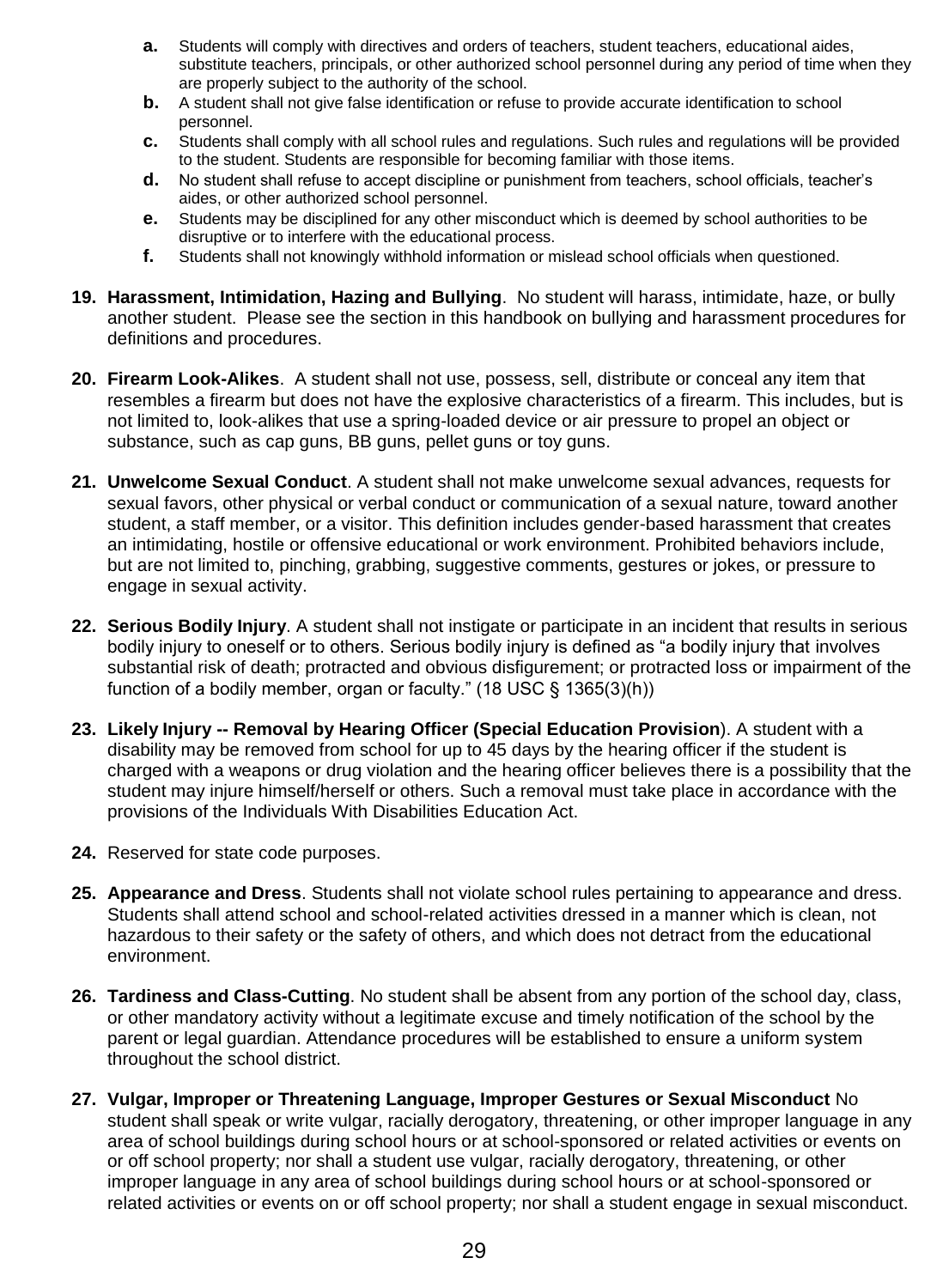a. Students will comply with directives and orders of teachers, student teachers, educational aides, substitute teachers, principals, or other authorized school personnel during any period of time when they are properly subject to the authority of the school.
   b. A student shall not give false identification or refuse to provide accurate identification to school personnel.
   c. Students shall comply with all school rules and regulations. Such rules and regulations will be provided to the student. Students are responsible for becoming familiar with those items.
   d. No student shall refuse to accept discipline or punishment from teachers, school officials, teacher's aides, or other authorized school personnel.
   e. Students may be disciplined for any other misconduct which is deemed by school authorities to be disruptive or to interfere with the educational process.
   f. Students shall not knowingly withhold information or mislead school officials when questioned.

19. **Harassment, Intimidation, Hazing and Bullying**. No student will harass, intimidate, haze, or bully another student. Please see the section in this handbook on bullying and harassment procedures for definitions and procedures.

20. **Firearm Look-Alikes**. A student shall not use, possess, sell, distribute or conceal any item that resembles a firearm but does not have the explosive characteristics of a firearm. This includes, but is not limited to, look-alikes that use a spring-loaded device or air pressure to propel an object or substance, such as cap guns, BB guns, pellet guns or toy guns.

21. **Unwelcome Sexual Conduct**. A student shall not make unwelcome sexual advances, requests for sexual favors, other physical or verbal conduct or communication of a sexual nature, toward another student, a staff member, or a visitor. This definition includes gender-based harassment that creates an intimidating, hostile or offensive educational or work environment. Prohibited behaviors include, but are not limited to, pinching, grabbing, suggestive comments, gestures or jokes, or pressure to engage in sexual activity.

22. **Serious Bodily Injury**. A student shall not instigate or participate in an incident that results in serious bodily injury to oneself or to others. Serious bodily injury is defined as "a bodily injury that involves substantial risk of death; protracted and obvious disfigurement; or protracted loss or impairment of the function of a bodily member, organ or faculty." (18 USC § 1365(3)(h))

23. **Likely Injury -- Removal by Hearing Officer (Special Education Provision**). A student with a disability may be removed from school for up to 45 days by the hearing officer if the student is charged with a weapons or drug violation and the hearing officer believes there is a possibility that the student may injure himself/herself or others. Such a removal must take place in accordance with the provisions of the Individuals With Disabilities Education Act.

24. Reserved for state code purposes.

25. **Appearance and Dress**. Students shall not violate school rules pertaining to appearance and dress. Students shall attend school and school-related activities dressed in a manner which is clean, not hazardous to their safety or the safety of others, and which does not detract from the educational environment.

26. **Tardiness and Class-Cutting**. No student shall be absent from any portion of the school day, class, or other mandatory activity without a legitimate excuse and timely notification of the school by the parent or legal guardian. Attendance procedures will be established to ensure a uniform system throughout the school district.

27. **Vulgar, Improper or Threatening Language, Improper Gestures or Sexual Misconduct** No student shall speak or write vulgar, racially derogatory, threatening, or other improper language in any area of school buildings during school hours or at school-sponsored or related activities or events on or off school property; nor shall a student use vulgar, racially derogatory, threatening, or other improper language in any area of school buildings during school hours or at school-sponsored or related activities or events on or off school property; nor shall a student engage in sexual misconduct.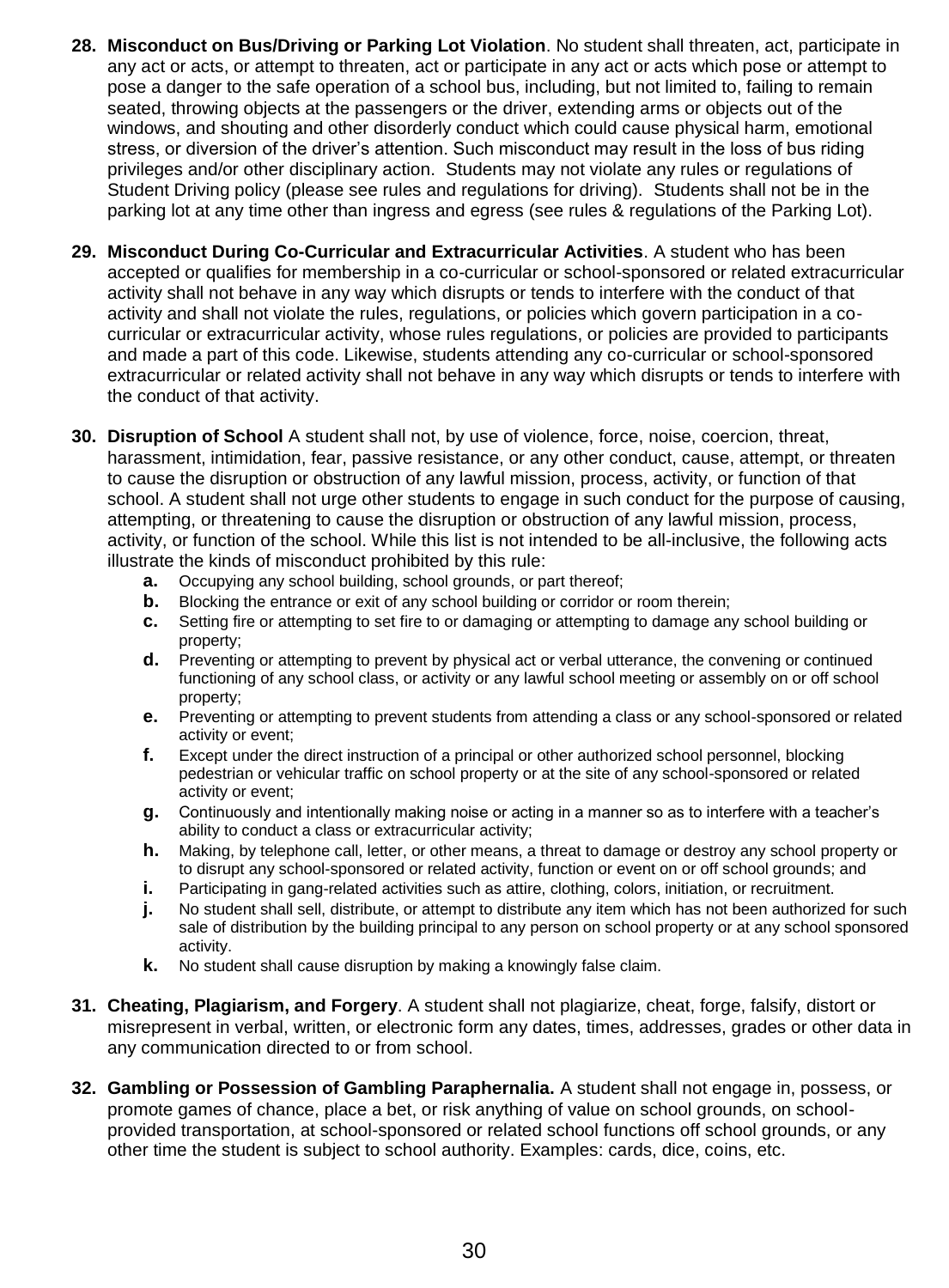28. **Misconduct on Bus/Driving or Parking Lot Violation**. No student shall threaten, act, participate in any act or acts, or attempt to threaten, act or participate in any act or acts which pose or attempt to pose a danger to the safe operation of a school bus, including, but not limited to, failing to remain seated, throwing objects at the passengers or the driver, extending arms or objects out of the windows, and shouting and other disorderly conduct which could cause physical harm, emotional stress, or diversion of the driver's attention. Such misconduct may result in the loss of bus riding privileges and/or other disciplinary action. Students may not violate any rules or regulations of Student Driving policy (please see rules and regulations for driving). Students shall not be in the parking lot at any time other than ingress and egress (see rules & regulations of the Parking Lot).

29. **Misconduct During Co-Curricular and Extracurricular Activities**. A student who has been accepted or qualifies for membership in a co-curricular or school-sponsored or related extracurricular activity shall not behave in any way which disrupts or tends to interfere with the conduct of that activity and shall not violate the rules, regulations, or policies which govern participation in a co-curricular or extracurricular activity, whose rules regulations, or policies are provided to participants and made a part of this code. Likewise, students attending any co-curricular or school-sponsored extracurricular or related activity shall not behave in any way which disrupts or tends to interfere with the conduct of that activity.

30. **Disruption of School** A student shall not, by use of violence, force, noise, coercion, threat, harassment, intimidation, fear, passive resistance, or any other conduct, cause, attempt, or threaten to cause the disruption or obstruction of any lawful mission, process, activity, or function of that school. A student shall not urge other students to engage in such conduct for the purpose of causing, attempting, or threatening to cause the disruption or obstruction of any lawful mission, process, activity, or function of the school. While this list is not intended to be all-inclusive, the following acts illustrate the kinds of misconduct prohibited by this rule:
    - **a.** Occupying any school building, school grounds, or part thereof;
    - **b.** Blocking the entrance or exit of any school building or corridor or room therein;
    - **c.** Setting fire or attempting to set fire to or damaging or attempting to damage any school building or property;
    - **d.** Preventing or attempting to prevent by physical act or verbal utterance, the convening or continued functioning of any school class, or activity or any lawful school meeting or assembly on or off school property;
    - **e.** Preventing or attempting to prevent students from attending a class or any school-sponsored or related activity or event;
    - **f.** Except under the direct instruction of a principal or other authorized school personnel, blocking pedestrian or vehicular traffic on school property or at the site of any school-sponsored or related activity or event;
    - **g.** Continuously and intentionally making noise or acting in a manner so as to interfere with a teacher's ability to conduct a class or extracurricular activity;
    - **h.** Making, by telephone call, letter, or other means, a threat to damage or destroy any school property or to disrupt any school-sponsored or related activity, function or event on or off school grounds; and
    - **i.** Participating in gang-related activities such as attire, clothing, colors, initiation, or recruitment.
    - **j.** No student shall sell, distribute, or attempt to distribute any item which has not been authorized for such sale of distribution by the building principal to any person on school property or at any school sponsored activity.
    - **k.** No student shall cause disruption by making a knowingly false claim.

31. **Cheating, Plagiarism, and Forgery**. A student shall not plagiarize, cheat, forge, falsify, distort or misrepresent in verbal, written, or electronic form any dates, times, addresses, grades or other data in any communication directed to or from school.

32. **Gambling or Possession of Gambling Paraphernalia.** A student shall not engage in, possess, or promote games of chance, place a bet, or risk anything of value on school grounds, on school-provided transportation, at school-sponsored or related school functions off school grounds, or any other time the student is subject to school authority. Examples: cards, dice, coins, etc.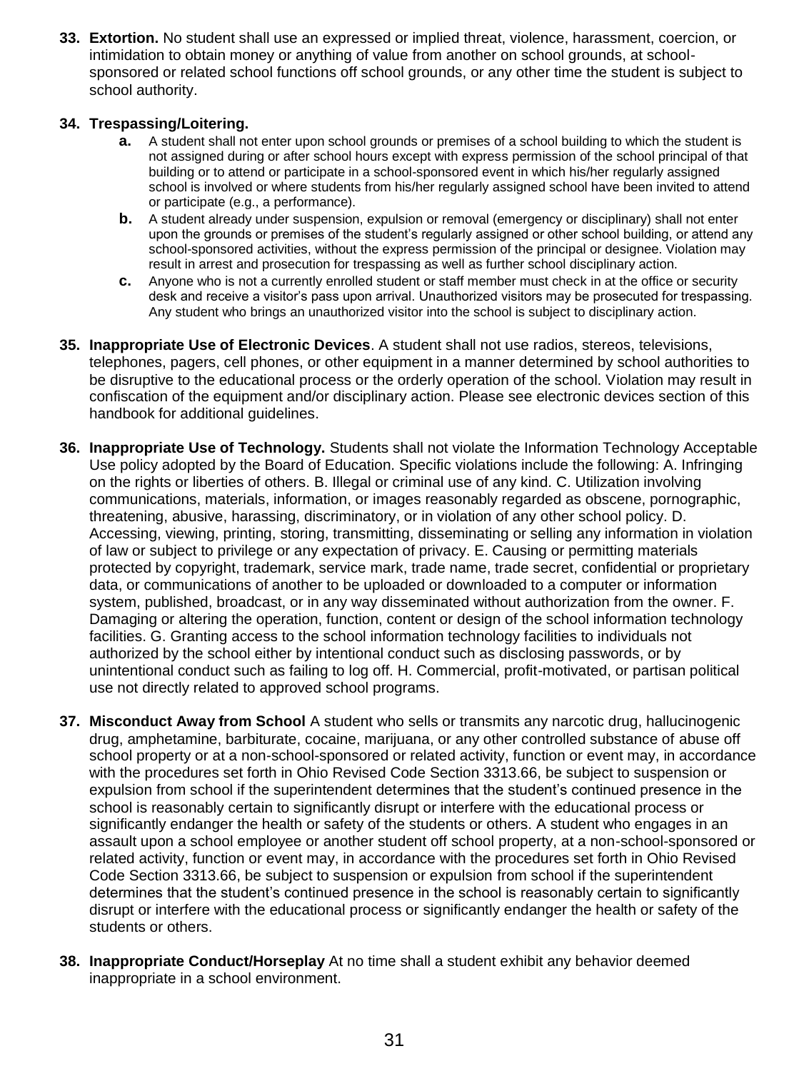**33. Extortion.** No student shall use an expressed or implied threat, violence, harassment, coercion, or intimidation to obtain money or anything of value from another on school grounds, at school-sponsored or related school functions off school grounds, or any other time the student is subject to school authority.

**34. Trespassing/Loitering.**

- **a.** A student shall not enter upon school grounds or premises of a school building to which the student is not assigned during or after school hours except with express permission of the school principal of that building or to attend or participate in a school-sponsored event in which his/her regularly assigned school is involved or where students from his/her regularly assigned school have been invited to attend or participate (e.g., a performance).
- **b.** A student already under suspension, expulsion or removal (emergency or disciplinary) shall not enter upon the grounds or premises of the student's regularly assigned or other school building, or attend any school-sponsored activities, without the express permission of the principal or designee. Violation may result in arrest and prosecution for trespassing as well as further school disciplinary action.
- **c.** Anyone who is not a currently enrolled student or staff member must check in at the office or security desk and receive a visitor's pass upon arrival. Unauthorized visitors may be prosecuted for trespassing. Any student who brings an unauthorized visitor into the school is subject to disciplinary action.

**35. Inappropriate Use of Electronic Devices**. A student shall not use radios, stereos, televisions, telephones, pagers, cell phones, or other equipment in a manner determined by school authorities to be disruptive to the educational process or the orderly operation of the school. Violation may result in confiscation of the equipment and/or disciplinary action. Please see electronic devices section of this handbook for additional guidelines.

**36. Inappropriate Use of Technology.** Students shall not violate the Information Technology Acceptable Use policy adopted by the Board of Education. Specific violations include the following: A. Infringing on the rights or liberties of others. B. Illegal or criminal use of any kind. C. Utilization involving communications, materials, information, or images reasonably regarded as obscene, pornographic, threatening, abusive, harassing, discriminatory, or in violation of any other school policy. D. Accessing, viewing, printing, storing, transmitting, disseminating or selling any information in violation of law or subject to privilege or any expectation of privacy. E. Causing or permitting materials protected by copyright, trademark, service mark, trade name, trade secret, confidential or proprietary data, or communications of another to be uploaded or downloaded to a computer or information system, published, broadcast, or in any way disseminated without authorization from the owner. F. Damaging or altering the operation, function, content or design of the school information technology facilities. G. Granting access to the school information technology facilities to individuals not authorized by the school either by intentional conduct such as disclosing passwords, or by unintentional conduct such as failing to log off. H. Commercial, profit-motivated, or partisan political use not directly related to approved school programs.

**37. Misconduct Away from School** A student who sells or transmits any narcotic drug, hallucinogenic drug, amphetamine, barbiturate, cocaine, marijuana, or any other controlled substance of abuse off school property or at a non-school-sponsored or related activity, function or event may, in accordance with the procedures set forth in Ohio Revised Code Section 3313.66, be subject to suspension or expulsion from school if the superintendent determines that the student's continued presence in the school is reasonably certain to significantly disrupt or interfere with the educational process or significantly endanger the health or safety of the students or others. A student who engages in an assault upon a school employee or another student off school property, at a non-school-sponsored or related activity, function or event may, in accordance with the procedures set forth in Ohio Revised Code Section 3313.66, be subject to suspension or expulsion from school if the superintendent determines that the student's continued presence in the school is reasonably certain to significantly disrupt or interfere with the educational process or significantly endanger the health or safety of the students or others.

**38. Inappropriate Conduct/Horseplay** At no time shall a student exhibit any behavior deemed inappropriate in a school environment.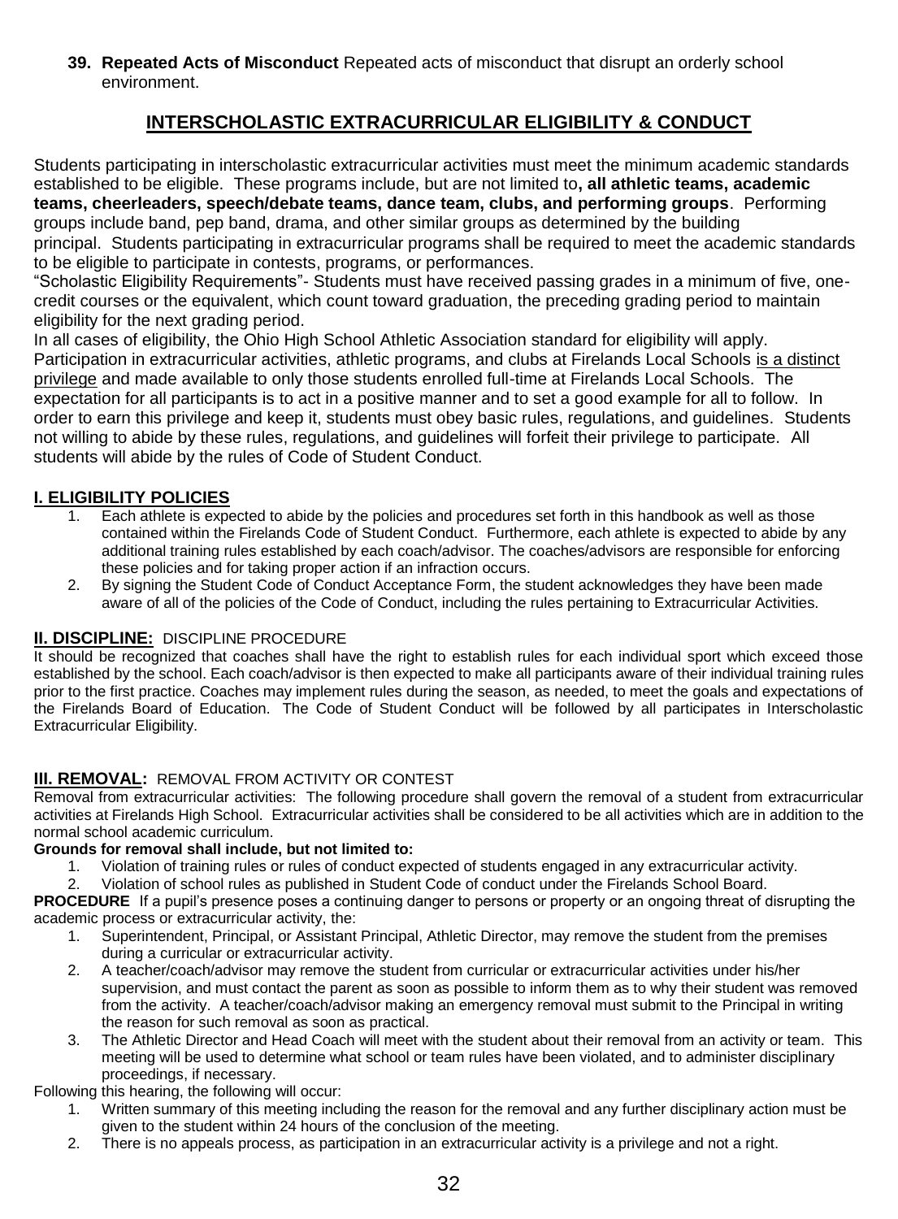**39. Repeated Acts of Misconduct** Repeated acts of misconduct that disrupt an orderly school environment.

## INTERSCHOLASTIC EXTRACURRICULAR ELIGIBILITY & CONDUCT

Students participating in interscholastic extracurricular activities must meet the minimum academic standards established to be eligible. These programs include, but are not limited to**, all athletic teams, academic teams, cheerleaders, speech/debate teams, dance team, clubs, and performing groups**. Performing groups include band, pep band, drama, and other similar groups as determined by the building principal. Students participating in extracurricular programs shall be required to meet the academic standards to be eligible to participate in contests, programs, or performances.

"Scholastic Eligibility Requirements"- Students must have received passing grades in a minimum of five, one-credit courses or the equivalent, which count toward graduation, the preceding grading period to maintain eligibility for the next grading period.

In all cases of eligibility, the Ohio High School Athletic Association standard for eligibility will apply. Participation in extracurricular activities, athletic programs, and clubs at Firelands Local Schools is a distinct privilege and made available to only those students enrolled full-time at Firelands Local Schools. The expectation for all participants is to act in a positive manner and to set a good example for all to follow. In order to earn this privilege and keep it, students must obey basic rules, regulations, and guidelines. Students not willing to abide by these rules, regulations, and guidelines will forfeit their privilege to participate. All students will abide by the rules of Code of Student Conduct.

### I. ELIGIBILITY POLICIES

1. Each athlete is expected to abide by the policies and procedures set forth in this handbook as well as those contained within the Firelands Code of Student Conduct. Furthermore, each athlete is expected to abide by any additional training rules established by each coach/advisor. The coaches/advisors are responsible for enforcing these policies and for taking proper action if an infraction occurs.
2. By signing the Student Code of Conduct Acceptance Form, the student acknowledges they have been made aware of all of the policies of the Code of Conduct, including the rules pertaining to Extracurricular Activities.

### II. DISCIPLINE: DISCIPLINE PROCEDURE

It should be recognized that coaches shall have the right to establish rules for each individual sport which exceed those established by the school. Each coach/advisor is then expected to make all participants aware of their individual training rules prior to the first practice. Coaches may implement rules during the season, as needed, to meet the goals and expectations of the Firelands Board of Education. The Code of Student Conduct will be followed by all participates in Interscholastic Extracurricular Eligibility.

### III. REMOVAL: REMOVAL FROM ACTIVITY OR CONTEST

Removal from extracurricular activities: The following procedure shall govern the removal of a student from extracurricular activities at Firelands High School. Extracurricular activities shall be considered to be all activities which are in addition to the normal school academic curriculum.

**Grounds for removal shall include, but not limited to:**

1. Violation of training rules or rules of conduct expected of students engaged in any extracurricular activity.
2. Violation of school rules as published in Student Code of conduct under the Firelands School Board.

**PROCEDURE** If a pupil's presence poses a continuing danger to persons or property or an ongoing threat of disrupting the academic process or extracurricular activity, the:

1. Superintendent, Principal, or Assistant Principal, Athletic Director, may remove the student from the premises during a curricular or extracurricular activity.
2. A teacher/coach/advisor may remove the student from curricular or extracurricular activities under his/her supervision, and must contact the parent as soon as possible to inform them as to why their student was removed from the activity. A teacher/coach/advisor making an emergency removal must submit to the Principal in writing the reason for such removal as soon as practical.
3. The Athletic Director and Head Coach will meet with the student about their removal from an activity or team. This meeting will be used to determine what school or team rules have been violated, and to administer disciplinary proceedings, if necessary.

Following this hearing, the following will occur:

1. Written summary of this meeting including the reason for the removal and any further disciplinary action must be given to the student within 24 hours of the conclusion of the meeting.
2. There is no appeals process, as participation in an extracurricular activity is a privilege and not a right.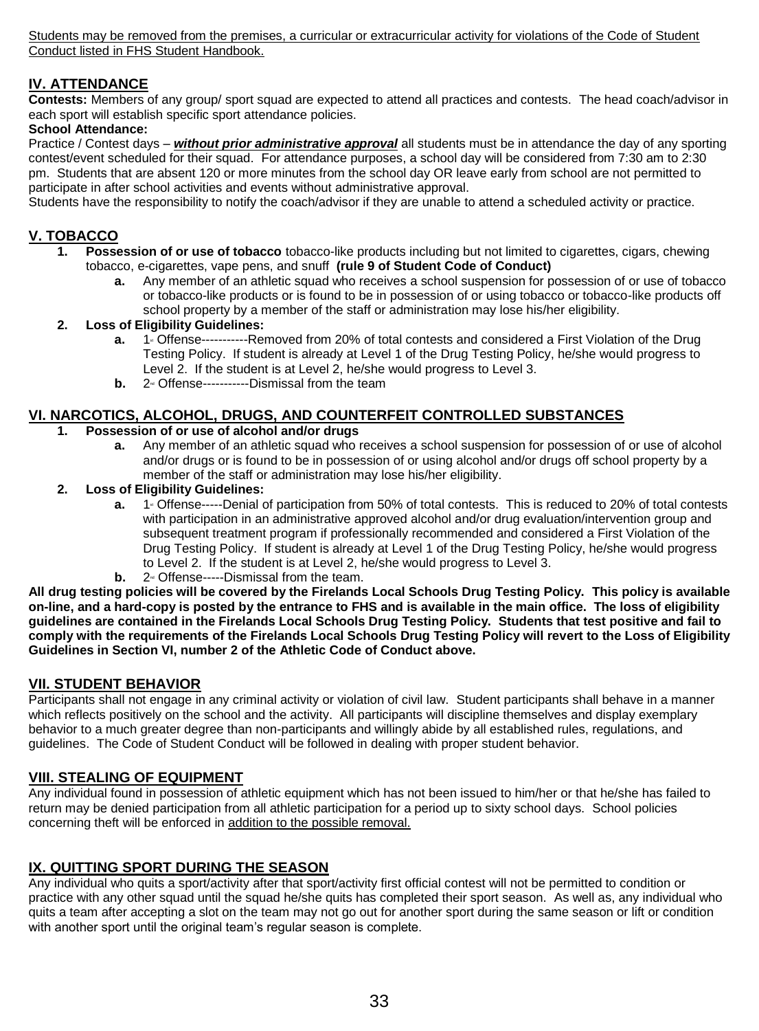Students may be removed from the premises, a curricular or extracurricular activity for violations of the Code of Student Conduct listed in FHS Student Handbook.

## IV. ATTENDANCE

**Contests:** Members of any group/ sport squad are expected to attend all practices and contests. The head coach/advisor in each sport will establish specific sport attendance policies.

**School Attendance:**

Practice / Contest days – ***without prior administrative approval*** all students must be in attendance the day of any sporting contest/event scheduled for their squad. For attendance purposes, a school day will be considered from 7:30 am to 2:30 pm. Students that are absent 120 or more minutes from the school day OR leave early from school are not permitted to participate in after school activities and events without administrative approval.

Students have the responsibility to notify the coach/advisor if they are unable to attend a scheduled activity or practice.

## V. TOBACCO

1. **Possession of or use of tobacco** tobacco-like products including but not limited to cigarettes, cigars, chewing tobacco, e-cigarettes, vape pens, and snuff **(rule 9 of Student Code of Conduct)**
   a. Any member of an athletic squad who receives a school suspension for possession of or use of tobacco or tobacco-like products or is found to be in possession of or using tobacco or tobacco-like products off school property by a member of the staff or administration may lose his/her eligibility.
2. **Loss of Eligibility Guidelines:**
   a. 1st Offense-----------Removed from 20% of total contests and considered a First Violation of the Drug Testing Policy. If student is already at Level 1 of the Drug Testing Policy, he/she would progress to Level 2. If the student is at Level 2, he/she would progress to Level 3.
   b. 2nd Offense-----------Dismissal from the team

## VI. NARCOTICS, ALCOHOL, DRUGS, AND COUNTERFEIT CONTROLLED SUBSTANCES

1. **Possession of or use of alcohol and/or drugs**
   a. Any member of an athletic squad who receives a school suspension for possession of or use of alcohol and/or drugs or is found to be in possession of or using alcohol and/or drugs off school property by a member of the staff or administration may lose his/her eligibility.
2. **Loss of Eligibility Guidelines:**
   a. 1st Offense-----Denial of participation from 50% of total contests. This is reduced to 20% of total contests with participation in an administrative approved alcohol and/or drug evaluation/intervention group and subsequent treatment program if professionally recommended and considered a First Violation of the Drug Testing Policy. If student is already at Level 1 of the Drug Testing Policy, he/she would progress to Level 2. If the student is at Level 2, he/she would progress to Level 3.
   b. 2nd Offense-----Dismissal from the team.

**All drug testing policies will be covered by the Firelands Local Schools Drug Testing Policy. This policy is available on-line, and a hard-copy is posted by the entrance to FHS and is available in the main office. The loss of eligibility guidelines are contained in the Firelands Local Schools Drug Testing Policy. Students that test positive and fail to comply with the requirements of the Firelands Local Schools Drug Testing Policy will revert to the Loss of Eligibility Guidelines in Section VI, number 2 of the Athletic Code of Conduct above.**

## VII. STUDENT BEHAVIOR

Participants shall not engage in any criminal activity or violation of civil law. Student participants shall behave in a manner which reflects positively on the school and the activity. All participants will discipline themselves and display exemplary behavior to a much greater degree than non-participants and willingly abide by all established rules, regulations, and guidelines. The Code of Student Conduct will be followed in dealing with proper student behavior.

## VIII. STEALING OF EQUIPMENT

Any individual found in possession of athletic equipment which has not been issued to him/her or that he/she has failed to return may be denied participation from all athletic participation for a period up to sixty school days. School policies concerning theft will be enforced in addition to the possible removal.

## IX. QUITTING SPORT DURING THE SEASON

Any individual who quits a sport/activity after that sport/activity first official contest will not be permitted to condition or practice with any other squad until the squad he/she quits has completed their sport season. As well as, any individual who quits a team after accepting a slot on the team may not go out for another sport during the same season or lift or condition with another sport until the original team's regular season is complete.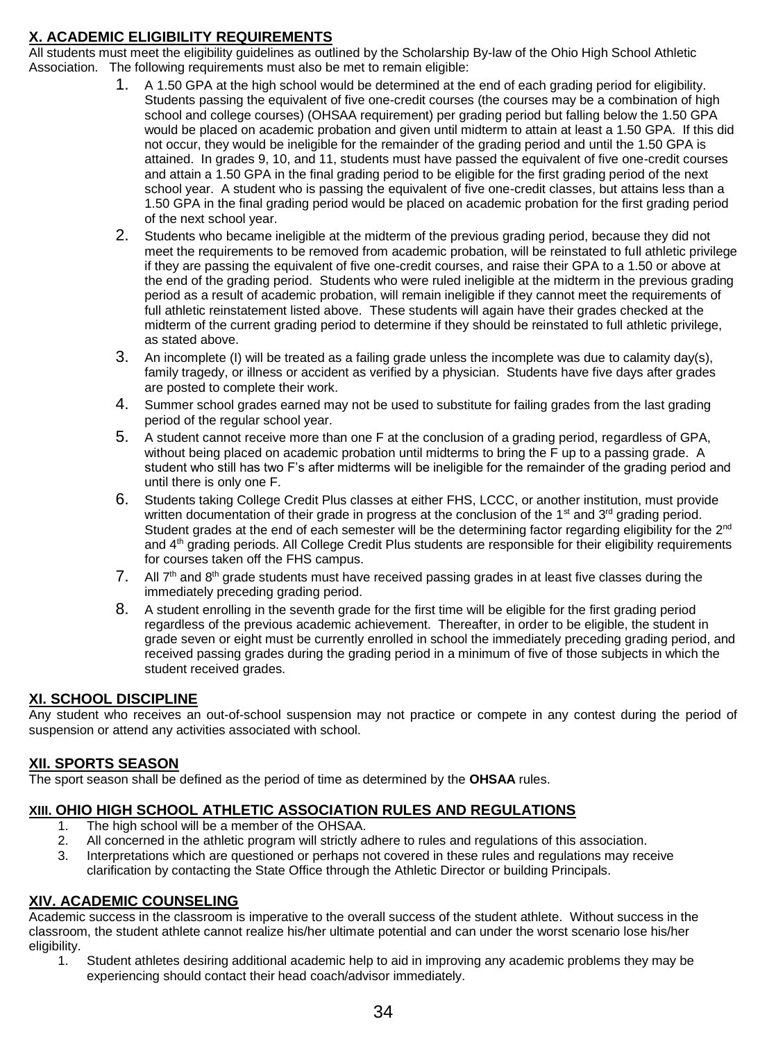## X. ACADEMIC ELIGIBILITY REQUIREMENTS

All students must meet the eligibility guidelines as outlined by the Scholarship By-law of the Ohio High School Athletic Association. The following requirements must also be met to remain eligible:

1. A 1.50 GPA at the high school would be determined at the end of each grading period for eligibility. Students passing the equivalent of five one-credit courses (the courses may be a combination of high school and college courses) (OHSAA requirement) per grading period but falling below the 1.50 GPA would be placed on academic probation and given until midterm to attain at least a 1.50 GPA. If this did not occur, they would be ineligible for the remainder of the grading period and until the 1.50 GPA is attained. In grades 9, 10, and 11, students must have passed the equivalent of five one-credit courses and attain a 1.50 GPA in the final grading period to be eligible for the first grading period of the next school year. A student who is passing the equivalent of five one-credit classes, but attains less than a 1.50 GPA in the final grading period would be placed on academic probation for the first grading period of the next school year.
2. Students who became ineligible at the midterm of the previous grading period, because they did not meet the requirements to be removed from academic probation, will be reinstated to full athletic privilege if they are passing the equivalent of five one-credit courses, and raise their GPA to a 1.50 or above at the end of the grading period. Students who were ruled ineligible at the midterm in the previous grading period as a result of academic probation, will remain ineligible if they cannot meet the requirements of full athletic reinstatement listed above. These students will again have their grades checked at the midterm of the current grading period to determine if they should be reinstated to full athletic privilege, as stated above.
3. An incomplete (I) will be treated as a failing grade unless the incomplete was due to calamity day(s), family tragedy, or illness or accident as verified by a physician. Students have five days after grades are posted to complete their work.
4. Summer school grades earned may not be used to substitute for failing grades from the last grading period of the regular school year.
5. A student cannot receive more than one F at the conclusion of a grading period, regardless of GPA, without being placed on academic probation until midterms to bring the F up to a passing grade. A student who still has two F's after midterms will be ineligible for the remainder of the grading period and until there is only one F.
6. Students taking College Credit Plus classes at either FHS, LCCC, or another institution, must provide written documentation of their grade in progress at the conclusion of the 1st and 3rd grading period. Student grades at the end of each semester will be the determining factor regarding eligibility for the 2nd and 4th grading periods. All College Credit Plus students are responsible for their eligibility requirements for courses taken off the FHS campus.
7. All 7th and 8th grade students must have received passing grades in at least five classes during the immediately preceding grading period.
8. A student enrolling in the seventh grade for the first time will be eligible for the first grading period regardless of the previous academic achievement. Thereafter, in order to be eligible, the student in grade seven or eight must be currently enrolled in school the immediately preceding grading period, and received passing grades during the grading period in a minimum of five of those subjects in which the student received grades.

## XI. SCHOOL DISCIPLINE

Any student who receives an out-of-school suspension may not practice or compete in any contest during the period of suspension or attend any activities associated with school.

## XII. SPORTS SEASON

The sport season shall be defined as the period of time as determined by the **OHSAA** rules.

## XIII. OHIO HIGH SCHOOL ATHLETIC ASSOCIATION RULES AND REGULATIONS

1. The high school will be a member of the OHSAA.
2. All concerned in the athletic program will strictly adhere to rules and regulations of this association.
3. Interpretations which are questioned or perhaps not covered in these rules and regulations may receive clarification by contacting the State Office through the Athletic Director or building Principals.

## XIV. ACADEMIC COUNSELING

Academic success in the classroom is imperative to the overall success of the student athlete. Without success in the classroom, the student athlete cannot realize his/her ultimate potential and can under the worst scenario lose his/her eligibility.

1. Student athletes desiring additional academic help to aid in improving any academic problems they may be experiencing should contact their head coach/advisor immediately.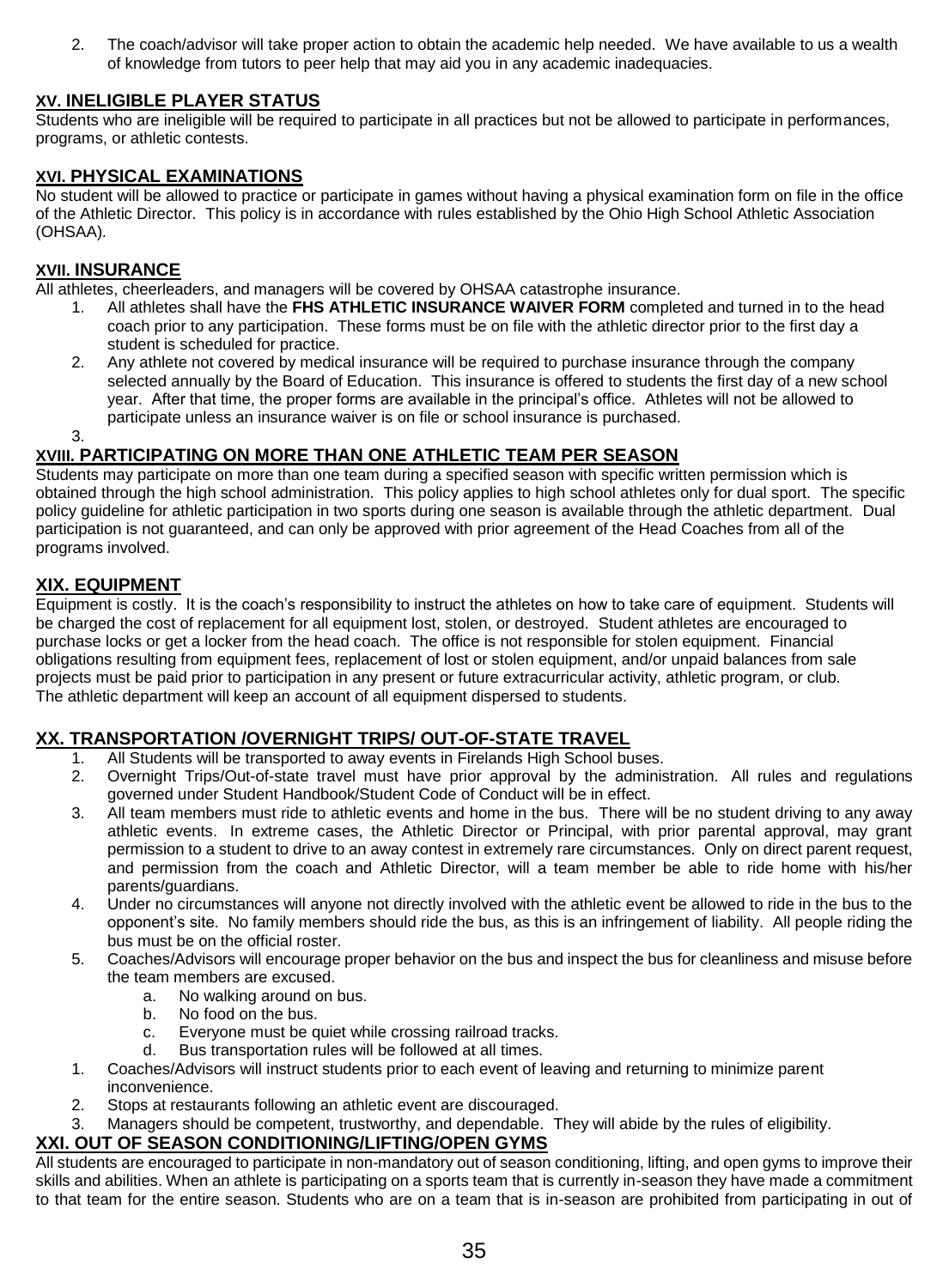2. The coach/advisor will take proper action to obtain the academic help needed. We have available to us a wealth of knowledge from tutors to peer help that may aid you in any academic inadequacies.

## XV. INELIGIBLE PLAYER STATUS

Students who are ineligible will be required to participate in all practices but not be allowed to participate in performances, programs, or athletic contests.

## XVI. PHYSICAL EXAMINATIONS

No student will be allowed to practice or participate in games without having a physical examination form on file in the office of the Athletic Director. This policy is in accordance with rules established by the Ohio High School Athletic Association (OHSAA).

## XVII. INSURANCE

All athletes, cheerleaders, and managers will be covered by OHSAA catastrophe insurance.

1. All athletes shall have the **FHS ATHLETIC INSURANCE WAIVER FORM** completed and turned in to the head coach prior to any participation. These forms must be on file with the athletic director prior to the first day a student is scheduled for practice.
2. Any athlete not covered by medical insurance will be required to purchase insurance through the company selected annually by the Board of Education. This insurance is offered to students the first day of a new school year. After that time, the proper forms are available in the principal's office. Athletes will not be allowed to participate unless an insurance waiver is on file or school insurance is purchased.
3.

## XVIII. PARTICIPATING ON MORE THAN ONE ATHLETIC TEAM PER SEASON

Students may participate on more than one team during a specified season with specific written permission which is obtained through the high school administration. This policy applies to high school athletes only for dual sport. The specific policy guideline for athletic participation in two sports during one season is available through the athletic department. Dual participation is not guaranteed, and can only be approved with prior agreement of the Head Coaches from all of the programs involved.

## XIX. EQUIPMENT

Equipment is costly. It is the coach's responsibility to instruct the athletes on how to take care of equipment. Students will be charged the cost of replacement for all equipment lost, stolen, or destroyed. Student athletes are encouraged to purchase locks or get a locker from the head coach. The office is not responsible for stolen equipment. Financial obligations resulting from equipment fees, replacement of lost or stolen equipment, and/or unpaid balances from sale projects must be paid prior to participation in any present or future extracurricular activity, athletic program, or club. The athletic department will keep an account of all equipment dispersed to students.

## XX. TRANSPORTATION /OVERNIGHT TRIPS/ OUT-OF-STATE TRAVEL

1. All Students will be transported to away events in Firelands High School buses.
2. Overnight Trips/Out-of-state travel must have prior approval by the administration. All rules and regulations governed under Student Handbook/Student Code of Conduct will be in effect.
3. All team members must ride to athletic events and home in the bus. There will be no student driving to any away athletic events. In extreme cases, the Athletic Director or Principal, with prior parental approval, may grant permission to a student to drive to an away contest in extremely rare circumstances. Only on direct parent request, and permission from the coach and Athletic Director, will a team member be able to ride home with his/her parents/guardians.
4. Under no circumstances will anyone not directly involved with the athletic event be allowed to ride in the bus to the opponent's site. No family members should ride the bus, as this is an infringement of liability. All people riding the bus must be on the official roster.
5. Coaches/Advisors will encourage proper behavior on the bus and inspect the bus for cleanliness and misuse before the team members are excused.
   a. No walking around on bus.
   b. No food on the bus.
   c. Everyone must be quiet while crossing railroad tracks.
   d. Bus transportation rules will be followed at all times.

1. Coaches/Advisors will instruct students prior to each event of leaving and returning to minimize parent inconvenience.
2. Stops at restaurants following an athletic event are discouraged.
3. Managers should be competent, trustworthy, and dependable. They will abide by the rules of eligibility.

## XXI. OUT OF SEASON CONDITIONING/LIFTING/OPEN GYMS

All students are encouraged to participate in non-mandatory out of season conditioning, lifting, and open gyms to improve their skills and abilities. When an athlete is participating on a sports team that is currently in-season they have made a commitment to that team for the entire season. Students who are on a team that is in-season are prohibited from participating in out of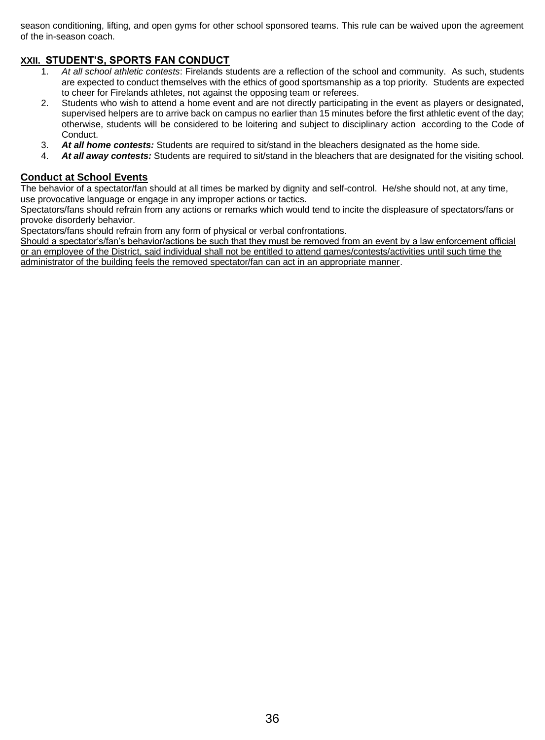season conditioning, lifting, and open gyms for other school sponsored teams. This rule can be waived upon the agreement of the in-season coach.

## XXII. STUDENT'S, SPORTS FAN CONDUCT

1. *At all school athletic contests*: Firelands students are a reflection of the school and community. As such, students are expected to conduct themselves with the ethics of good sportsmanship as a top priority. Students are expected to cheer for Firelands athletes, not against the opposing team or referees.
2. Students who wish to attend a home event and are not directly participating in the event as players or designated, supervised helpers are to arrive back on campus no earlier than 15 minutes before the first athletic event of the day; otherwise, students will be considered to be loitering and subject to disciplinary action according to the Code of Conduct.
3. ***At all home contests:*** Students are required to sit/stand in the bleachers designated as the home side.
4. ***At all away contests:*** Students are required to sit/stand in the bleachers that are designated for the visiting school.

## Conduct at School Events

The behavior of a spectator/fan should at all times be marked by dignity and self-control. He/she should not, at any time, use provocative language or engage in any improper actions or tactics.

Spectators/fans should refrain from any actions or remarks which would tend to incite the displeasure of spectators/fans or provoke disorderly behavior.

Spectators/fans should refrain from any form of physical or verbal confrontations.

Should a spectator's/fan's behavior/actions be such that they must be removed from an event by a law enforcement official or an employee of the District, said individual shall not be entitled to attend games/contests/activities until such time the administrator of the building feels the removed spectator/fan can act in an appropriate manner.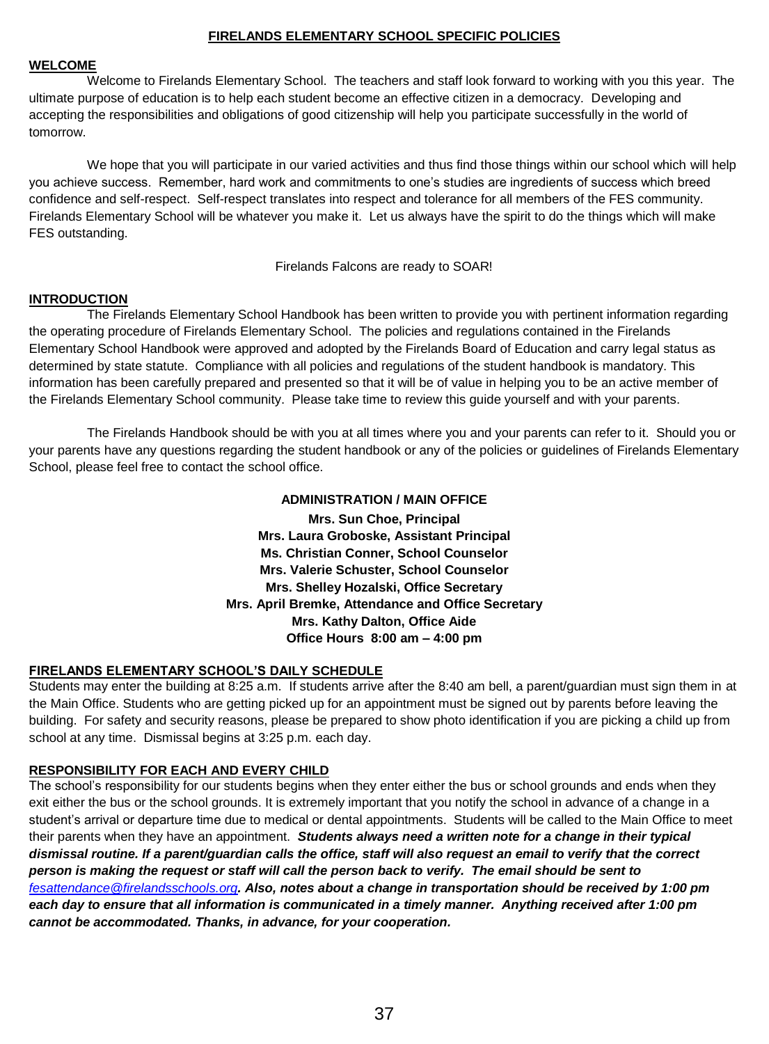# FIRELANDS ELEMENTARY SCHOOL SPECIFIC POLICIES

## WELCOME

Welcome to Firelands Elementary School. The teachers and staff look forward to working with you this year. The ultimate purpose of education is to help each student become an effective citizen in a democracy. Developing and accepting the responsibilities and obligations of good citizenship will help you participate successfully in the world of tomorrow.

We hope that you will participate in our varied activities and thus find those things within our school which will help you achieve success. Remember, hard work and commitments to one's studies are ingredients of success which breed confidence and self-respect. Self-respect translates into respect and tolerance for all members of the FES community. Firelands Elementary School will be whatever you make it. Let us always have the spirit to do the things which will make FES outstanding.

Firelands Falcons are ready to SOAR!

## INTRODUCTION

The Firelands Elementary School Handbook has been written to provide you with pertinent information regarding the operating procedure of Firelands Elementary School. The policies and regulations contained in the Firelands Elementary School Handbook were approved and adopted by the Firelands Board of Education and carry legal status as determined by state statute. Compliance with all policies and regulations of the student handbook is mandatory. This information has been carefully prepared and presented so that it will be of value in helping you to be an active member of the Firelands Elementary School community. Please take time to review this guide yourself and with your parents.

The Firelands Handbook should be with you at all times where you and your parents can refer to it. Should you or your parents have any questions regarding the student handbook or any of the policies or guidelines of Firelands Elementary School, please feel free to contact the school office.

**ADMINISTRATION / MAIN OFFICE**

**Mrs. Sun Choe, Principal**
**Mrs. Laura Groboske, Assistant Principal**
**Ms. Christian Conner, School Counselor**
**Mrs. Valerie Schuster, School Counselor**
**Mrs. Shelley Hozalski, Office Secretary**
**Mrs. April Bremke, Attendance and Office Secretary**
**Mrs. Kathy Dalton, Office Aide**
**Office Hours 8:00 am – 4:00 pm**

## FIRELANDS ELEMENTARY SCHOOL'S DAILY SCHEDULE

Students may enter the building at 8:25 a.m. If students arrive after the 8:40 am bell, a parent/guardian must sign them in at the Main Office. Students who are getting picked up for an appointment must be signed out by parents before leaving the building. For safety and security reasons, please be prepared to show photo identification if you are picking a child up from school at any time. Dismissal begins at 3:25 p.m. each day.

## RESPONSIBILITY FOR EACH AND EVERY CHILD

The school's responsibility for our students begins when they enter either the bus or school grounds and ends when they exit either the bus or the school grounds. It is extremely important that you notify the school in advance of a change in a student's arrival or departure time due to medical or dental appointments. Students will be called to the Main Office to meet their parents when they have an appointment. ***Students always need a written note for a change in their typical dismissal routine. If a parent/guardian calls the office, staff will also request an email to verify that the correct person is making the request or staff will call the person back to verify. The email should be sent to*** *fesattendance@firelandsschools.org*. ***Also, notes about a change in transportation should be received by 1:00 pm each day to ensure that all information is communicated in a timely manner. Anything received after 1:00 pm cannot be accommodated. Thanks, in advance, for your cooperation.***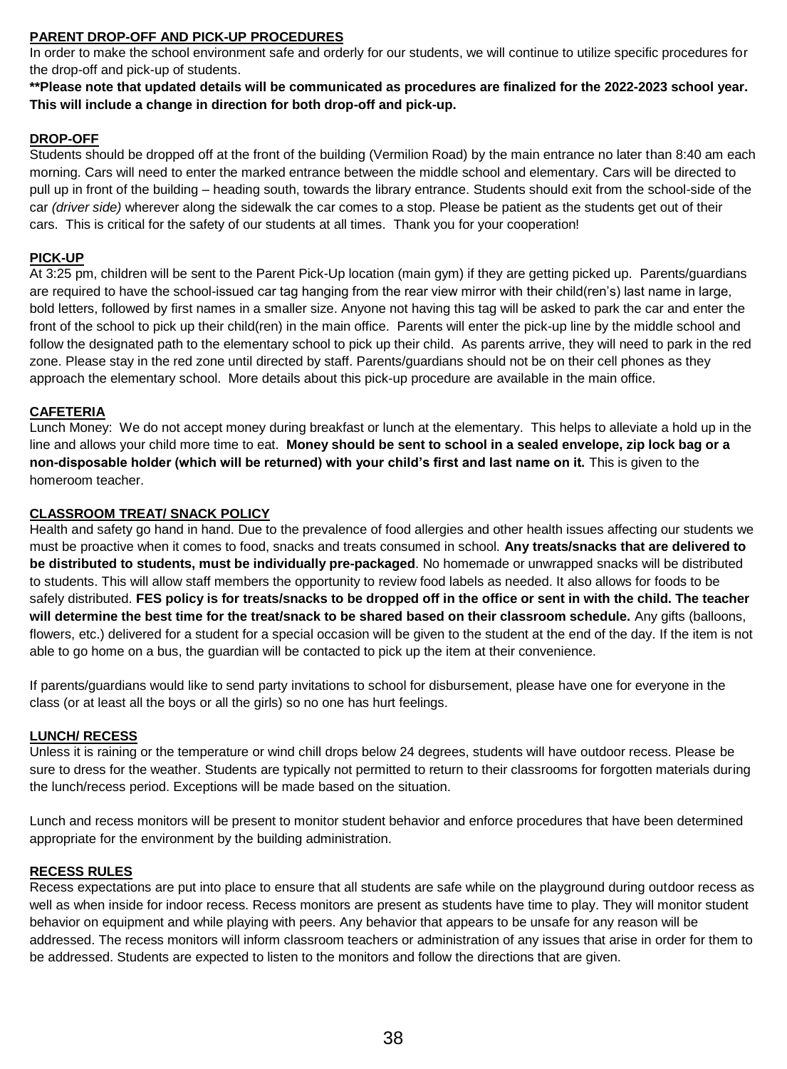## PARENT DROP-OFF AND PICK-UP PROCEDURES

In order to make the school environment safe and orderly for our students, we will continue to utilize specific procedures for the drop-off and pick-up of students.

**\*\*Please note that updated details will be communicated as procedures are finalized for the 2022-2023 school year. This will include a change in direction for both drop-off and pick-up.**

## DROP-OFF

Students should be dropped off at the front of the building (Vermilion Road) by the main entrance no later than 8:40 am each morning. Cars will need to enter the marked entrance between the middle school and elementary. Cars will be directed to pull up in front of the building – heading south, towards the library entrance. Students should exit from the school-side of the car *(driver side)* wherever along the sidewalk the car comes to a stop. Please be patient as the students get out of their cars. This is critical for the safety of our students at all times. Thank you for your cooperation!

## PICK-UP

At 3:25 pm, children will be sent to the Parent Pick-Up location (main gym) if they are getting picked up. Parents/guardians are required to have the school-issued car tag hanging from the rear view mirror with their child(ren's) last name in large, bold letters, followed by first names in a smaller size. Anyone not having this tag will be asked to park the car and enter the front of the school to pick up their child(ren) in the main office. Parents will enter the pick-up line by the middle school and follow the designated path to the elementary school to pick up their child. As parents arrive, they will need to park in the red zone. Please stay in the red zone until directed by staff. Parents/guardians should not be on their cell phones as they approach the elementary school. More details about this pick-up procedure are available in the main office.

## CAFETERIA

Lunch Money: We do not accept money during breakfast or lunch at the elementary. This helps to alleviate a hold up in the line and allows your child more time to eat. **Money should be sent to school in a sealed envelope, zip lock bag or a non-disposable holder (which will be returned) with your child's first and last name on it.** This is given to the homeroom teacher.

## CLASSROOM TREAT/ SNACK POLICY

Health and safety go hand in hand. Due to the prevalence of food allergies and other health issues affecting our students we must be proactive when it comes to food, snacks and treats consumed in school. **Any treats/snacks that are delivered to be distributed to students, must be individually pre-packaged**. No homemade or unwrapped snacks will be distributed to students. This will allow staff members the opportunity to review food labels as needed. It also allows for foods to be safely distributed. **FES policy is for treats/snacks to be dropped off in the office or sent in with the child. The teacher will determine the best time for the treat/snack to be shared based on their classroom schedule.** Any gifts (balloons, flowers, etc.) delivered for a student for a special occasion will be given to the student at the end of the day. If the item is not able to go home on a bus, the guardian will be contacted to pick up the item at their convenience.

If parents/guardians would like to send party invitations to school for disbursement, please have one for everyone in the class (or at least all the boys or all the girls) so no one has hurt feelings.

## LUNCH/ RECESS

Unless it is raining or the temperature or wind chill drops below 24 degrees, students will have outdoor recess. Please be sure to dress for the weather. Students are typically not permitted to return to their classrooms for forgotten materials during the lunch/recess period. Exceptions will be made based on the situation.

Lunch and recess monitors will be present to monitor student behavior and enforce procedures that have been determined appropriate for the environment by the building administration.

## RECESS RULES

Recess expectations are put into place to ensure that all students are safe while on the playground during outdoor recess as well as when inside for indoor recess. Recess monitors are present as students have time to play. They will monitor student behavior on equipment and while playing with peers. Any behavior that appears to be unsafe for any reason will be addressed. The recess monitors will inform classroom teachers or administration of any issues that arise in order for them to be addressed. Students are expected to listen to the monitors and follow the directions that are given.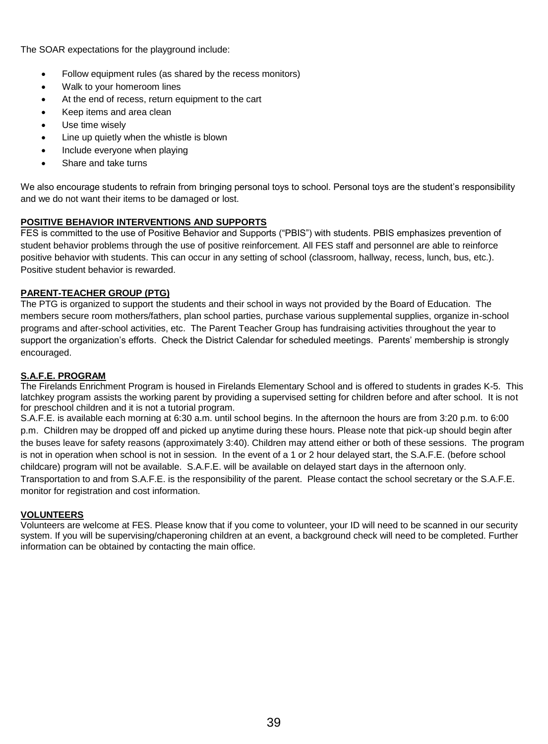The SOAR expectations for the playground include:

- Follow equipment rules (as shared by the recess monitors)
- Walk to your homeroom lines
- At the end of recess, return equipment to the cart
- Keep items and area clean
- Use time wisely
- Line up quietly when the whistle is blown
- Include everyone when playing
- Share and take turns

We also encourage students to refrain from bringing personal toys to school. Personal toys are the student's responsibility and we do not want their items to be damaged or lost.

## POSITIVE BEHAVIOR INTERVENTIONS AND SUPPORTS

FES is committed to the use of Positive Behavior and Supports ("PBIS") with students. PBIS emphasizes prevention of student behavior problems through the use of positive reinforcement. All FES staff and personnel are able to reinforce positive behavior with students. This can occur in any setting of school (classroom, hallway, recess, lunch, bus, etc.). Positive student behavior is rewarded.

## PARENT-TEACHER GROUP (PTG)

The PTG is organized to support the students and their school in ways not provided by the Board of Education. The members secure room mothers/fathers, plan school parties, purchase various supplemental supplies, organize in-school programs and after-school activities, etc. The Parent Teacher Group has fundraising activities throughout the year to support the organization's efforts. Check the District Calendar for scheduled meetings. Parents' membership is strongly encouraged.

## S.A.F.E. PROGRAM

The Firelands Enrichment Program is housed in Firelands Elementary School and is offered to students in grades K-5. This latchkey program assists the working parent by providing a supervised setting for children before and after school. It is not for preschool children and it is not a tutorial program.

S.A.F.E. is available each morning at 6:30 a.m. until school begins. In the afternoon the hours are from 3:20 p.m. to 6:00 p.m. Children may be dropped off and picked up anytime during these hours. Please note that pick-up should begin after the buses leave for safety reasons (approximately 3:40). Children may attend either or both of these sessions. The program is not in operation when school is not in session. In the event of a 1 or 2 hour delayed start, the S.A.F.E. (before school childcare) program will not be available. S.A.F.E. will be available on delayed start days in the afternoon only. Transportation to and from S.A.F.E. is the responsibility of the parent. Please contact the school secretary or the S.A.F.E. monitor for registration and cost information.

## VOLUNTEERS

Volunteers are welcome at FES. Please know that if you come to volunteer, your ID will need to be scanned in our security system. If you will be supervising/chaperoning children at an event, a background check will need to be completed. Further information can be obtained by contacting the main office.